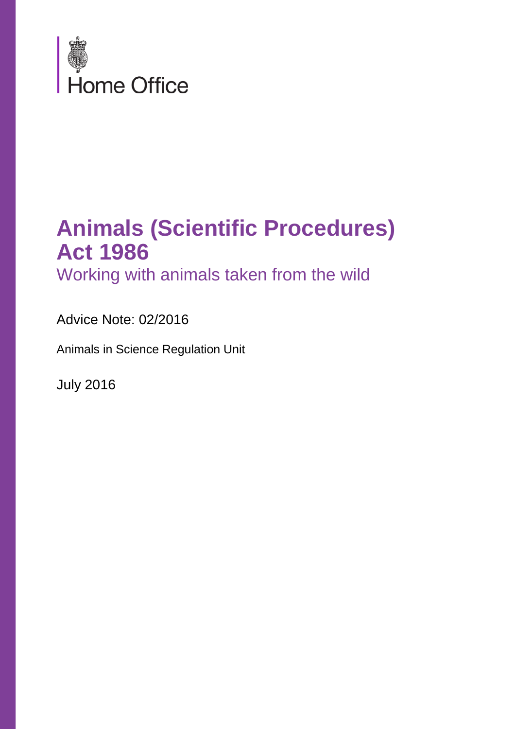Home Office

# Animals (Scientific Procedures) Act 1986

## Working with animals taken from the wild

Advice Note: 02/2016

Animals in Science Regulation Unit

July 2016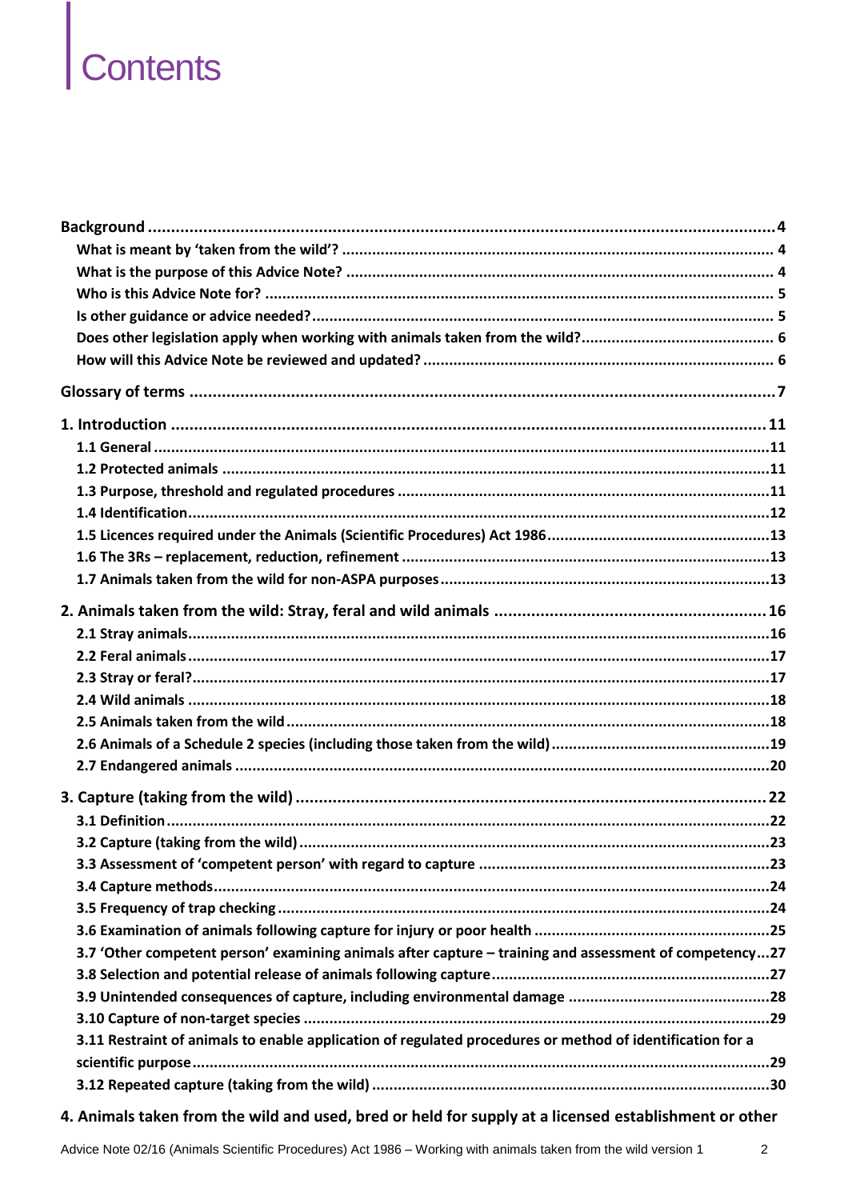# Contents

**Background** ....................................................................................................................... 4

**What is meant by 'taken from the wild'?** ................................................................................... 4

**What is the purpose of this Advice Note?** .................................................................................. 4

**Who is this Advice Note for?** ...................................................................................................... 5

**Is other guidance or advice needed?** ........................................................................................... 5

**Does other legislation apply when working with animals taken from the wild?** ............................ 6

**How will this Advice Note be reviewed and updated?** ................................................................ 6

**Glossary of terms** .................................................................................................................. 7

**1. Introduction** ..................................................................................................................... 11

**1.1 General** ............................................................................................................................. 11

**1.2 Protected animals** ............................................................................................................. 11

**1.3 Purpose, threshold and regulated procedures** ..................................................................... 11

**1.4 Identification** ..................................................................................................................... 12

**1.5 Licences required under the Animals (Scientific Procedures) Act 1986** .................................... 13

**1.6 The 3Rs – replacement, reduction, refinement** ..................................................................... 13

**1.7 Animals taken from the wild for non-ASPA purposes** ............................................................ 13

**2. Animals taken from the wild: Stray, feral and wild animals** ........................................................ 16

**2.1 Stray animals** ..................................................................................................................... 16

**2.2 Feral animals** ..................................................................................................................... 17

**2.3 Stray or feral?** .................................................................................................................... 17

**2.4 Wild animals** ..................................................................................................................... 18

**2.5 Animals taken from the wild** ............................................................................................... 18

**2.6 Animals of a Schedule 2 species (including those taken from the wild)** ................................... 19

**2.7 Endangered animals** ........................................................................................................... 20

**3. Capture (taking from the wild)** ............................................................................................. 22

**3.1 Definition** .......................................................................................................................... 22

**3.2 Capture (taking from the wild)** ............................................................................................ 23

**3.3 Assessment of 'competent person' with regard to capture** ..................................................... 23

**3.4 Capture methods** ............................................................................................................... 24

**3.5 Frequency of trap checking** ................................................................................................. 24

**3.6 Examination of animals following capture for injury or poor health** ....................................... 25

**3.7 'Other competent person' examining animals after capture – training and assessment of competency** ... 27

**3.8 Selection and potential release of animals following capture** ................................................. 27

**3.9 Unintended consequences of capture, including environmental damage** ................................. 28

**3.10 Capture of non-target species** ........................................................................................... 29

**3.11 Restraint of animals to enable application of regulated procedures or method of identification for a scientific purpose** ......................................................................................................... 29

**3.12 Repeated capture (taking from the wild)** ............................................................................. 30

**4. Animals taken from the wild and used, bred or held for supply at a licensed establishment or other**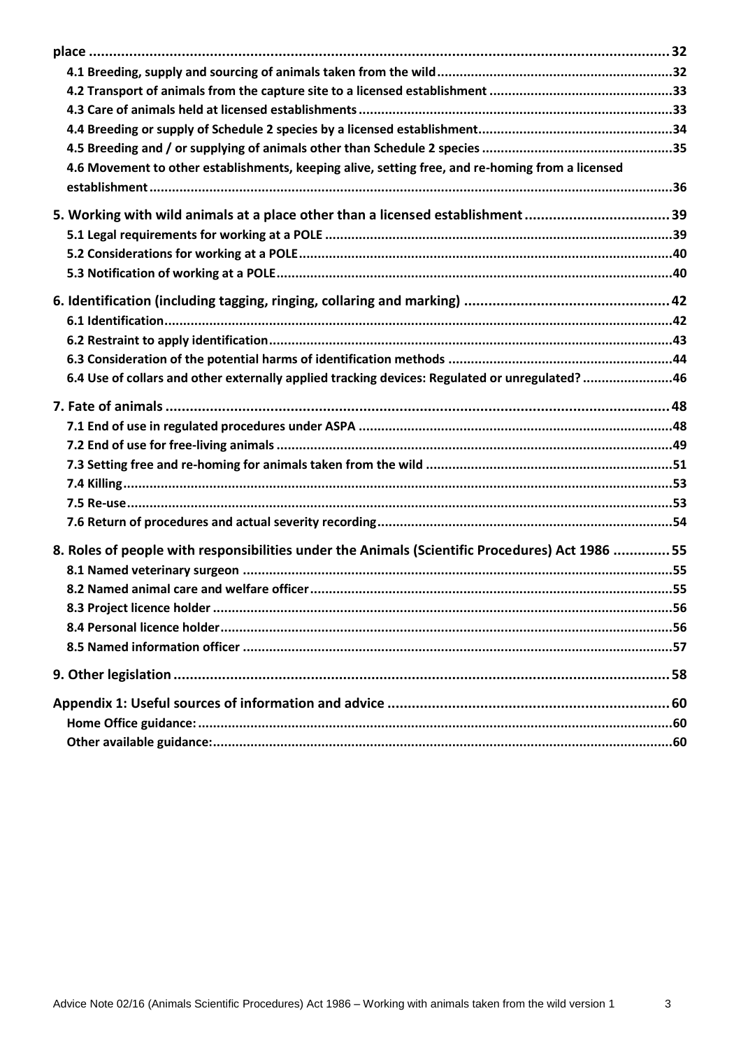**place ..... 32**

- **4.1 Breeding, supply and sourcing of animals taken from the wild ..... 32**
- **4.2 Transport of animals from the capture site to a licensed establishment ..... 33**
- **4.3 Care of animals held at licensed establishments ..... 33**
- **4.4 Breeding or supply of Schedule 2 species by a licensed establishment ..... 34**
- **4.5 Breeding and / or supplying of animals other than Schedule 2 species ..... 35**
- **4.6 Movement to other establishments, keeping alive, setting free, and re-homing from a licensed establishment ..... 36**

**5. Working with wild animals at a place other than a licensed establishment ..... 39**

- **5.1 Legal requirements for working at a POLE ..... 39**
- **5.2 Considerations for working at a POLE ..... 40**
- **5.3 Notification of working at a POLE ..... 40**

**6. Identification (including tagging, ringing, collaring and marking) ..... 42**

- **6.1 Identification ..... 42**
- **6.2 Restraint to apply identification ..... 43**
- **6.3 Consideration of the potential harms of identification methods ..... 44**
- **6.4 Use of collars and other externally applied tracking devices: Regulated or unregulated? ..... 46**

**7. Fate of animals ..... 48**

- **7.1 End of use in regulated procedures under ASPA ..... 48**
- **7.2 End of use for free-living animals ..... 49**
- **7.3 Setting free and re-homing for animals taken from the wild ..... 51**
- **7.4 Killing ..... 53**
- **7.5 Re-use ..... 53**
- **7.6 Return of procedures and actual severity recording ..... 54**

**8. Roles of people with responsibilities under the Animals (Scientific Procedures) Act 1986 ..... 55**

- **8.1 Named veterinary surgeon ..... 55**
- **8.2 Named animal care and welfare officer ..... 55**
- **8.3 Project licence holder ..... 56**
- **8.4 Personal licence holder ..... 56**
- **8.5 Named information officer ..... 57**

**9. Other legislation ..... 58**

**Appendix 1: Useful sources of information and advice ..... 60**

- **Home Office guidance: ..... 60**
- **Other available guidance: ..... 60**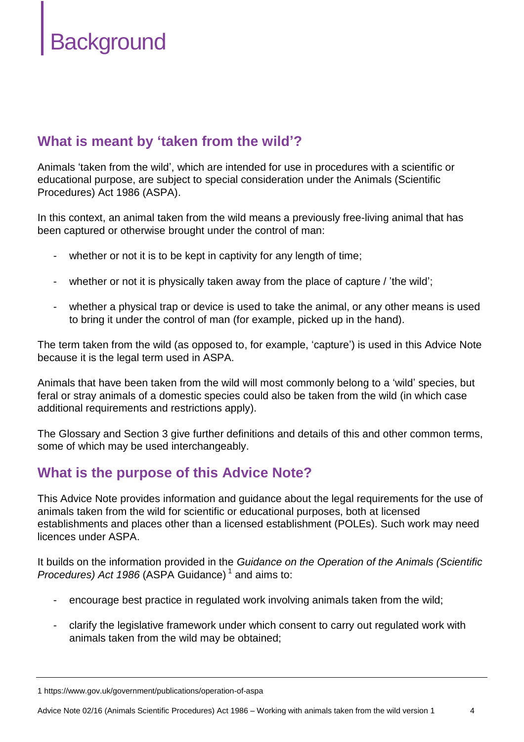# Background

## What is meant by 'taken from the wild'?

Animals 'taken from the wild', which are intended for use in procedures with a scientific or educational purpose, are subject to special consideration under the Animals (Scientific Procedures) Act 1986 (ASPA).

In this context, an animal taken from the wild means a previously free-living animal that has been captured or otherwise brought under the control of man:

- whether or not it is to be kept in captivity for any length of time;
- whether or not it is physically taken away from the place of capture / 'the wild';
- whether a physical trap or device is used to take the animal, or any other means is used to bring it under the control of man (for example, picked up in the hand).

The term taken from the wild (as opposed to, for example, 'capture') is used in this Advice Note because it is the legal term used in ASPA.

Animals that have been taken from the wild will most commonly belong to a 'wild' species, but feral or stray animals of a domestic species could also be taken from the wild (in which case additional requirements and restrictions apply).

The Glossary and Section 3 give further definitions and details of this and other common terms, some of which may be used interchangeably.

## What is the purpose of this Advice Note?

This Advice Note provides information and guidance about the legal requirements for the use of animals taken from the wild for scientific or educational purposes, both at licensed establishments and places other than a licensed establishment (POLEs). Such work may need licences under ASPA.

It builds on the information provided in the *Guidance on the Operation of the Animals (Scientific Procedures) Act 1986* (ASPA Guidance) [1] and aims to:

- encourage best practice in regulated work involving animals taken from the wild;
- clarify the legislative framework under which consent to carry out regulated work with animals taken from the wild may be obtained;

---

1 https://www.gov.uk/government/publications/operation-of-aspa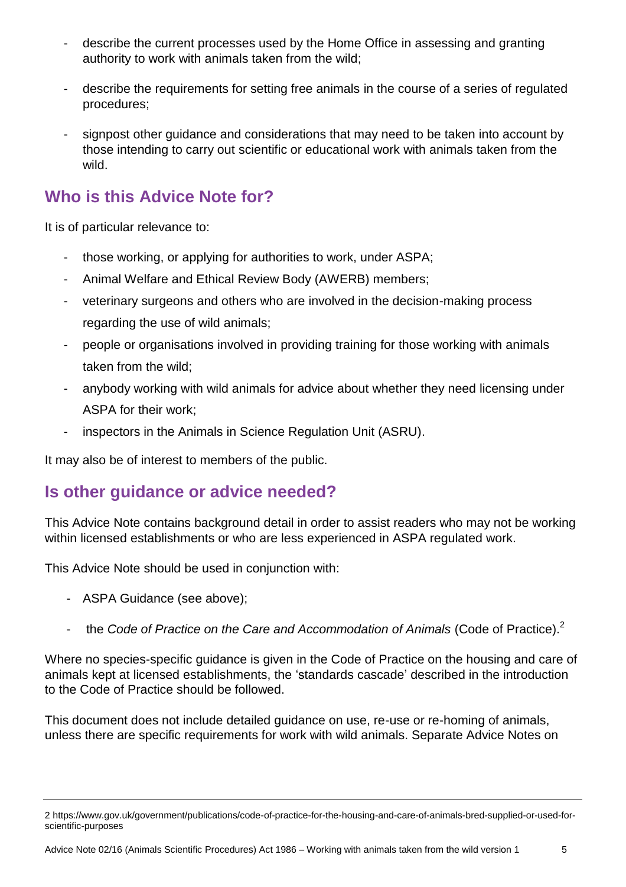- describe the current processes used by the Home Office in assessing and granting authority to work with animals taken from the wild;
- describe the requirements for setting free animals in the course of a series of regulated procedures;
- signpost other guidance and considerations that may need to be taken into account by those intending to carry out scientific or educational work with animals taken from the wild.

## Who is this Advice Note for?

It is of particular relevance to:

- those working, or applying for authorities to work, under ASPA;
- Animal Welfare and Ethical Review Body (AWERB) members;
- veterinary surgeons and others who are involved in the decision-making process regarding the use of wild animals;
- people or organisations involved in providing training for those working with animals taken from the wild;
- anybody working with wild animals for advice about whether they need licensing under ASPA for their work;
- inspectors in the Animals in Science Regulation Unit (ASRU).

It may also be of interest to members of the public.

## Is other guidance or advice needed?

This Advice Note contains background detail in order to assist readers who may not be working within licensed establishments or who are less experienced in ASPA regulated work.

This Advice Note should be used in conjunction with:

- ASPA Guidance (see above);
- the *Code of Practice on the Care and Accommodation of Animals* (Code of Practice).[2]

Where no species-specific guidance is given in the Code of Practice on the housing and care of animals kept at licensed establishments, the 'standards cascade' described in the introduction to the Code of Practice should be followed.

This document does not include detailed guidance on use, re-use or re-homing of animals, unless there are specific requirements for work with wild animals. Separate Advice Notes on

2 https://www.gov.uk/government/publications/code-of-practice-for-the-housing-and-care-of-animals-bred-supplied-or-used-for-scientific-purposes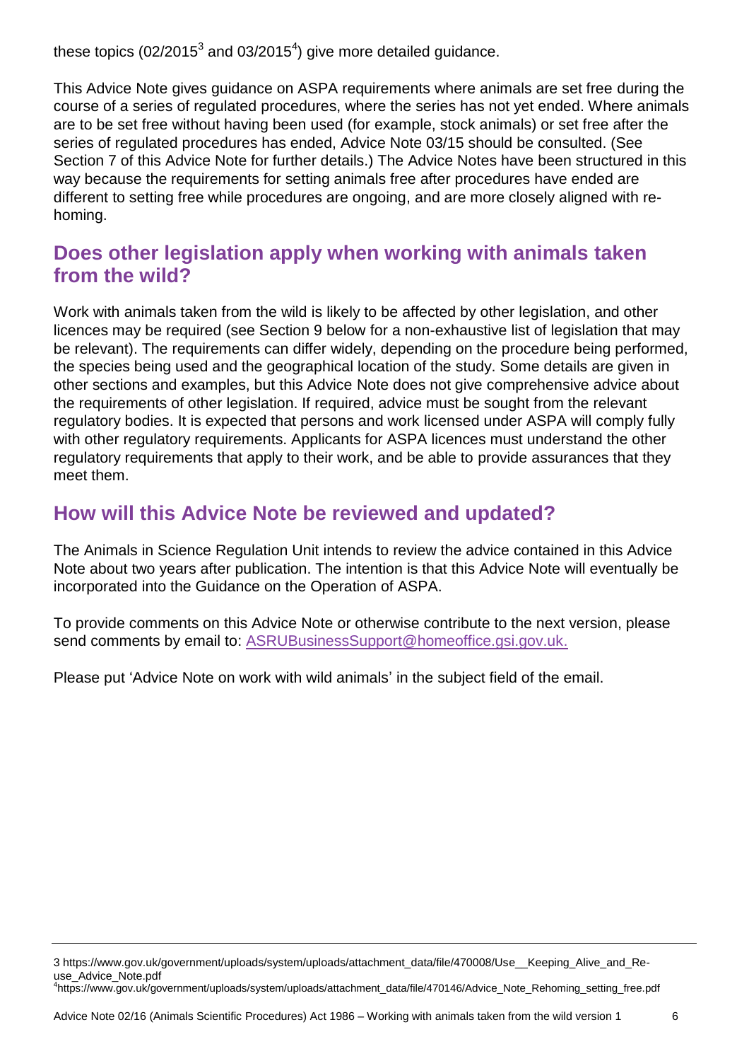these topics (02/2015[3] and 03/2015[4]) give more detailed guidance.

This Advice Note gives guidance on ASPA requirements where animals are set free during the course of a series of regulated procedures, where the series has not yet ended. Where animals are to be set free without having been used (for example, stock animals) or set free after the series of regulated procedures has ended, Advice Note 03/15 should be consulted. (See Section 7 of this Advice Note for further details.) The Advice Notes have been structured in this way because the requirements for setting animals free after procedures have ended are different to setting free while procedures are ongoing, and are more closely aligned with re-homing.

## Does other legislation apply when working with animals taken from the wild?

Work with animals taken from the wild is likely to be affected by other legislation, and other licences may be required (see Section 9 below for a non-exhaustive list of legislation that may be relevant). The requirements can differ widely, depending on the procedure being performed, the species being used and the geographical location of the study. Some details are given in other sections and examples, but this Advice Note does not give comprehensive advice about the requirements of other legislation. If required, advice must be sought from the relevant regulatory bodies. It is expected that persons and work licensed under ASPA will comply fully with other regulatory requirements. Applicants for ASPA licences must understand the other regulatory requirements that apply to their work, and be able to provide assurances that they meet them.

## How will this Advice Note be reviewed and updated?

The Animals in Science Regulation Unit intends to review the advice contained in this Advice Note about two years after publication. The intention is that this Advice Note will eventually be incorporated into the Guidance on the Operation of ASPA.

To provide comments on this Advice Note or otherwise contribute to the next version, please send comments by email to: ASRUBusinessSupport@homeoffice.gsi.gov.uk.

Please put 'Advice Note on work with wild animals' in the subject field of the email.

---

3 https://www.gov.uk/government/uploads/system/uploads/attachment_data/file/470008/Use__Keeping_Alive_and_Re-use_Advice_Note.pdf

4 https://www.gov.uk/government/uploads/system/uploads/attachment_data/file/470146/Advice_Note_Rehoming_setting_free.pdf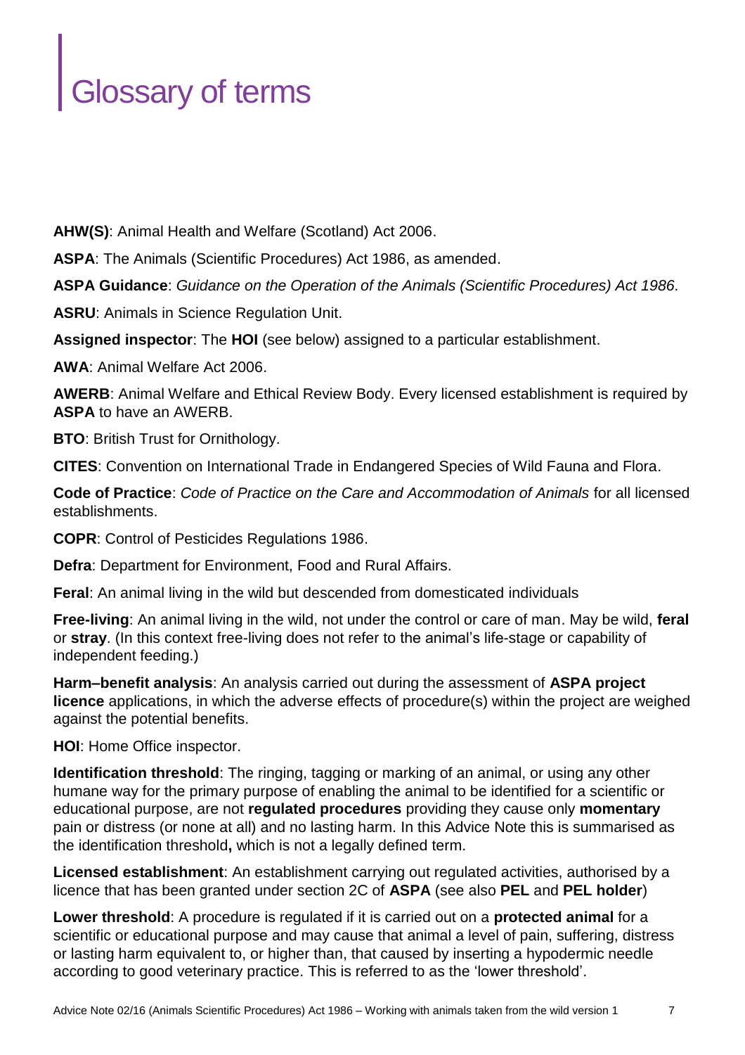# Glossary of terms

**AHW(S)**: Animal Health and Welfare (Scotland) Act 2006.

**ASPA**: The Animals (Scientific Procedures) Act 1986, as amended.

**ASPA Guidance**: *Guidance on the Operation of the Animals (Scientific Procedures) Act 1986*.

**ASRU**: Animals in Science Regulation Unit.

**Assigned inspector**: The **HOI** (see below) assigned to a particular establishment.

**AWA**: Animal Welfare Act 2006.

**AWERB**: Animal Welfare and Ethical Review Body. Every licensed establishment is required by **ASPA** to have an AWERB.

**BTO**: British Trust for Ornithology.

**CITES**: Convention on International Trade in Endangered Species of Wild Fauna and Flora.

**Code of Practice**: *Code of Practice on the Care and Accommodation of Animals* for all licensed establishments.

**COPR**: Control of Pesticides Regulations 1986.

**Defra**: Department for Environment, Food and Rural Affairs.

**Feral**: An animal living in the wild but descended from domesticated individuals

**Free-living**: An animal living in the wild, not under the control or care of man. May be wild, **feral** or **stray**. (In this context free-living does not refer to the animal's life-stage or capability of independent feeding.)

**Harm–benefit analysis**: An analysis carried out during the assessment of **ASPA project licence** applications, in which the adverse effects of procedure(s) within the project are weighed against the potential benefits.

**HOI**: Home Office inspector.

**Identification threshold**: The ringing, tagging or marking of an animal, or using any other humane way for the primary purpose of enabling the animal to be identified for a scientific or educational purpose, are not **regulated procedures** providing they cause only **momentary** pain or distress (or none at all) and no lasting harm. In this Advice Note this is summarised as the identification threshold**,** which is not a legally defined term.

**Licensed establishment**: An establishment carrying out regulated activities, authorised by a licence that has been granted under section 2C of **ASPA** (see also **PEL** and **PEL holder**)

**Lower threshold**: A procedure is regulated if it is carried out on a **protected animal** for a scientific or educational purpose and may cause that animal a level of pain, suffering, distress or lasting harm equivalent to, or higher than, that caused by inserting a hypodermic needle according to good veterinary practice. This is referred to as the 'lower threshold'.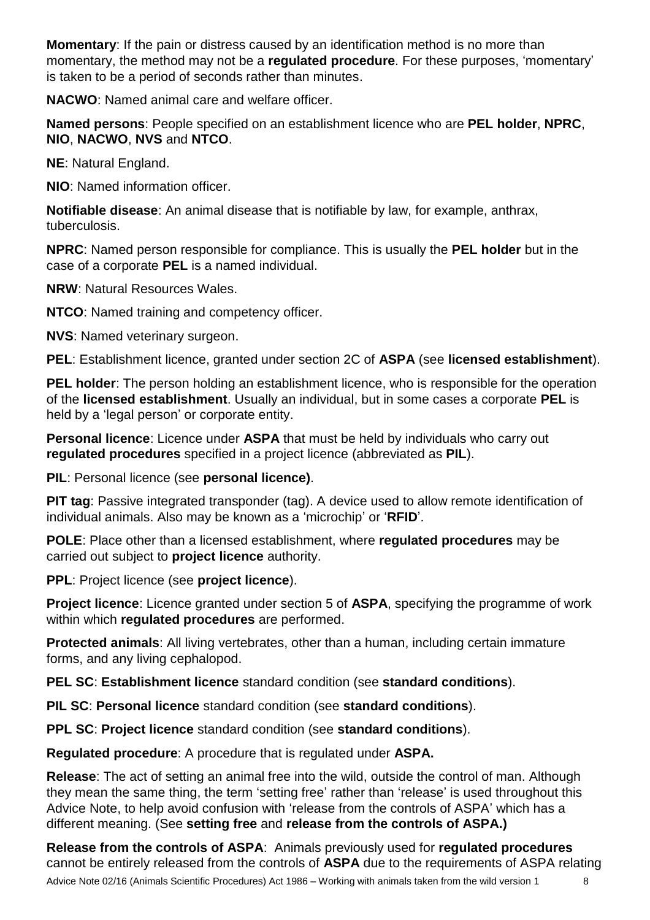**Momentary**: If the pain or distress caused by an identification method is no more than momentary, the method may not be a **regulated procedure**. For these purposes, 'momentary' is taken to be a period of seconds rather than minutes.

**NACWO**: Named animal care and welfare officer.

**Named persons**: People specified on an establishment licence who are **PEL holder**, **NPRC**, **NIO**, **NACWO**, **NVS** and **NTCO**.

**NE**: Natural England.

**NIO**: Named information officer.

**Notifiable disease**: An animal disease that is notifiable by law, for example, anthrax, tuberculosis.

**NPRC**: Named person responsible for compliance. This is usually the **PEL holder** but in the case of a corporate **PEL** is a named individual.

**NRW**: Natural Resources Wales.

**NTCO**: Named training and competency officer.

**NVS**: Named veterinary surgeon.

**PEL**: Establishment licence, granted under section 2C of **ASPA** (see **licensed establishment**).

**PEL holder**: The person holding an establishment licence, who is responsible for the operation of the **licensed establishment**. Usually an individual, but in some cases a corporate **PEL** is held by a 'legal person' or corporate entity.

**Personal licence**: Licence under **ASPA** that must be held by individuals who carry out **regulated procedures** specified in a project licence (abbreviated as **PIL**).

**PIL**: Personal licence (see **personal licence)**.

**PIT tag**: Passive integrated transponder (tag). A device used to allow remote identification of individual animals. Also may be known as a 'microchip' or '**RFID**'.

**POLE**: Place other than a licensed establishment, where **regulated procedures** may be carried out subject to **project licence** authority.

**PPL**: Project licence (see **project licence**).

**Project licence**: Licence granted under section 5 of **ASPA**, specifying the programme of work within which **regulated procedures** are performed.

**Protected animals**: All living vertebrates, other than a human, including certain immature forms, and any living cephalopod.

**PEL SC**: **Establishment licence** standard condition (see **standard conditions**).

**PIL SC**: **Personal licence** standard condition (see **standard conditions**).

**PPL SC**: **Project licence** standard condition (see **standard conditions**).

**Regulated procedure**: A procedure that is regulated under **ASPA.**

**Release**: The act of setting an animal free into the wild, outside the control of man. Although they mean the same thing, the term 'setting free' rather than 'release' is used throughout this Advice Note, to help avoid confusion with 'release from the controls of ASPA' which has a different meaning. (See **setting free** and **release from the controls of ASPA.)**

**Release from the controls of ASPA**: Animals previously used for **regulated procedures** cannot be entirely released from the controls of **ASPA** due to the requirements of ASPA relating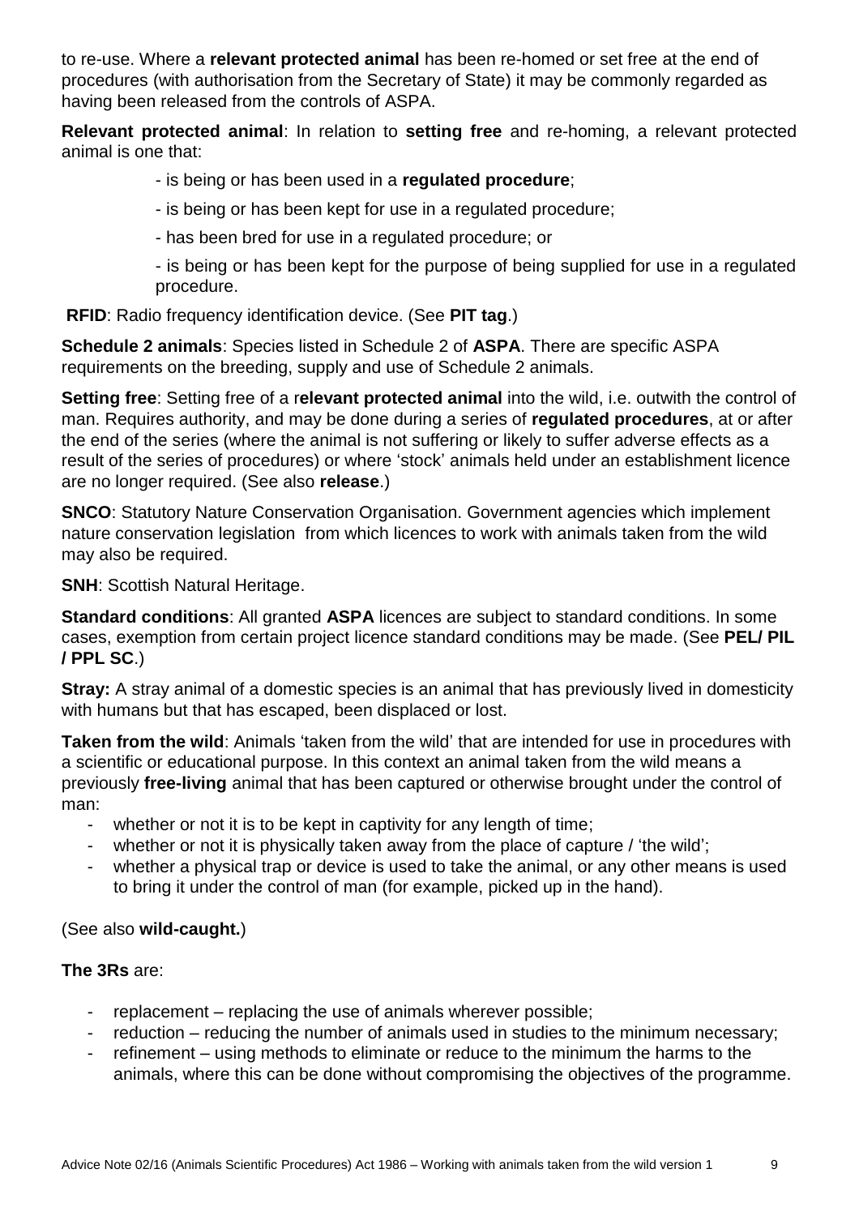to re-use. Where a **relevant protected animal** has been re-homed or set free at the end of procedures (with authorisation from the Secretary of State) it may be commonly regarded as having been released from the controls of ASPA.

**Relevant protected animal**: In relation to **setting free** and re-homing, a relevant protected animal is one that:

- is being or has been used in a **regulated procedure**;
- is being or has been kept for use in a regulated procedure;
- has been bred for use in a regulated procedure; or
- is being or has been kept for the purpose of being supplied for use in a regulated procedure.

**RFID**: Radio frequency identification device. (See **PIT tag**.)

**Schedule 2 animals**: Species listed in Schedule 2 of **ASPA**. There are specific ASPA requirements on the breeding, supply and use of Schedule 2 animals.

**Setting free**: Setting free of a r**elevant protected animal** into the wild, i.e. outwith the control of man. Requires authority, and may be done during a series of **regulated procedures**, at or after the end of the series (where the animal is not suffering or likely to suffer adverse effects as a result of the series of procedures) or where 'stock' animals held under an establishment licence are no longer required. (See also **release**.)

**SNCO**: Statutory Nature Conservation Organisation. Government agencies which implement nature conservation legislation from which licences to work with animals taken from the wild may also be required.

**SNH**: Scottish Natural Heritage.

**Standard conditions**: All granted **ASPA** licences are subject to standard conditions. In some cases, exemption from certain project licence standard conditions may be made. (See **PEL/ PIL / PPL SC**.)

**Stray:** A stray animal of a domestic species is an animal that has previously lived in domesticity with humans but that has escaped, been displaced or lost.

**Taken from the wild**: Animals 'taken from the wild' that are intended for use in procedures with a scientific or educational purpose. In this context an animal taken from the wild means a previously **free-living** animal that has been captured or otherwise brought under the control of man:

- whether or not it is to be kept in captivity for any length of time;
- whether or not it is physically taken away from the place of capture / 'the wild';
- whether a physical trap or device is used to take the animal, or any other means is used to bring it under the control of man (for example, picked up in the hand).

(See also **wild-caught.**)

**The 3Rs** are:

- replacement – replacing the use of animals wherever possible;
- reduction – reducing the number of animals used in studies to the minimum necessary;
- refinement – using methods to eliminate or reduce to the minimum the harms to the animals, where this can be done without compromising the objectives of the programme.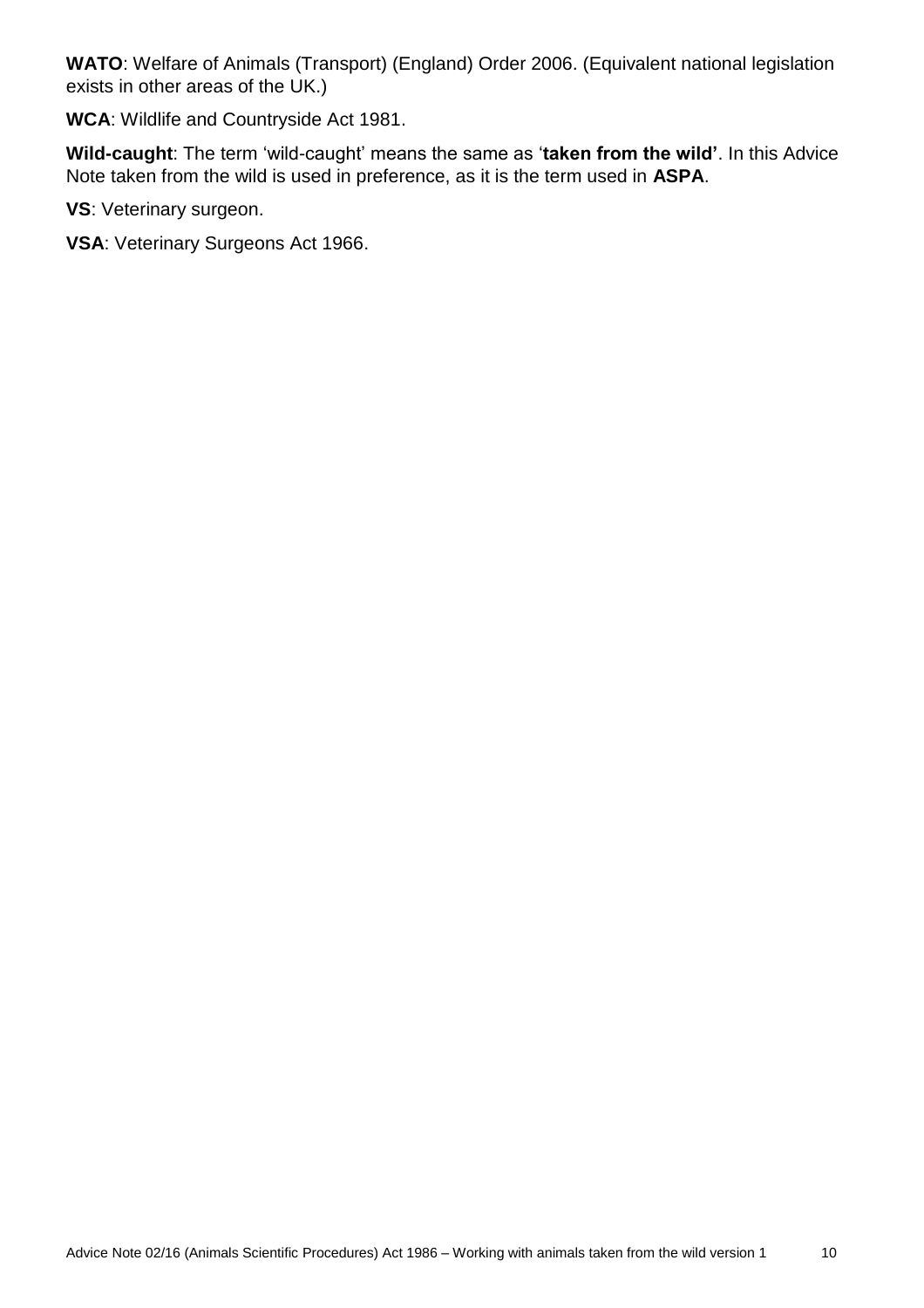**WATO**: Welfare of Animals (Transport) (England) Order 2006. (Equivalent national legislation exists in other areas of the UK.)

**WCA**: Wildlife and Countryside Act 1981.

**Wild-caught**: The term 'wild-caught' means the same as '**taken from the wild'**. In this Advice Note taken from the wild is used in preference, as it is the term used in **ASPA**.

**VS**: Veterinary surgeon.

**VSA**: Veterinary Surgeons Act 1966.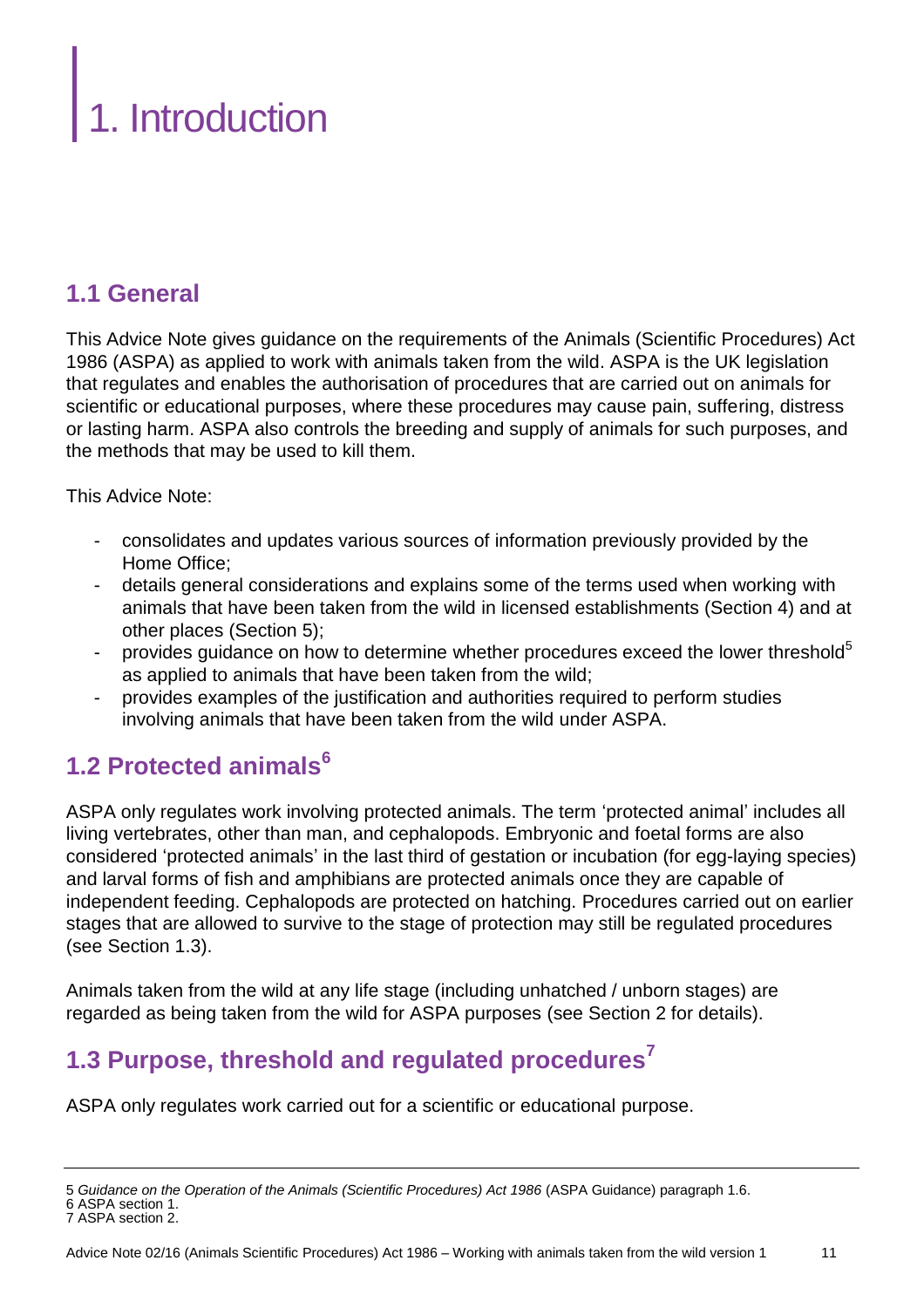# 1. Introduction

## 1.1 General

This Advice Note gives guidance on the requirements of the Animals (Scientific Procedures) Act 1986 (ASPA) as applied to work with animals taken from the wild. ASPA is the UK legislation that regulates and enables the authorisation of procedures that are carried out on animals for scientific or educational purposes, where these procedures may cause pain, suffering, distress or lasting harm. ASPA also controls the breeding and supply of animals for such purposes, and the methods that may be used to kill them.

This Advice Note:

- consolidates and updates various sources of information previously provided by the Home Office;
- details general considerations and explains some of the terms used when working with animals that have been taken from the wild in licensed establishments (Section 4) and at other places (Section 5);
- provides guidance on how to determine whether procedures exceed the lower threshold[5] as applied to animals that have been taken from the wild;
- provides examples of the justification and authorities required to perform studies involving animals that have been taken from the wild under ASPA.

## 1.2 Protected animals[6]

ASPA only regulates work involving protected animals. The term 'protected animal' includes all living vertebrates, other than man, and cephalopods. Embryonic and foetal forms are also considered 'protected animals' in the last third of gestation or incubation (for egg-laying species) and larval forms of fish and amphibians are protected animals once they are capable of independent feeding. Cephalopods are protected on hatching. Procedures carried out on earlier stages that are allowed to survive to the stage of protection may still be regulated procedures (see Section 1.3).

Animals taken from the wild at any life stage (including unhatched / unborn stages) are regarded as being taken from the wild for ASPA purposes (see Section 2 for details).

## 1.3 Purpose, threshold and regulated procedures[7]

ASPA only regulates work carried out for a scientific or educational purpose.

---

5 *Guidance on the Operation of the Animals (Scientific Procedures) Act 1986* (ASPA Guidance) paragraph 1.6.
6 ASPA section 1.
7 ASPA section 2.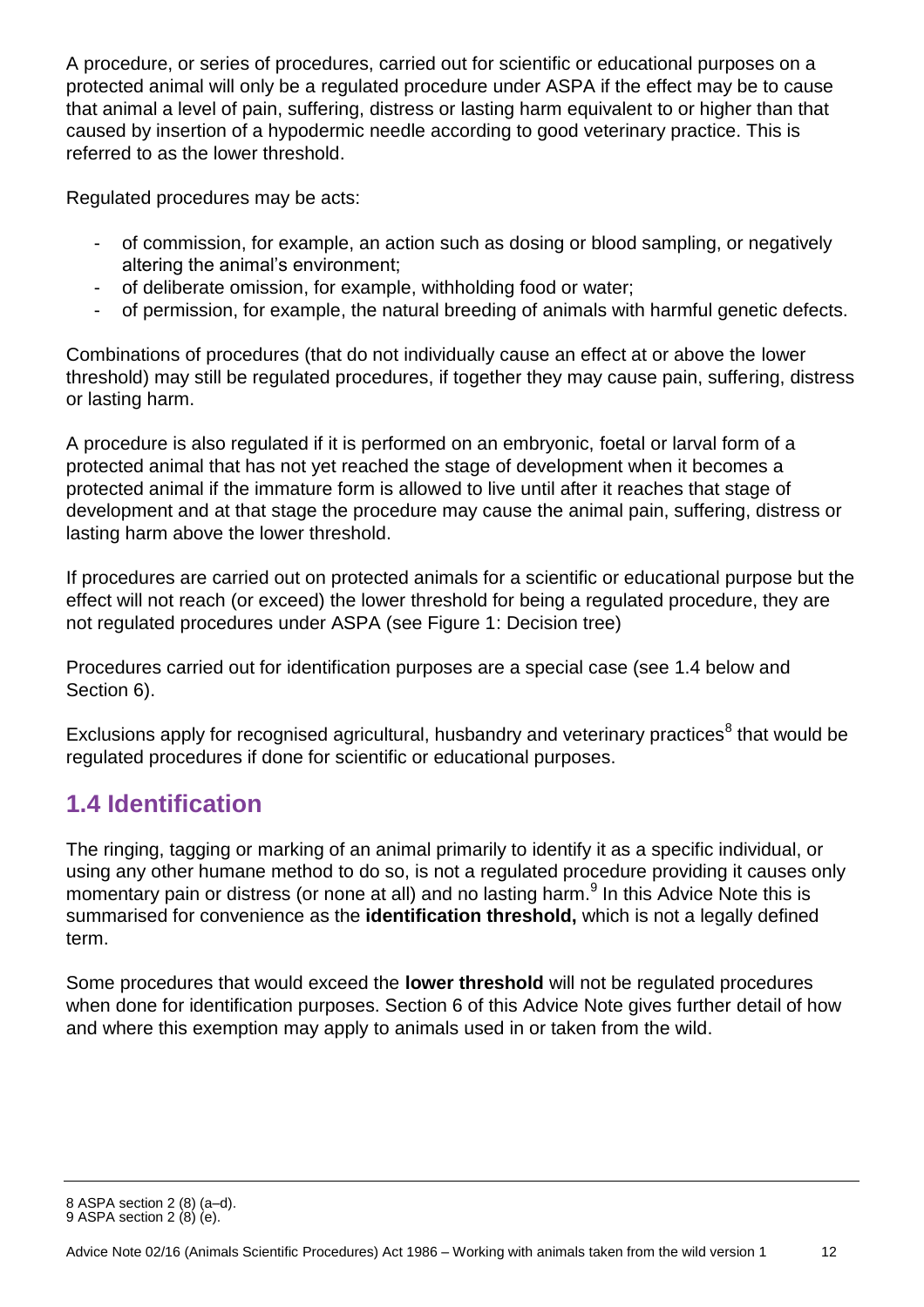A procedure, or series of procedures, carried out for scientific or educational purposes on a protected animal will only be a regulated procedure under ASPA if the effect may be to cause that animal a level of pain, suffering, distress or lasting harm equivalent to or higher than that caused by insertion of a hypodermic needle according to good veterinary practice. This is referred to as the lower threshold.

Regulated procedures may be acts:

- of commission, for example, an action such as dosing or blood sampling, or negatively altering the animal's environment;
- of deliberate omission, for example, withholding food or water;
- of permission, for example, the natural breeding of animals with harmful genetic defects.

Combinations of procedures (that do not individually cause an effect at or above the lower threshold) may still be regulated procedures, if together they may cause pain, suffering, distress or lasting harm.

A procedure is also regulated if it is performed on an embryonic, foetal or larval form of a protected animal that has not yet reached the stage of development when it becomes a protected animal if the immature form is allowed to live until after it reaches that stage of development and at that stage the procedure may cause the animal pain, suffering, distress or lasting harm above the lower threshold.

If procedures are carried out on protected animals for a scientific or educational purpose but the effect will not reach (or exceed) the lower threshold for being a regulated procedure, they are not regulated procedures under ASPA (see Figure 1: Decision tree)

Procedures carried out for identification purposes are a special case (see 1.4 below and Section 6).

Exclusions apply for recognised agricultural, husbandry and veterinary practices[8] that would be regulated procedures if done for scientific or educational purposes.

## 1.4 Identification

The ringing, tagging or marking of an animal primarily to identify it as a specific individual, or using any other humane method to do so, is not a regulated procedure providing it causes only momentary pain or distress (or none at all) and no lasting harm.[9] In this Advice Note this is summarised for convenience as the **identification threshold,** which is not a legally defined term.

Some procedures that would exceed the **lower threshold** will not be regulated procedures when done for identification purposes. Section 6 of this Advice Note gives further detail of how and where this exemption may apply to animals used in or taken from the wild.

---

8 ASPA section 2 (8) (a–d).
9 ASPA section 2 (8) (e).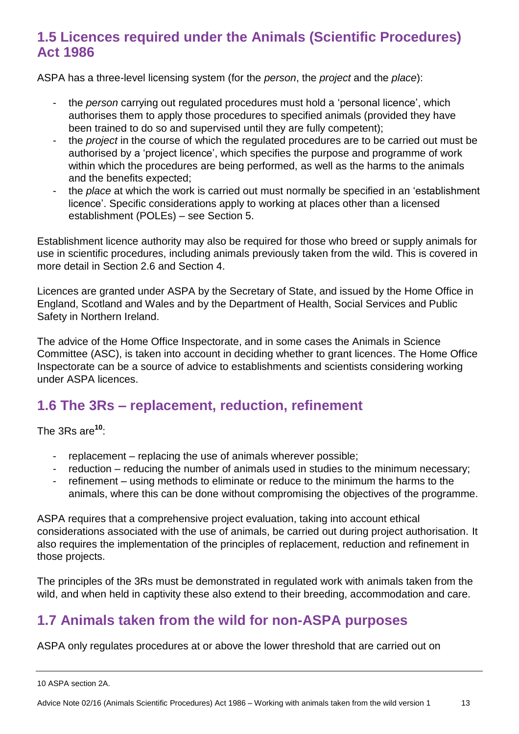## 1.5 Licences required under the Animals (Scientific Procedures) Act 1986

ASPA has a three-level licensing system (for the *person*, the *project* and the *place*):

- the *person* carrying out regulated procedures must hold a 'personal licence', which authorises them to apply those procedures to specified animals (provided they have been trained to do so and supervised until they are fully competent);
- the *project* in the course of which the regulated procedures are to be carried out must be authorised by a 'project licence', which specifies the purpose and programme of work within which the procedures are being performed, as well as the harms to the animals and the benefits expected;
- the *place* at which the work is carried out must normally be specified in an 'establishment licence'. Specific considerations apply to working at places other than a licensed establishment (POLEs) – see Section 5.

Establishment licence authority may also be required for those who breed or supply animals for use in scientific procedures, including animals previously taken from the wild. This is covered in more detail in Section 2.6 and Section 4.

Licences are granted under ASPA by the Secretary of State, and issued by the Home Office in England, Scotland and Wales and by the Department of Health, Social Services and Public Safety in Northern Ireland.

The advice of the Home Office Inspectorate, and in some cases the Animals in Science Committee (ASC), is taken into account in deciding whether to grant licences. The Home Office Inspectorate can be a source of advice to establishments and scientists considering working under ASPA licences.

## 1.6 The 3Rs – replacement, reduction, refinement

The 3Rs are[10]:

- replacement – replacing the use of animals wherever possible;
- reduction – reducing the number of animals used in studies to the minimum necessary;
- refinement – using methods to eliminate or reduce to the minimum the harms to the animals, where this can be done without compromising the objectives of the programme.

ASPA requires that a comprehensive project evaluation, taking into account ethical considerations associated with the use of animals, be carried out during project authorisation. It also requires the implementation of the principles of replacement, reduction and refinement in those projects.

The principles of the 3Rs must be demonstrated in regulated work with animals taken from the wild, and when held in captivity these also extend to their breeding, accommodation and care.

## 1.7 Animals taken from the wild for non-ASPA purposes

ASPA only regulates procedures at or above the lower threshold that are carried out on

---

10 ASPA section 2A.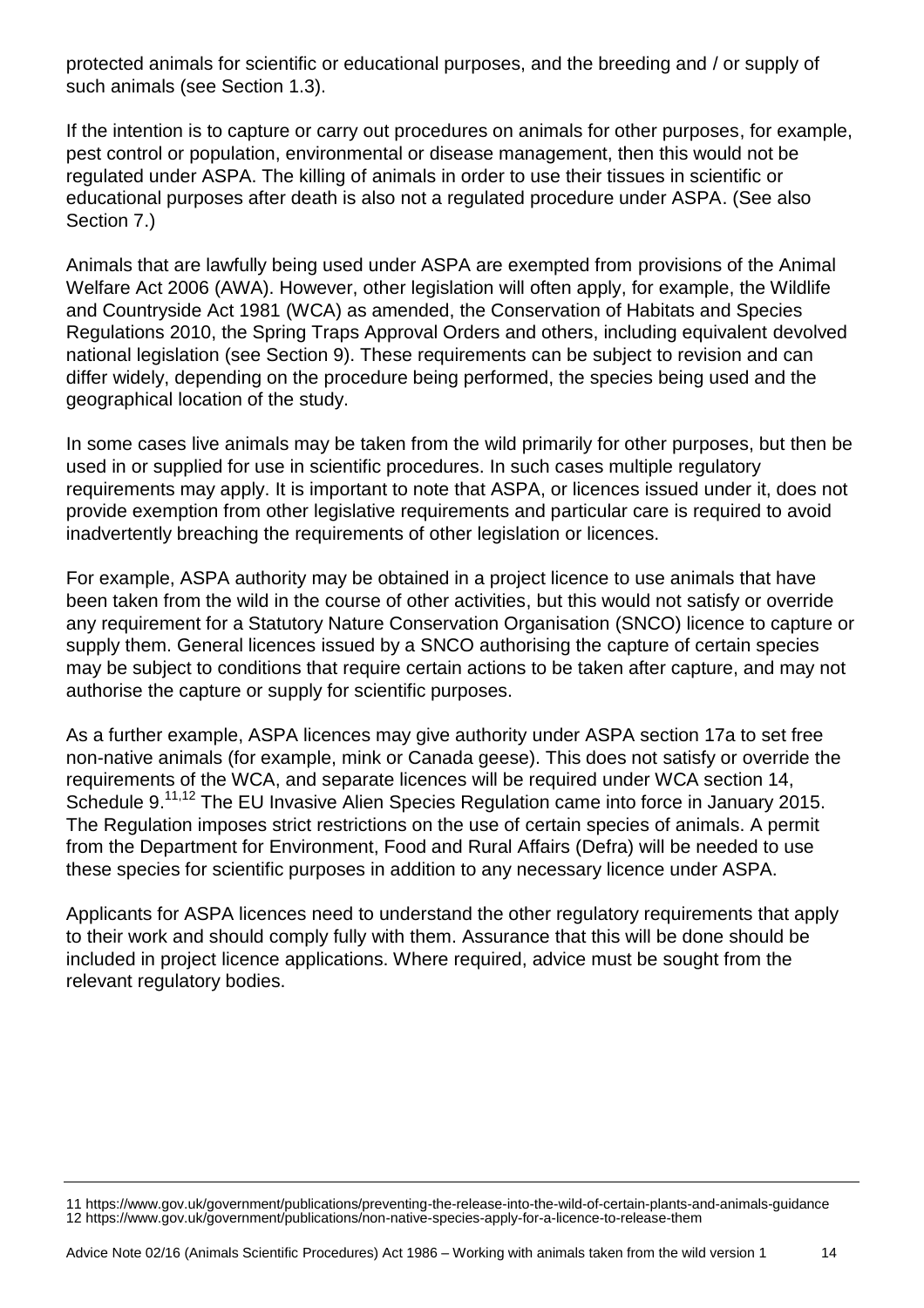protected animals for scientific or educational purposes, and the breeding and / or supply of such animals (see Section 1.3).

If the intention is to capture or carry out procedures on animals for other purposes, for example, pest control or population, environmental or disease management, then this would not be regulated under ASPA. The killing of animals in order to use their tissues in scientific or educational purposes after death is also not a regulated procedure under ASPA. (See also Section 7.)

Animals that are lawfully being used under ASPA are exempted from provisions of the Animal Welfare Act 2006 (AWA). However, other legislation will often apply, for example, the Wildlife and Countryside Act 1981 (WCA) as amended, the Conservation of Habitats and Species Regulations 2010, the Spring Traps Approval Orders and others, including equivalent devolved national legislation (see Section 9). These requirements can be subject to revision and can differ widely, depending on the procedure being performed, the species being used and the geographical location of the study.

In some cases live animals may be taken from the wild primarily for other purposes, but then be used in or supplied for use in scientific procedures. In such cases multiple regulatory requirements may apply. It is important to note that ASPA, or licences issued under it, does not provide exemption from other legislative requirements and particular care is required to avoid inadvertently breaching the requirements of other legislation or licences.

For example, ASPA authority may be obtained in a project licence to use animals that have been taken from the wild in the course of other activities, but this would not satisfy or override any requirement for a Statutory Nature Conservation Organisation (SNCO) licence to capture or supply them. General licences issued by a SNCO authorising the capture of certain species may be subject to conditions that require certain actions to be taken after capture, and may not authorise the capture or supply for scientific purposes.

As a further example, ASPA licences may give authority under ASPA section 17a to set free non-native animals (for example, mink or Canada geese). This does not satisfy or override the requirements of the WCA, and separate licences will be required under WCA section 14, Schedule 9.[11,12] The EU Invasive Alien Species Regulation came into force in January 2015. The Regulation imposes strict restrictions on the use of certain species of animals. A permit from the Department for Environment, Food and Rural Affairs (Defra) will be needed to use these species for scientific purposes in addition to any necessary licence under ASPA.

Applicants for ASPA licences need to understand the other regulatory requirements that apply to their work and should comply fully with them. Assurance that this will be done should be included in project licence applications. Where required, advice must be sought from the relevant regulatory bodies.

---

11 https://www.gov.uk/government/publications/preventing-the-release-into-the-wild-of-certain-plants-and-animals-guidance
12 https://www.gov.uk/government/publications/non-native-species-apply-for-a-licence-to-release-them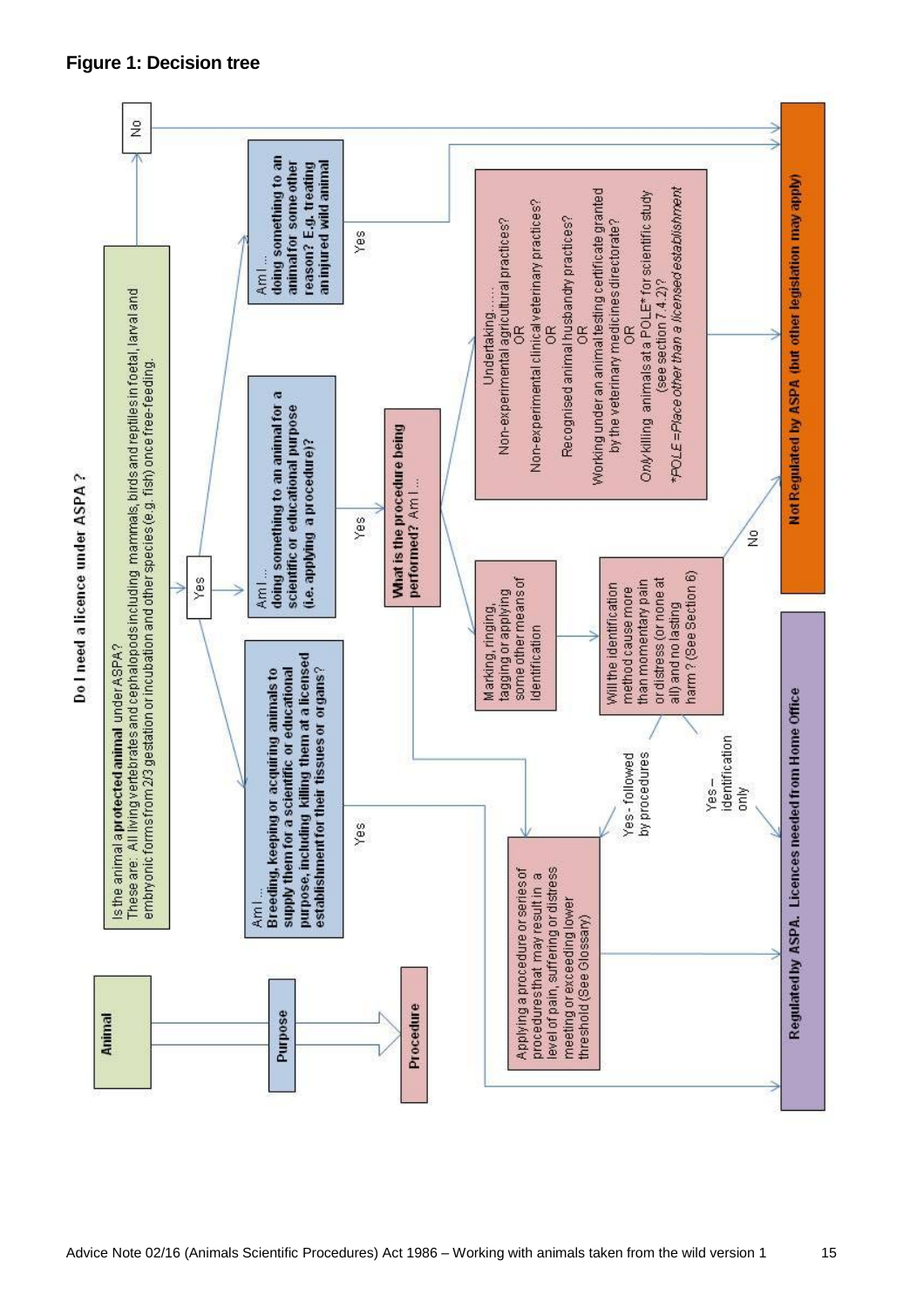## Figure 1: Decision tree

**Do I need a licence under ASPA ?**

**Animal** → **Purpose** → **Procedure**

Is the animal a **protected animal** under ASPA?
These are: All living vertebrates and cephalopods including mammals, birds and reptiles in foetal, larval and embryonic forms from 2/3 gestation or incubation and other species (e.g. fish) once free-feeding.

- **No** → Not Regulated by ASPA (but other legislation may apply)
- **Yes** →
  - Am I … **Breeding, keeping or acquiring animals to supply them for a scientific or educational purpose, including killing them at a licensed establishment for their tissues or organs?**
    - Yes → Regulated by ASPA. Licences needed from Home Office
  - Am I … **doing something to an animal for a scientific or educational purpose (i.e. applying a procedure)?**
    - Yes → **What is the procedure being performed?** Am I …
      - Undertaking……
        Non-experimental agricultural practices?
        OR
        Non-experimental clinical veterinary practices?
        OR
        Recognised animal husbandry practices?
        OR
        Working under an animal testing certificate granted by the veterinary medicines directorate?
        OR
        *Only* killing animals at a POLE* for scientific study (see section 7.4.2)?
        **POLE = Place other than a licensed establishment*
        → Not Regulated by ASPA (but other legislation may apply)
      - Marking, ringing, tagging or applying some other means of identification → Will the identification method cause more than momentary pain or distress (or none at all) and no lasting harm ? (See Section 6)
        - No → Not Regulated by ASPA (but other legislation may apply)
        - Yes – identification only → Regulated by ASPA. Licences needed from Home Office
        - Yes - followed by procedures → Applying a procedure or series of procedures that may result in a level of pain, suffering or distress meeting or exceeding lower threshold (See Glossary)
      - Applying a procedure or series of procedures that may result in a level of pain, suffering or distress meeting or exceeding lower threshold (See Glossary) → Regulated by ASPA. Licences needed from Home Office
  - Am I … **doing something to an animal for some other reason? E.g. treating an injured wild animal**
    - Yes → Not Regulated by ASPA (but other legislation may apply)

**Regulated by ASPA. Licences needed from Home Office**

**Not Regulated by ASPA (but other legislation may apply)**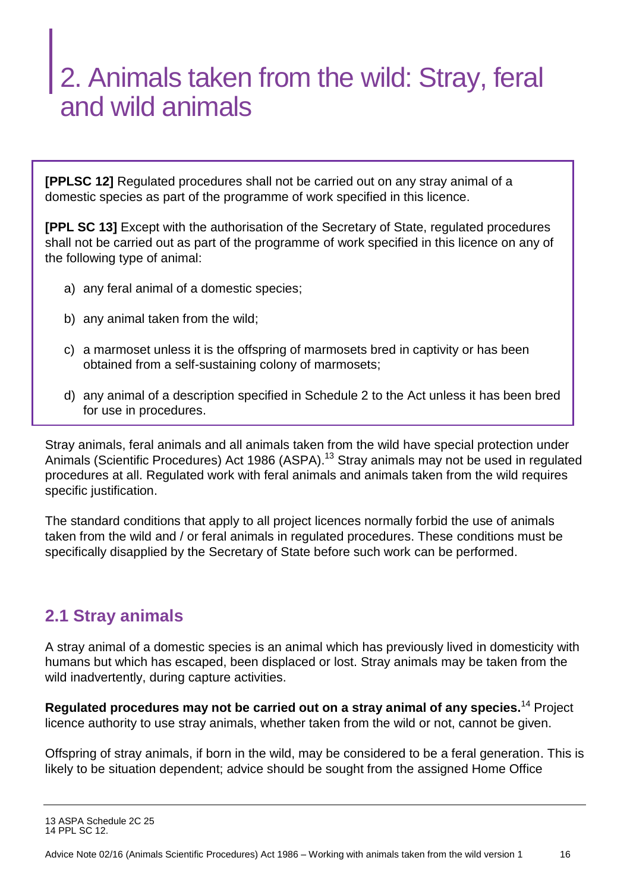# 2. Animals taken from the wild: Stray, feral and wild animals

**[PPLSC 12]** Regulated procedures shall not be carried out on any stray animal of a domestic species as part of the programme of work specified in this licence.

**[PPL SC 13]** Except with the authorisation of the Secretary of State, regulated procedures shall not be carried out as part of the programme of work specified in this licence on any of the following type of animal:

a) any feral animal of a domestic species;

b) any animal taken from the wild;

c) a marmoset unless it is the offspring of marmosets bred in captivity or has been obtained from a self-sustaining colony of marmosets;

d) any animal of a description specified in Schedule 2 to the Act unless it has been bred for use in procedures.

Stray animals, feral animals and all animals taken from the wild have special protection under Animals (Scientific Procedures) Act 1986 (ASPA).[13] Stray animals may not be used in regulated procedures at all. Regulated work with feral animals and animals taken from the wild requires specific justification.

The standard conditions that apply to all project licences normally forbid the use of animals taken from the wild and / or feral animals in regulated procedures. These conditions must be specifically disapplied by the Secretary of State before such work can be performed.

## 2.1 Stray animals

A stray animal of a domestic species is an animal which has previously lived in domesticity with humans but which has escaped, been displaced or lost. Stray animals may be taken from the wild inadvertently, during capture activities.

**Regulated procedures may not be carried out on a stray animal of any species.**[14] Project licence authority to use stray animals, whether taken from the wild or not, cannot be given.

Offspring of stray animals, if born in the wild, may be considered to be a feral generation. This is likely to be situation dependent; advice should be sought from the assigned Home Office

13 ASPA Schedule 2C 25
14 PPL SC 12.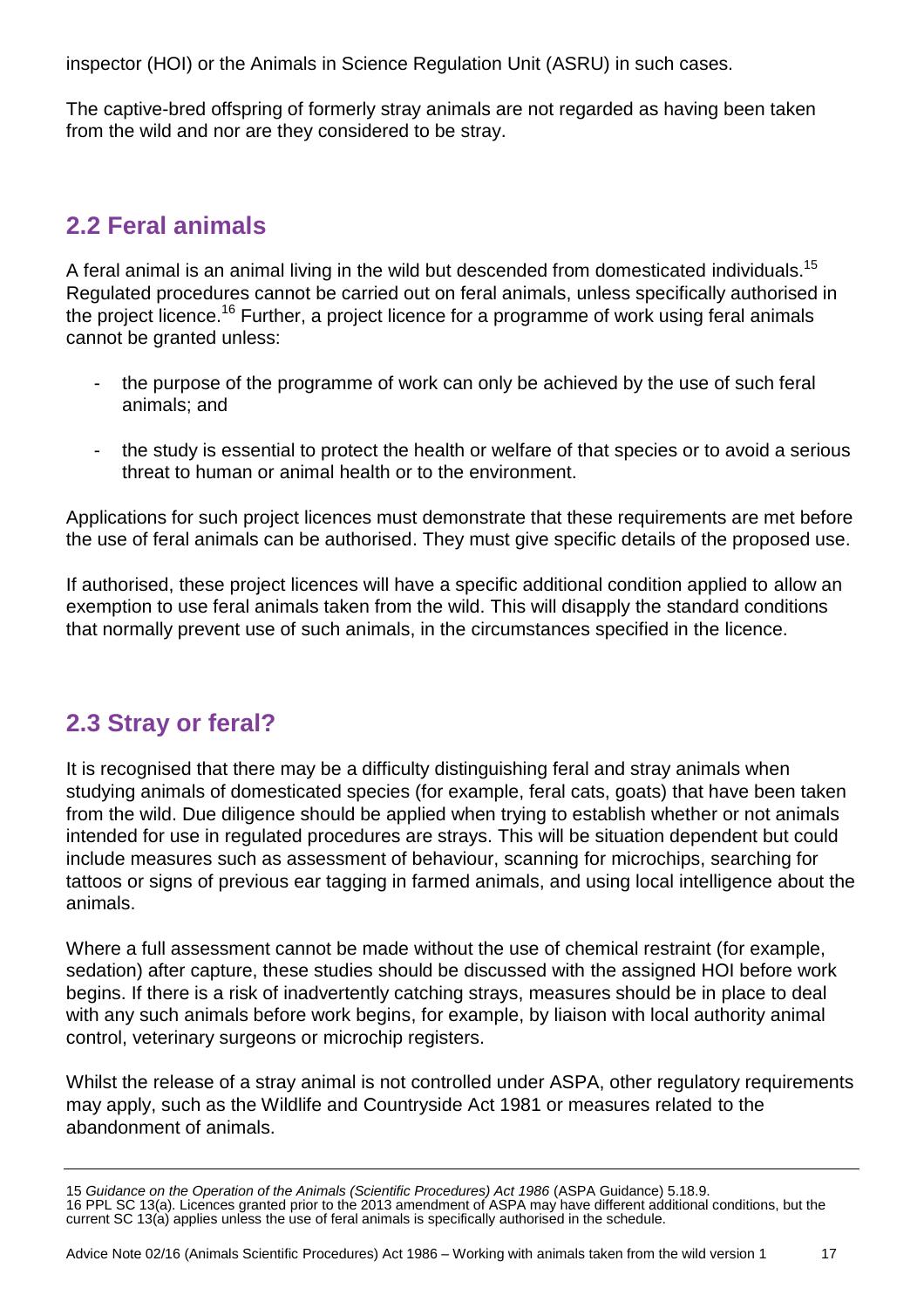inspector (HOI) or the Animals in Science Regulation Unit (ASRU) in such cases.

The captive-bred offspring of formerly stray animals are not regarded as having been taken from the wild and nor are they considered to be stray.

## 2.2 Feral animals

A feral animal is an animal living in the wild but descended from domesticated individuals.[15] Regulated procedures cannot be carried out on feral animals, unless specifically authorised in the project licence.[16] Further, a project licence for a programme of work using feral animals cannot be granted unless:

- the purpose of the programme of work can only be achieved by the use of such feral animals; and
- the study is essential to protect the health or welfare of that species or to avoid a serious threat to human or animal health or to the environment.

Applications for such project licences must demonstrate that these requirements are met before the use of feral animals can be authorised. They must give specific details of the proposed use.

If authorised, these project licences will have a specific additional condition applied to allow an exemption to use feral animals taken from the wild. This will disapply the standard conditions that normally prevent use of such animals, in the circumstances specified in the licence.

## 2.3 Stray or feral?

It is recognised that there may be a difficulty distinguishing feral and stray animals when studying animals of domesticated species (for example, feral cats, goats) that have been taken from the wild. Due diligence should be applied when trying to establish whether or not animals intended for use in regulated procedures are strays. This will be situation dependent but could include measures such as assessment of behaviour, scanning for microchips, searching for tattoos or signs of previous ear tagging in farmed animals, and using local intelligence about the animals.

Where a full assessment cannot be made without the use of chemical restraint (for example, sedation) after capture, these studies should be discussed with the assigned HOI before work begins. If there is a risk of inadvertently catching strays, measures should be in place to deal with any such animals before work begins, for example, by liaison with local authority animal control, veterinary surgeons or microchip registers.

Whilst the release of a stray animal is not controlled under ASPA, other regulatory requirements may apply, such as the Wildlife and Countryside Act 1981 or measures related to the abandonment of animals.

---

15 *Guidance on the Operation of the Animals (Scientific Procedures) Act 1986* (ASPA Guidance) 5.18.9.

16 PPL SC 13(a). Licences granted prior to the 2013 amendment of ASPA may have different additional conditions, but the current SC 13(a) applies unless the use of feral animals is specifically authorised in the schedule.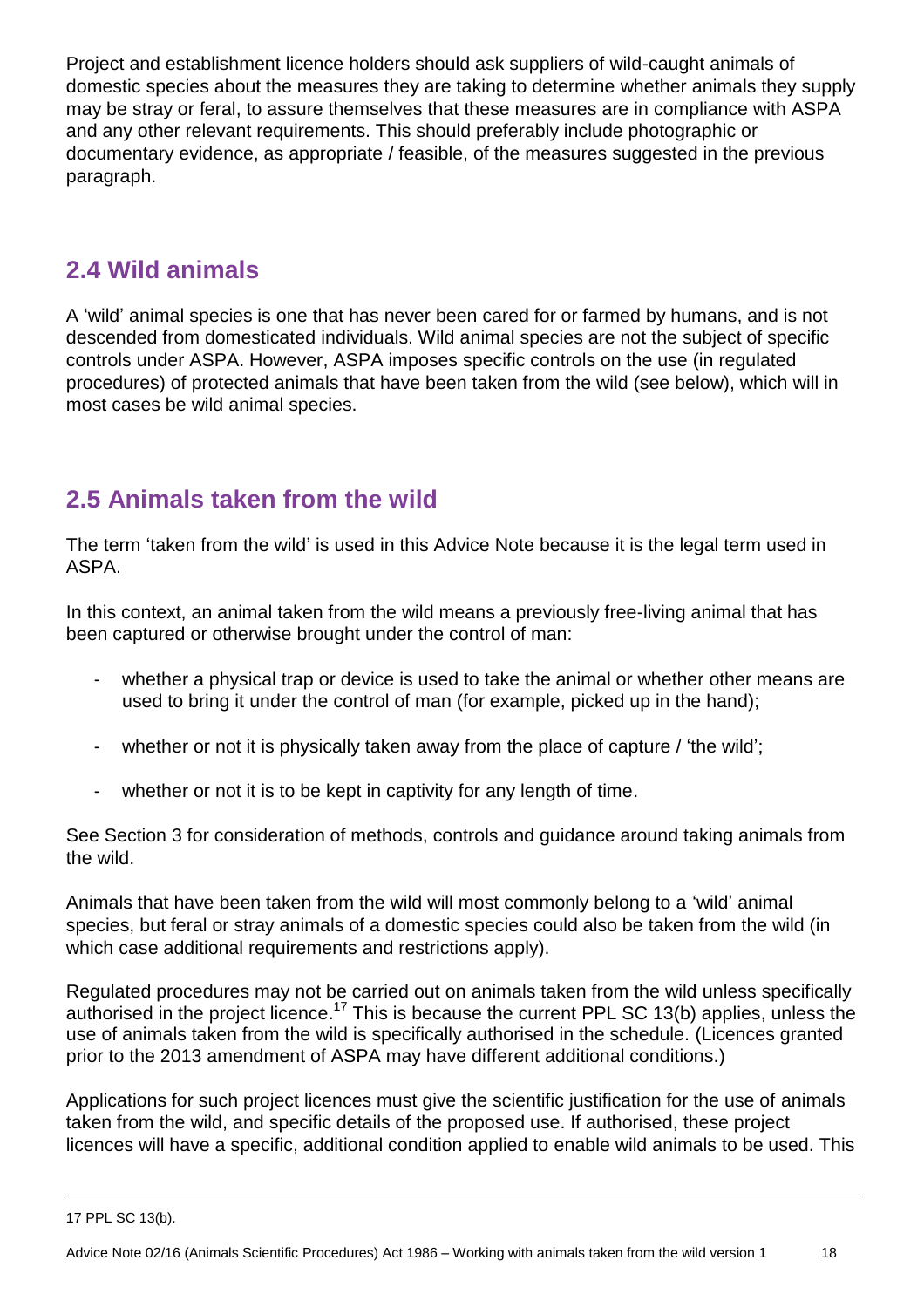Project and establishment licence holders should ask suppliers of wild-caught animals of domestic species about the measures they are taking to determine whether animals they supply may be stray or feral, to assure themselves that these measures are in compliance with ASPA and any other relevant requirements. This should preferably include photographic or documentary evidence, as appropriate / feasible, of the measures suggested in the previous paragraph.

## 2.4 Wild animals

A 'wild' animal species is one that has never been cared for or farmed by humans, and is not descended from domesticated individuals. Wild animal species are not the subject of specific controls under ASPA. However, ASPA imposes specific controls on the use (in regulated procedures) of protected animals that have been taken from the wild (see below), which will in most cases be wild animal species.

## 2.5 Animals taken from the wild

The term 'taken from the wild' is used in this Advice Note because it is the legal term used in ASPA.

In this context, an animal taken from the wild means a previously free-living animal that has been captured or otherwise brought under the control of man:

- whether a physical trap or device is used to take the animal or whether other means are used to bring it under the control of man (for example, picked up in the hand);
- whether or not it is physically taken away from the place of capture / 'the wild';
- whether or not it is to be kept in captivity for any length of time.

See Section 3 for consideration of methods, controls and guidance around taking animals from the wild.

Animals that have been taken from the wild will most commonly belong to a 'wild' animal species, but feral or stray animals of a domestic species could also be taken from the wild (in which case additional requirements and restrictions apply).

Regulated procedures may not be carried out on animals taken from the wild unless specifically authorised in the project licence.[17] This is because the current PPL SC 13(b) applies, unless the use of animals taken from the wild is specifically authorised in the schedule. (Licences granted prior to the 2013 amendment of ASPA may have different additional conditions.)

Applications for such project licences must give the scientific justification for the use of animals taken from the wild, and specific details of the proposed use. If authorised, these project licences will have a specific, additional condition applied to enable wild animals to be used. This

17 PPL SC 13(b).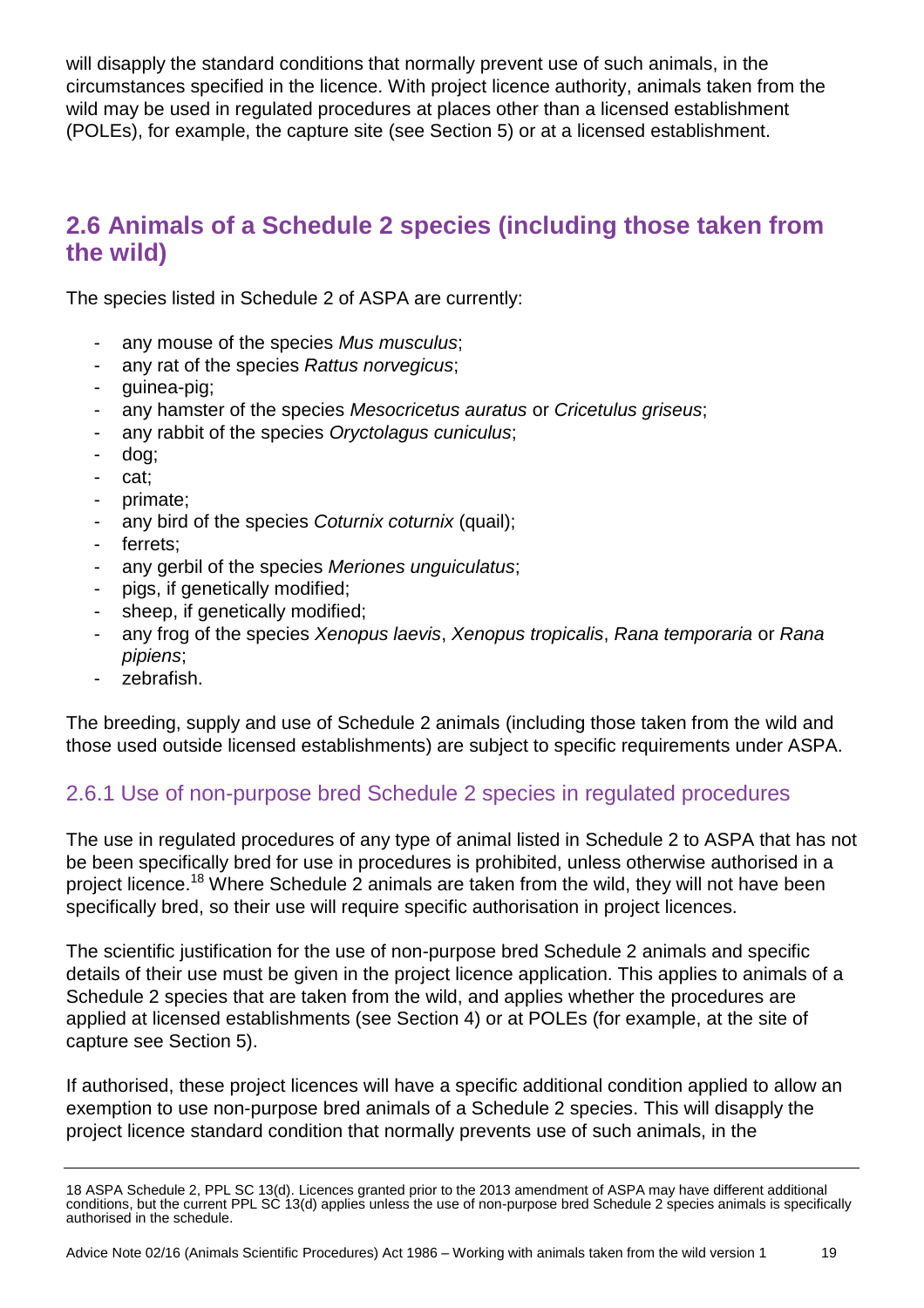will disapply the standard conditions that normally prevent use of such animals, in the circumstances specified in the licence. With project licence authority, animals taken from the wild may be used in regulated procedures at places other than a licensed establishment (POLEs), for example, the capture site (see Section 5) or at a licensed establishment.

## 2.6 Animals of a Schedule 2 species (including those taken from the wild)

The species listed in Schedule 2 of ASPA are currently:

- any mouse of the species *Mus musculus*;
- any rat of the species *Rattus norvegicus*;
- guinea-pig;
- any hamster of the species *Mesocricetus auratus* or *Cricetulus griseus*;
- any rabbit of the species *Oryctolagus cuniculus*;
- dog;
- cat;
- primate;
- any bird of the species *Coturnix coturnix* (quail);
- ferrets;
- any gerbil of the species *Meriones unguiculatus*;
- pigs, if genetically modified;
- sheep, if genetically modified;
- any frog of the species *Xenopus laevis*, *Xenopus tropicalis*, *Rana temporaria* or *Rana pipiens*;
- zebrafish.

The breeding, supply and use of Schedule 2 animals (including those taken from the wild and those used outside licensed establishments) are subject to specific requirements under ASPA.

### 2.6.1 Use of non-purpose bred Schedule 2 species in regulated procedures

The use in regulated procedures of any type of animal listed in Schedule 2 to ASPA that has not be been specifically bred for use in procedures is prohibited, unless otherwise authorised in a project licence.[18] Where Schedule 2 animals are taken from the wild, they will not have been specifically bred, so their use will require specific authorisation in project licences.

The scientific justification for the use of non-purpose bred Schedule 2 animals and specific details of their use must be given in the project licence application. This applies to animals of a Schedule 2 species that are taken from the wild, and applies whether the procedures are applied at licensed establishments (see Section 4) or at POLEs (for example, at the site of capture see Section 5).

If authorised, these project licences will have a specific additional condition applied to allow an exemption to use non-purpose bred animals of a Schedule 2 species. This will disapply the project licence standard condition that normally prevents use of such animals, in the

---

18 ASPA Schedule 2, PPL SC 13(d). Licences granted prior to the 2013 amendment of ASPA may have different additional conditions, but the current PPL SC 13(d) applies unless the use of non-purpose bred Schedule 2 species animals is specifically authorised in the schedule.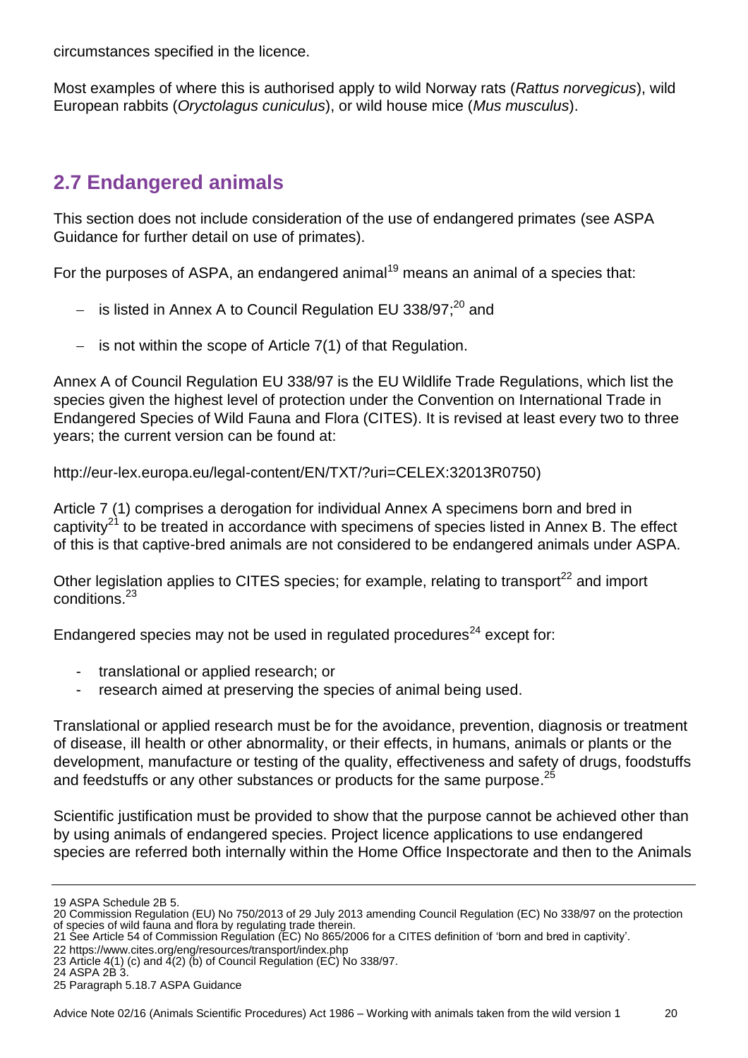circumstances specified in the licence.

Most examples of where this is authorised apply to wild Norway rats (*Rattus norvegicus*), wild European rabbits (*Oryctolagus cuniculus*), or wild house mice (*Mus musculus*).

## 2.7 Endangered animals

This section does not include consideration of the use of endangered primates (see ASPA Guidance for further detail on use of primates).

For the purposes of ASPA, an endangered animal[19] means an animal of a species that:

- is listed in Annex A to Council Regulation EU 338/97;[20] and
- is not within the scope of Article 7(1) of that Regulation.

Annex A of Council Regulation EU 338/97 is the EU Wildlife Trade Regulations, which list the species given the highest level of protection under the Convention on International Trade in Endangered Species of Wild Fauna and Flora (CITES). It is revised at least every two to three years; the current version can be found at:

http://eur-lex.europa.eu/legal-content/EN/TXT/?uri=CELEX:32013R0750)

Article 7 (1) comprises a derogation for individual Annex A specimens born and bred in captivity[21] to be treated in accordance with specimens of species listed in Annex B. The effect of this is that captive-bred animals are not considered to be endangered animals under ASPA.

Other legislation applies to CITES species; for example, relating to transport[22] and import conditions.[23]

Endangered species may not be used in regulated procedures[24] except for:

- translational or applied research; or
- research aimed at preserving the species of animal being used.

Translational or applied research must be for the avoidance, prevention, diagnosis or treatment of disease, ill health or other abnormality, or their effects, in humans, animals or plants or the development, manufacture or testing of the quality, effectiveness and safety of drugs, foodstuffs and feedstuffs or any other substances or products for the same purpose.[25]

Scientific justification must be provided to show that the purpose cannot be achieved other than by using animals of endangered species. Project licence applications to use endangered species are referred both internally within the Home Office Inspectorate and then to the Animals

---

19 ASPA Schedule 2B 5.

20 Commission Regulation (EU) No 750/2013 of 29 July 2013 amending Council Regulation (EC) No 338/97 on the protection of species of wild fauna and flora by regulating trade therein.

21 See Article 54 of Commission Regulation (EC) No 865/2006 for a CITES definition of 'born and bred in captivity'.

22 https://www.cites.org/eng/resources/transport/index.php

23 Article 4(1) (c) and 4(2) (b) of Council Regulation (EC) No 338/97.

24 ASPA 2B 3.

25 Paragraph 5.18.7 ASPA Guidance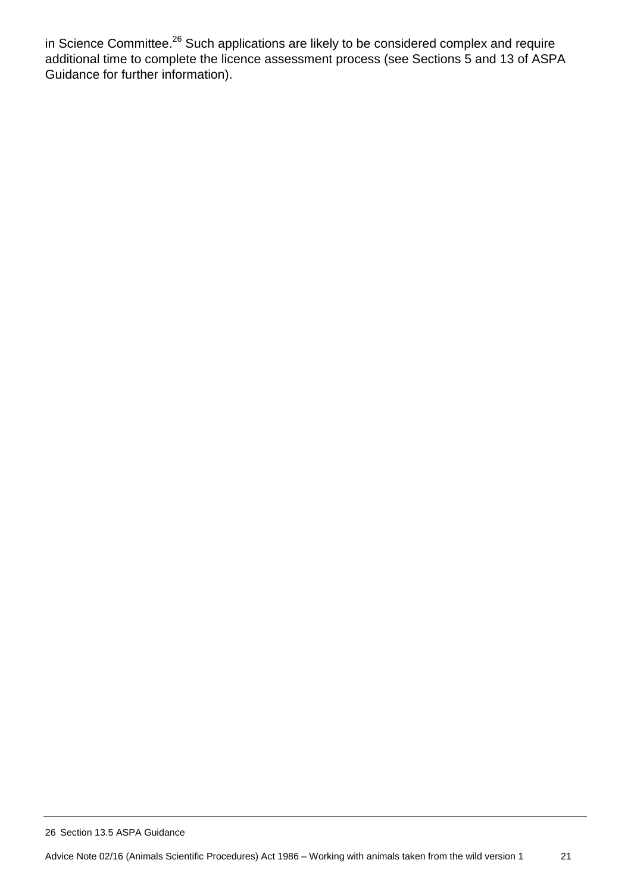in Science Committee.[26] Such applications are likely to be considered complex and require additional time to complete the licence assessment process (see Sections 5 and 13 of ASPA Guidance for further information).

26 Section 13.5 ASPA Guidance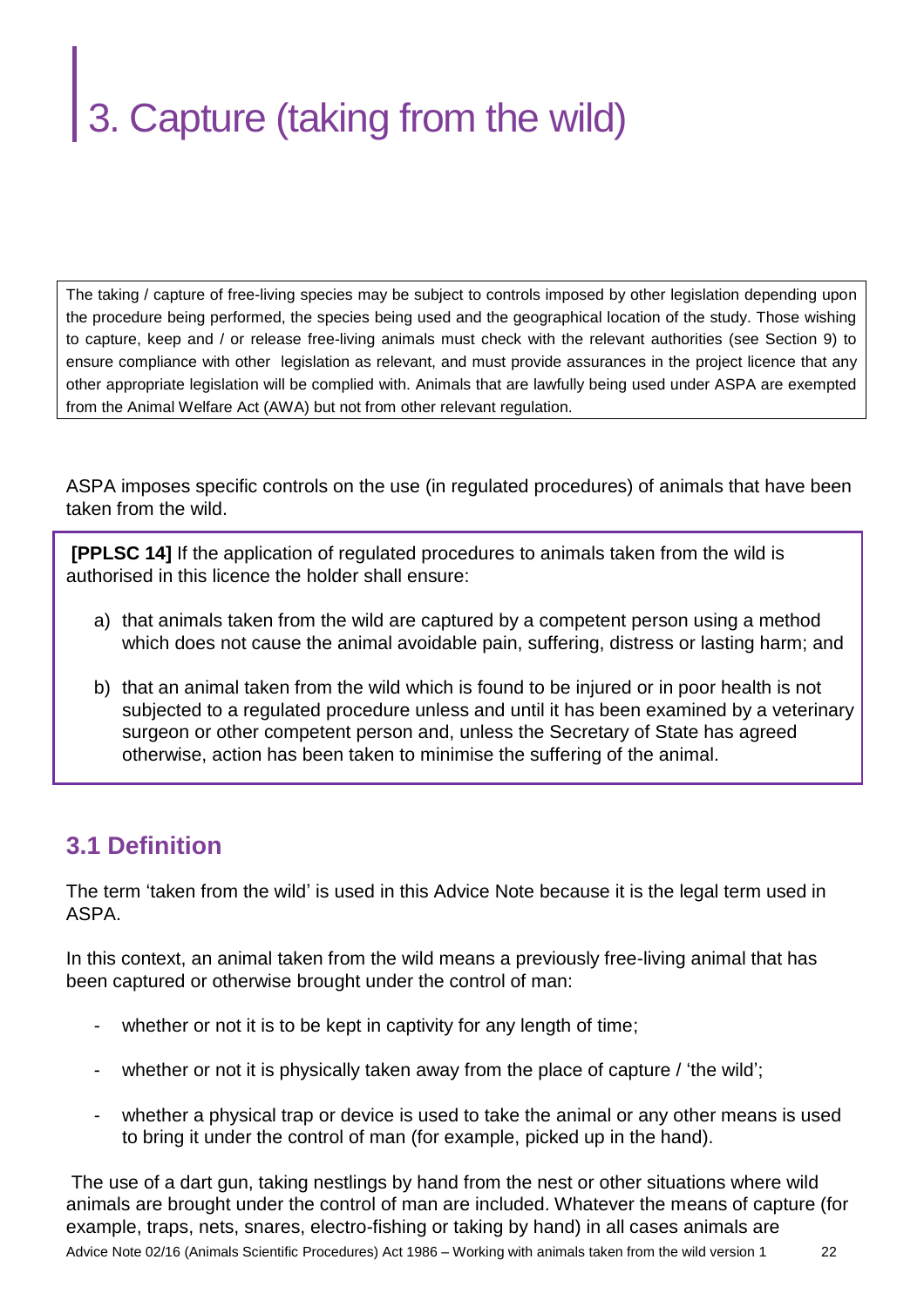# 3. Capture (taking from the wild)

The taking / capture of free-living species may be subject to controls imposed by other legislation depending upon the procedure being performed, the species being used and the geographical location of the study. Those wishing to capture, keep and / or release free-living animals must check with the relevant authorities (see Section 9) to ensure compliance with other legislation as relevant, and must provide assurances in the project licence that any other appropriate legislation will be complied with. Animals that are lawfully being used under ASPA are exempted from the Animal Welfare Act (AWA) but not from other relevant regulation.

ASPA imposes specific controls on the use (in regulated procedures) of animals that have been taken from the wild.

**[PPLSC 14]** If the application of regulated procedures to animals taken from the wild is authorised in this licence the holder shall ensure:

a) that animals taken from the wild are captured by a competent person using a method which does not cause the animal avoidable pain, suffering, distress or lasting harm; and

b) that an animal taken from the wild which is found to be injured or in poor health is not subjected to a regulated procedure unless and until it has been examined by a veterinary surgeon or other competent person and, unless the Secretary of State has agreed otherwise, action has been taken to minimise the suffering of the animal.

## 3.1 Definition

The term 'taken from the wild' is used in this Advice Note because it is the legal term used in ASPA.

In this context, an animal taken from the wild means a previously free-living animal that has been captured or otherwise brought under the control of man:

- whether or not it is to be kept in captivity for any length of time;
- whether or not it is physically taken away from the place of capture / 'the wild';
- whether a physical trap or device is used to take the animal or any other means is used to bring it under the control of man (for example, picked up in the hand).

The use of a dart gun, taking nestlings by hand from the nest or other situations where wild animals are brought under the control of man are included. Whatever the means of capture (for example, traps, nets, snares, electro-fishing or taking by hand) in all cases animals are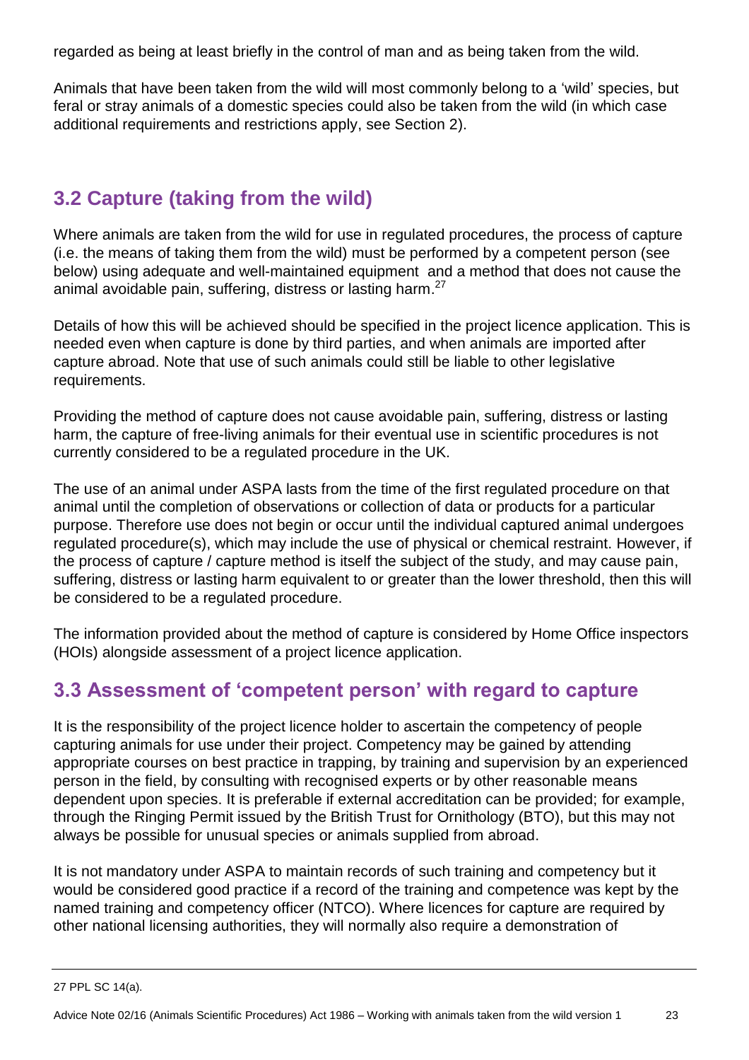regarded as being at least briefly in the control of man and as being taken from the wild.

Animals that have been taken from the wild will most commonly belong to a 'wild' species, but feral or stray animals of a domestic species could also be taken from the wild (in which case additional requirements and restrictions apply, see Section 2).

## 3.2 Capture (taking from the wild)

Where animals are taken from the wild for use in regulated procedures, the process of capture (i.e. the means of taking them from the wild) must be performed by a competent person (see below) using adequate and well-maintained equipment and a method that does not cause the animal avoidable pain, suffering, distress or lasting harm.[27]

Details of how this will be achieved should be specified in the project licence application. This is needed even when capture is done by third parties, and when animals are imported after capture abroad. Note that use of such animals could still be liable to other legislative requirements.

Providing the method of capture does not cause avoidable pain, suffering, distress or lasting harm, the capture of free-living animals for their eventual use in scientific procedures is not currently considered to be a regulated procedure in the UK.

The use of an animal under ASPA lasts from the time of the first regulated procedure on that animal until the completion of observations or collection of data or products for a particular purpose. Therefore use does not begin or occur until the individual captured animal undergoes regulated procedure(s), which may include the use of physical or chemical restraint. However, if the process of capture / capture method is itself the subject of the study, and may cause pain, suffering, distress or lasting harm equivalent to or greater than the lower threshold, then this will be considered to be a regulated procedure.

The information provided about the method of capture is considered by Home Office inspectors (HOIs) alongside assessment of a project licence application.

## 3.3 Assessment of 'competent person' with regard to capture

It is the responsibility of the project licence holder to ascertain the competency of people capturing animals for use under their project. Competency may be gained by attending appropriate courses on best practice in trapping, by training and supervision by an experienced person in the field, by consulting with recognised experts or by other reasonable means dependent upon species. It is preferable if external accreditation can be provided; for example, through the Ringing Permit issued by the British Trust for Ornithology (BTO), but this may not always be possible for unusual species or animals supplied from abroad.

It is not mandatory under ASPA to maintain records of such training and competency but it would be considered good practice if a record of the training and competence was kept by the named training and competency officer (NTCO). Where licences for capture are required by other national licensing authorities, they will normally also require a demonstration of

---

27 PPL SC 14(a).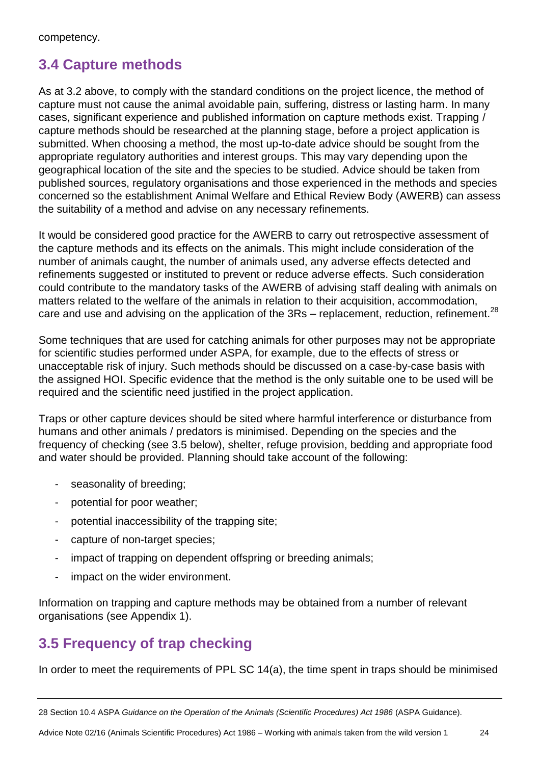competency.

## 3.4 Capture methods

As at 3.2 above, to comply with the standard conditions on the project licence, the method of capture must not cause the animal avoidable pain, suffering, distress or lasting harm. In many cases, significant experience and published information on capture methods exist. Trapping / capture methods should be researched at the planning stage, before a project application is submitted. When choosing a method, the most up-to-date advice should be sought from the appropriate regulatory authorities and interest groups. This may vary depending upon the geographical location of the site and the species to be studied. Advice should be taken from published sources, regulatory organisations and those experienced in the methods and species concerned so the establishment Animal Welfare and Ethical Review Body (AWERB) can assess the suitability of a method and advise on any necessary refinements.

It would be considered good practice for the AWERB to carry out retrospective assessment of the capture methods and its effects on the animals. This might include consideration of the number of animals caught, the number of animals used, any adverse effects detected and refinements suggested or instituted to prevent or reduce adverse effects. Such consideration could contribute to the mandatory tasks of the AWERB of advising staff dealing with animals on matters related to the welfare of the animals in relation to their acquisition, accommodation, care and use and advising on the application of the 3Rs – replacement, reduction, refinement.[28]

Some techniques that are used for catching animals for other purposes may not be appropriate for scientific studies performed under ASPA, for example, due to the effects of stress or unacceptable risk of injury. Such methods should be discussed on a case-by-case basis with the assigned HOI. Specific evidence that the method is the only suitable one to be used will be required and the scientific need justified in the project application.

Traps or other capture devices should be sited where harmful interference or disturbance from humans and other animals / predators is minimised. Depending on the species and the frequency of checking (see 3.5 below), shelter, refuge provision, bedding and appropriate food and water should be provided. Planning should take account of the following:

- seasonality of breeding;
- potential for poor weather;
- potential inaccessibility of the trapping site;
- capture of non-target species;
- impact of trapping on dependent offspring or breeding animals;
- impact on the wider environment.

Information on trapping and capture methods may be obtained from a number of relevant organisations (see Appendix 1).

## 3.5 Frequency of trap checking

In order to meet the requirements of PPL SC 14(a), the time spent in traps should be minimised

28 Section 10.4 ASPA *Guidance on the Operation of the Animals (Scientific Procedures) Act 1986* (ASPA Guidance).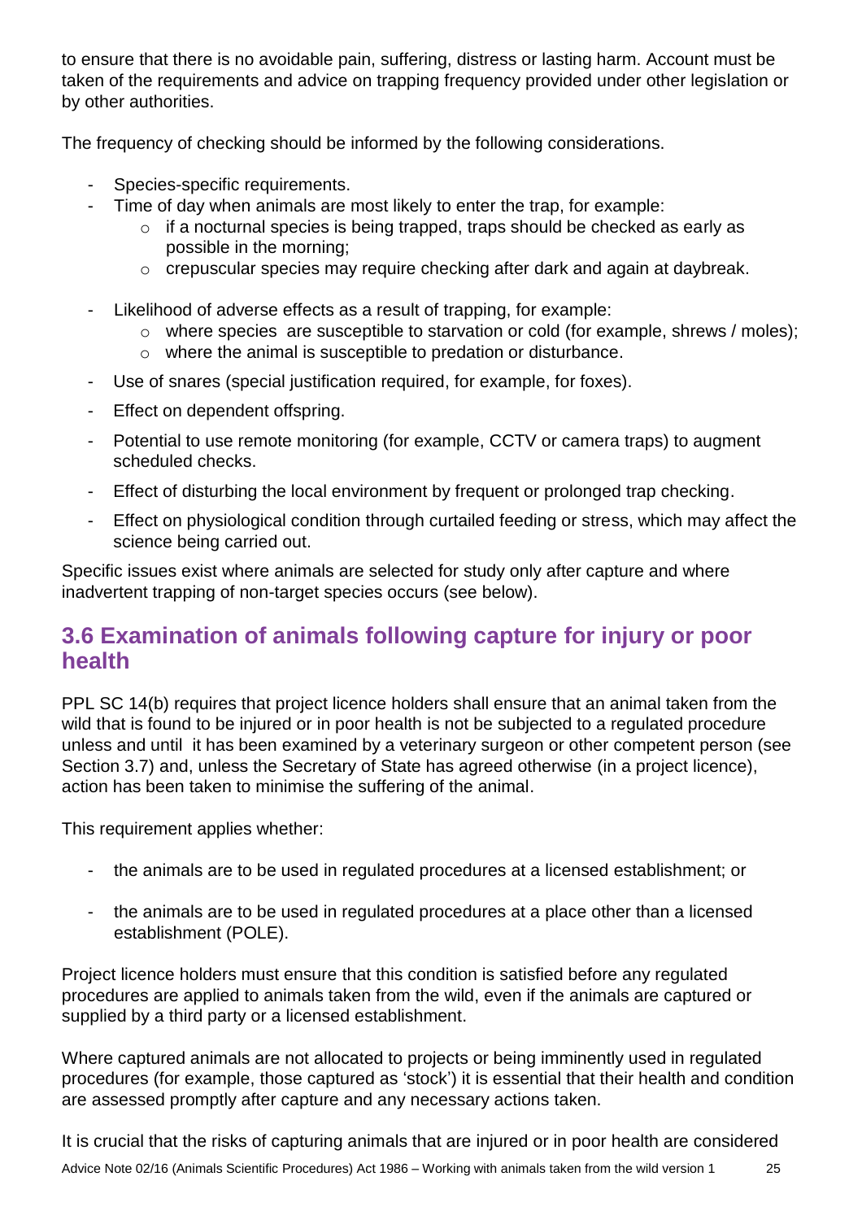to ensure that there is no avoidable pain, suffering, distress or lasting harm. Account must be taken of the requirements and advice on trapping frequency provided under other legislation or by other authorities.

The frequency of checking should be informed by the following considerations.

- Species-specific requirements.
- Time of day when animals are most likely to enter the trap, for example:
  - if a nocturnal species is being trapped, traps should be checked as early as possible in the morning;
  - crepuscular species may require checking after dark and again at daybreak.
- Likelihood of adverse effects as a result of trapping, for example:
  - where species are susceptible to starvation or cold (for example, shrews / moles);
  - where the animal is susceptible to predation or disturbance.
- Use of snares (special justification required, for example, for foxes).
- Effect on dependent offspring.
- Potential to use remote monitoring (for example, CCTV or camera traps) to augment scheduled checks.
- Effect of disturbing the local environment by frequent or prolonged trap checking.
- Effect on physiological condition through curtailed feeding or stress, which may affect the science being carried out.

Specific issues exist where animals are selected for study only after capture and where inadvertent trapping of non-target species occurs (see below).

## 3.6 Examination of animals following capture for injury or poor health

PPL SC 14(b) requires that project licence holders shall ensure that an animal taken from the wild that is found to be injured or in poor health is not be subjected to a regulated procedure unless and until it has been examined by a veterinary surgeon or other competent person (see Section 3.7) and, unless the Secretary of State has agreed otherwise (in a project licence), action has been taken to minimise the suffering of the animal.

This requirement applies whether:

- the animals are to be used in regulated procedures at a licensed establishment; or
- the animals are to be used in regulated procedures at a place other than a licensed establishment (POLE).

Project licence holders must ensure that this condition is satisfied before any regulated procedures are applied to animals taken from the wild, even if the animals are captured or supplied by a third party or a licensed establishment.

Where captured animals are not allocated to projects or being imminently used in regulated procedures (for example, those captured as 'stock') it is essential that their health and condition are assessed promptly after capture and any necessary actions taken.

It is crucial that the risks of capturing animals that are injured or in poor health are considered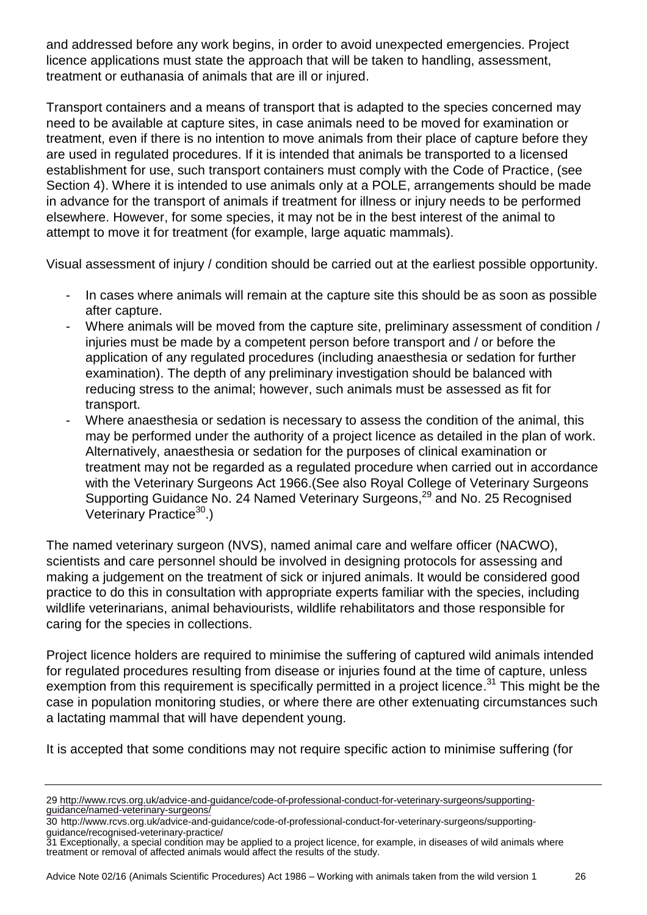and addressed before any work begins, in order to avoid unexpected emergencies. Project licence applications must state the approach that will be taken to handling, assessment, treatment or euthanasia of animals that are ill or injured.

Transport containers and a means of transport that is adapted to the species concerned may need to be available at capture sites, in case animals need to be moved for examination or treatment, even if there is no intention to move animals from their place of capture before they are used in regulated procedures. If it is intended that animals be transported to a licensed establishment for use, such transport containers must comply with the Code of Practice, (see Section 4). Where it is intended to use animals only at a POLE, arrangements should be made in advance for the transport of animals if treatment for illness or injury needs to be performed elsewhere. However, for some species, it may not be in the best interest of the animal to attempt to move it for treatment (for example, large aquatic mammals).

Visual assessment of injury / condition should be carried out at the earliest possible opportunity.

- In cases where animals will remain at the capture site this should be as soon as possible after capture.
- Where animals will be moved from the capture site, preliminary assessment of condition / injuries must be made by a competent person before transport and / or before the application of any regulated procedures (including anaesthesia or sedation for further examination). The depth of any preliminary investigation should be balanced with reducing stress to the animal; however, such animals must be assessed as fit for transport.
- Where anaesthesia or sedation is necessary to assess the condition of the animal, this may be performed under the authority of a project licence as detailed in the plan of work. Alternatively, anaesthesia or sedation for the purposes of clinical examination or treatment may not be regarded as a regulated procedure when carried out in accordance with the Veterinary Surgeons Act 1966.(See also Royal College of Veterinary Surgeons Supporting Guidance No. 24 Named Veterinary Surgeons,[29] and No. 25 Recognised Veterinary Practice[30].)

The named veterinary surgeon (NVS), named animal care and welfare officer (NACWO), scientists and care personnel should be involved in designing protocols for assessing and making a judgement on the treatment of sick or injured animals. It would be considered good practice to do this in consultation with appropriate experts familiar with the species, including wildlife veterinarians, animal behaviourists, wildlife rehabilitators and those responsible for caring for the species in collections.

Project licence holders are required to minimise the suffering of captured wild animals intended for regulated procedures resulting from disease or injuries found at the time of capture, unless exemption from this requirement is specifically permitted in a project licence.[31] This might be the case in population monitoring studies, or where there are other extenuating circumstances such a lactating mammal that will have dependent young.

It is accepted that some conditions may not require specific action to minimise suffering (for

---

29 http://www.rcvs.org.uk/advice-and-guidance/code-of-professional-conduct-for-veterinary-surgeons/supporting-guidance/named-veterinary-surgeons/

30 http://www.rcvs.org.uk/advice-and-guidance/code-of-professional-conduct-for-veterinary-surgeons/supporting-guidance/recognised-veterinary-practice/

31 Exceptionally, a special condition may be applied to a project licence, for example, in diseases of wild animals where treatment or removal of affected animals would affect the results of the study.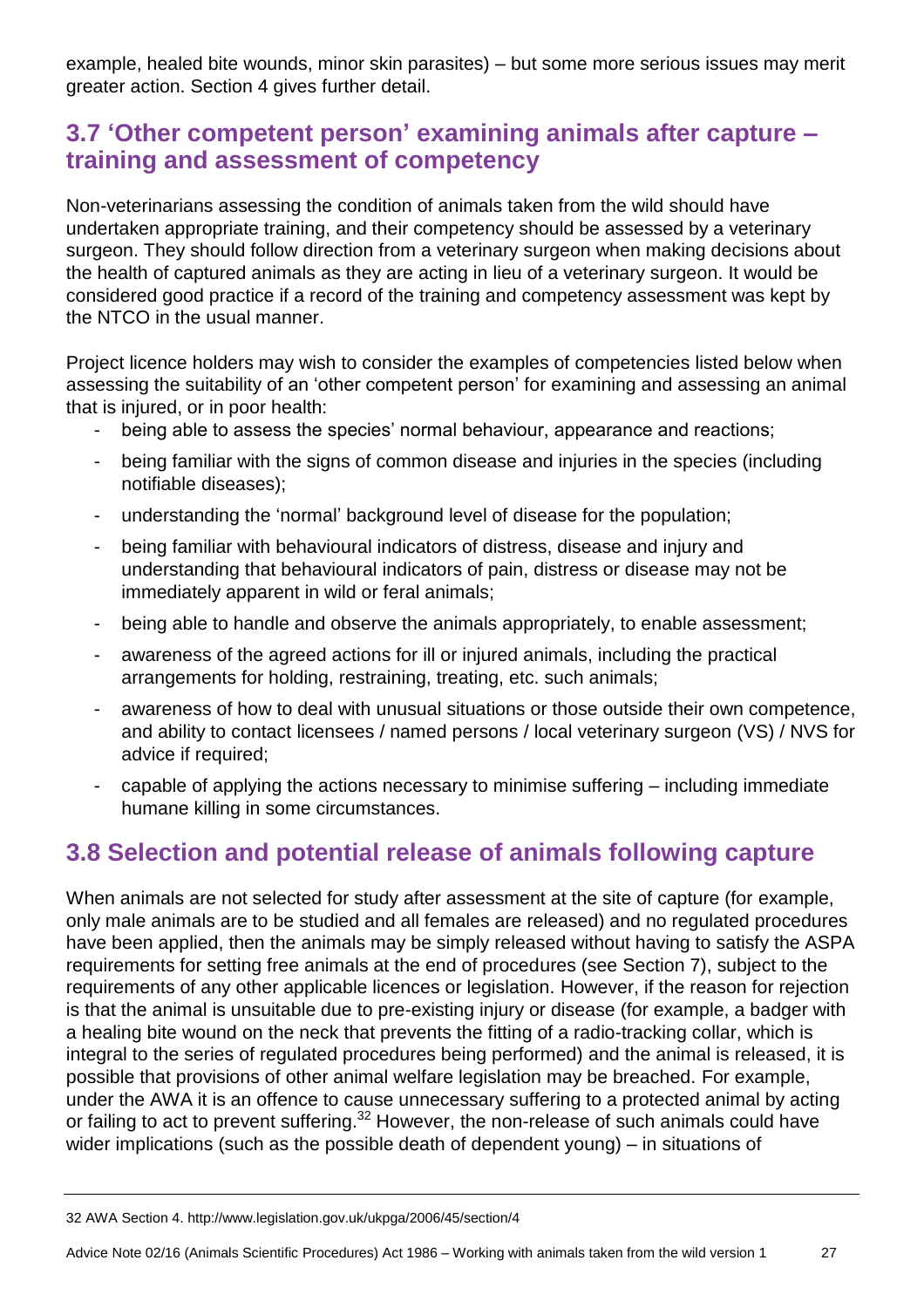example, healed bite wounds, minor skin parasites) – but some more serious issues may merit greater action. Section 4 gives further detail.

## 3.7 'Other competent person' examining animals after capture – training and assessment of competency

Non-veterinarians assessing the condition of animals taken from the wild should have undertaken appropriate training, and their competency should be assessed by a veterinary surgeon. They should follow direction from a veterinary surgeon when making decisions about the health of captured animals as they are acting in lieu of a veterinary surgeon. It would be considered good practice if a record of the training and competency assessment was kept by the NTCO in the usual manner.

Project licence holders may wish to consider the examples of competencies listed below when assessing the suitability of an 'other competent person' for examining and assessing an animal that is injured, or in poor health:

- being able to assess the species' normal behaviour, appearance and reactions;
- being familiar with the signs of common disease and injuries in the species (including notifiable diseases);
- understanding the 'normal' background level of disease for the population;
- being familiar with behavioural indicators of distress, disease and injury and understanding that behavioural indicators of pain, distress or disease may not be immediately apparent in wild or feral animals;
- being able to handle and observe the animals appropriately, to enable assessment;
- awareness of the agreed actions for ill or injured animals, including the practical arrangements for holding, restraining, treating, etc. such animals;
- awareness of how to deal with unusual situations or those outside their own competence, and ability to contact licensees / named persons / local veterinary surgeon (VS) / NVS for advice if required;
- capable of applying the actions necessary to minimise suffering – including immediate humane killing in some circumstances.

## 3.8 Selection and potential release of animals following capture

When animals are not selected for study after assessment at the site of capture (for example, only male animals are to be studied and all females are released) and no regulated procedures have been applied, then the animals may be simply released without having to satisfy the ASPA requirements for setting free animals at the end of procedures (see Section 7), subject to the requirements of any other applicable licences or legislation. However, if the reason for rejection is that the animal is unsuitable due to pre-existing injury or disease (for example, a badger with a healing bite wound on the neck that prevents the fitting of a radio-tracking collar, which is integral to the series of regulated procedures being performed) and the animal is released, it is possible that provisions of other animal welfare legislation may be breached. For example, under the AWA it is an offence to cause unnecessary suffering to a protected animal by acting or failing to act to prevent suffering.[32] However, the non-release of such animals could have wider implications (such as the possible death of dependent young) – in situations of

32 AWA Section 4. http://www.legislation.gov.uk/ukpga/2006/45/section/4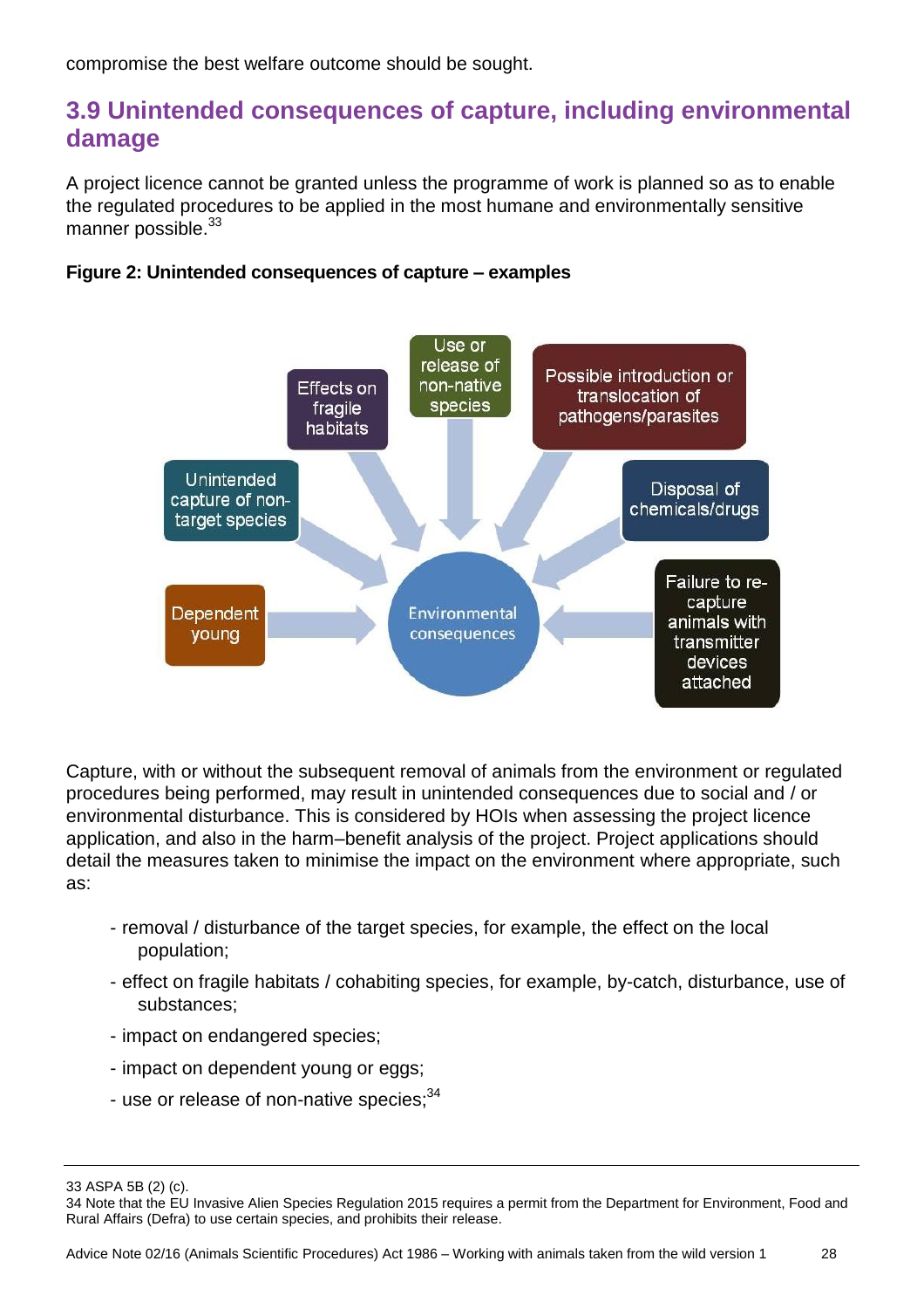compromise the best welfare outcome should be sought.

## 3.9 Unintended consequences of capture, including environmental damage

A project licence cannot be granted unless the programme of work is planned so as to enable the regulated procedures to be applied in the most humane and environmentally sensitive manner possible.[33]

**Figure 2: Unintended consequences of capture – examples**

- Effects on fragile habitats
- Use or release of non-native species
- Possible introduction or translocation of pathogens/parasites
- Unintended capture of non-target species
- Disposal of chemicals/drugs
- Dependent young
- Failure to re-capture animals with transmitter devices attached

→ Environmental consequences

Capture, with or without the subsequent removal of animals from the environment or regulated procedures being performed, may result in unintended consequences due to social and / or environmental disturbance. This is considered by HOIs when assessing the project licence application, and also in the harm–benefit analysis of the project. Project applications should detail the measures taken to minimise the impact on the environment where appropriate, such as:

- removal / disturbance of the target species, for example, the effect on the local population;
- effect on fragile habitats / cohabiting species, for example, by-catch, disturbance, use of substances;
- impact on endangered species;
- impact on dependent young or eggs;
- use or release of non-native species;[34]

---

33 ASPA 5B (2) (c).

34 Note that the EU Invasive Alien Species Regulation 2015 requires a permit from the Department for Environment, Food and Rural Affairs (Defra) to use certain species, and prohibits their release.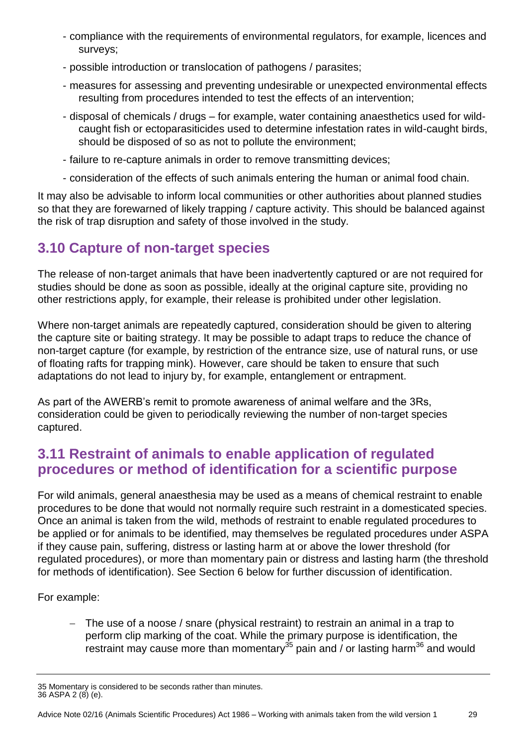- compliance with the requirements of environmental regulators, for example, licences and surveys;
- possible introduction or translocation of pathogens / parasites;
- measures for assessing and preventing undesirable or unexpected environmental effects resulting from procedures intended to test the effects of an intervention;
- disposal of chemicals / drugs – for example, water containing anaesthetics used for wild-caught fish or ectoparasiticides used to determine infestation rates in wild-caught birds, should be disposed of so as not to pollute the environment;
- failure to re-capture animals in order to remove transmitting devices;
- consideration of the effects of such animals entering the human or animal food chain.

It may also be advisable to inform local communities or other authorities about planned studies so that they are forewarned of likely trapping / capture activity. This should be balanced against the risk of trap disruption and safety of those involved in the study.

## 3.10 Capture of non-target species

The release of non-target animals that have been inadvertently captured or are not required for studies should be done as soon as possible, ideally at the original capture site, providing no other restrictions apply, for example, their release is prohibited under other legislation.

Where non-target animals are repeatedly captured, consideration should be given to altering the capture site or baiting strategy. It may be possible to adapt traps to reduce the chance of non-target capture (for example, by restriction of the entrance size, use of natural runs, or use of floating rafts for trapping mink). However, care should be taken to ensure that such adaptations do not lead to injury by, for example, entanglement or entrapment.

As part of the AWERB's remit to promote awareness of animal welfare and the 3Rs, consideration could be given to periodically reviewing the number of non-target species captured.

## 3.11 Restraint of animals to enable application of regulated procedures or method of identification for a scientific purpose

For wild animals, general anaesthesia may be used as a means of chemical restraint to enable procedures to be done that would not normally require such restraint in a domesticated species. Once an animal is taken from the wild, methods of restraint to enable regulated procedures to be applied or for animals to be identified, may themselves be regulated procedures under ASPA if they cause pain, suffering, distress or lasting harm at or above the lower threshold (for regulated procedures), or more than momentary pain or distress and lasting harm (the threshold for methods of identification). See Section 6 below for further discussion of identification.

For example:

- The use of a noose / snare (physical restraint) to restrain an animal in a trap to perform clip marking of the coat. While the primary purpose is identification, the restraint may cause more than momentary[35] pain and / or lasting harm[36] and would

35 Momentary is considered to be seconds rather than minutes.
36 ASPA 2 (8) (e).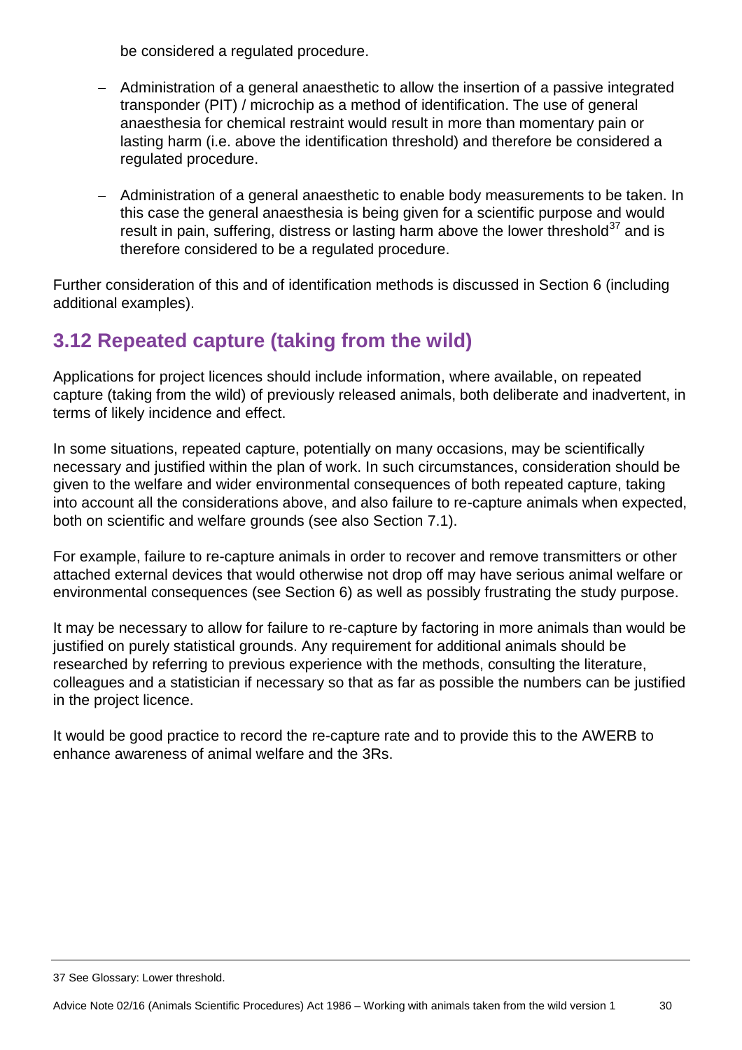be considered a regulated procedure.

- Administration of a general anaesthetic to allow the insertion of a passive integrated transponder (PIT) / microchip as a method of identification. The use of general anaesthesia for chemical restraint would result in more than momentary pain or lasting harm (i.e. above the identification threshold) and therefore be considered a regulated procedure.
- Administration of a general anaesthetic to enable body measurements to be taken. In this case the general anaesthesia is being given for a scientific purpose and would result in pain, suffering, distress or lasting harm above the lower threshold[37] and is therefore considered to be a regulated procedure.

Further consideration of this and of identification methods is discussed in Section 6 (including additional examples).

## 3.12 Repeated capture (taking from the wild)

Applications for project licences should include information, where available, on repeated capture (taking from the wild) of previously released animals, both deliberate and inadvertent, in terms of likely incidence and effect.

In some situations, repeated capture, potentially on many occasions, may be scientifically necessary and justified within the plan of work. In such circumstances, consideration should be given to the welfare and wider environmental consequences of both repeated capture, taking into account all the considerations above, and also failure to re-capture animals when expected, both on scientific and welfare grounds (see also Section 7.1).

For example, failure to re-capture animals in order to recover and remove transmitters or other attached external devices that would otherwise not drop off may have serious animal welfare or environmental consequences (see Section 6) as well as possibly frustrating the study purpose.

It may be necessary to allow for failure to re-capture by factoring in more animals than would be justified on purely statistical grounds. Any requirement for additional animals should be researched by referring to previous experience with the methods, consulting the literature, colleagues and a statistician if necessary so that as far as possible the numbers can be justified in the project licence.

It would be good practice to record the re-capture rate and to provide this to the AWERB to enhance awareness of animal welfare and the 3Rs.

---

37 See Glossary: Lower threshold.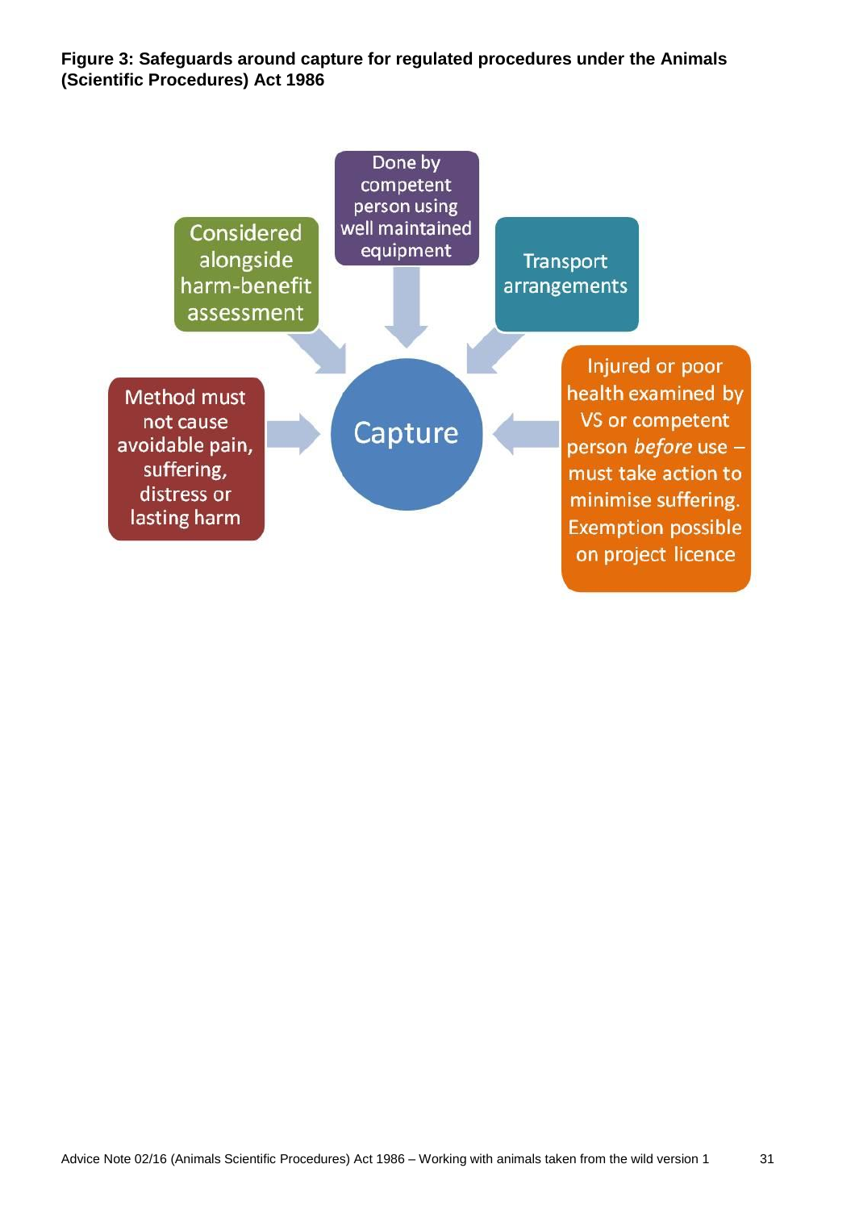**Figure 3: Safeguards around capture for regulated procedures under the Animals (Scientific Procedures) Act 1986**

Capture

- Considered alongside harm-benefit assessment
- Done by competent person using well maintained equipment
- Transport arrangements
- Method must not cause avoidable pain, suffering, distress or lasting harm
- Injured or poor health examined by VS or competent person *before* use – must take action to minimise suffering. Exemption possible on project licence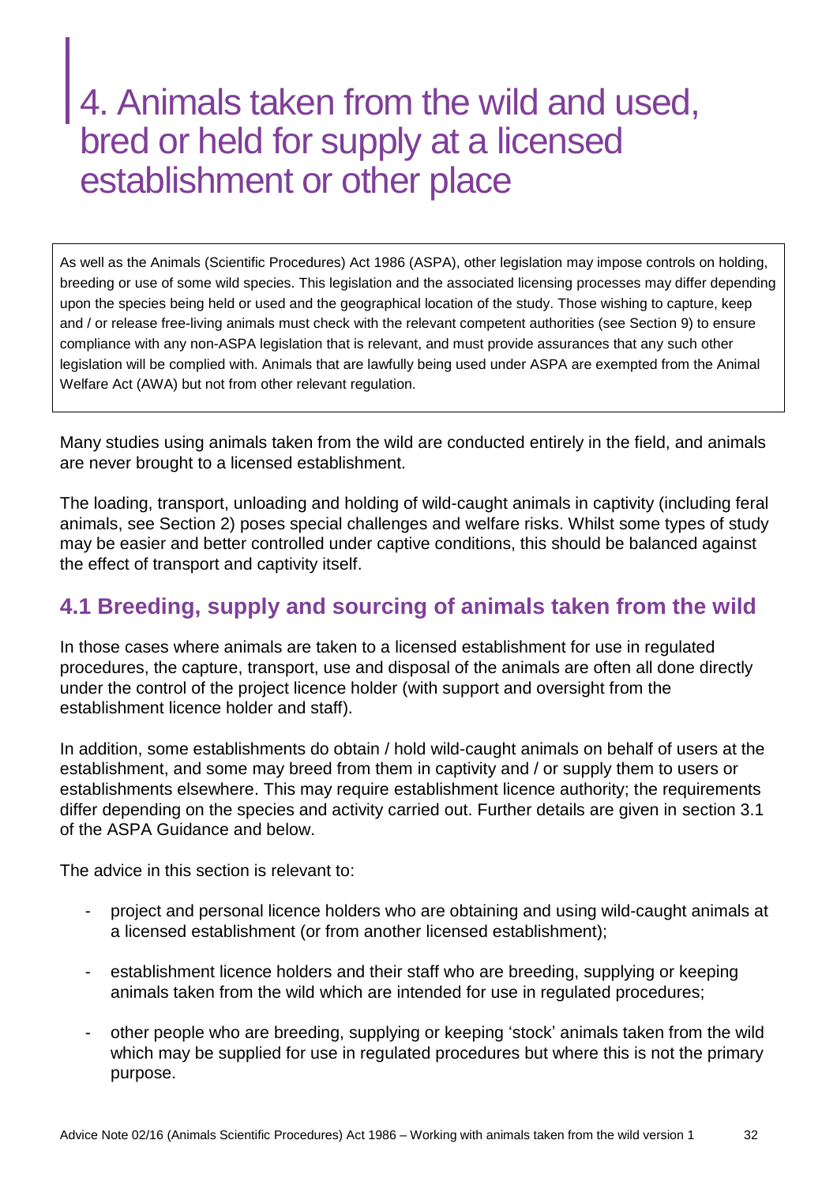# 4. Animals taken from the wild and used, bred or held for supply at a licensed establishment or other place

> As well as the Animals (Scientific Procedures) Act 1986 (ASPA), other legislation may impose controls on holding, breeding or use of some wild species. This legislation and the associated licensing processes may differ depending upon the species being held or used and the geographical location of the study. Those wishing to capture, keep and / or release free-living animals must check with the relevant competent authorities (see Section 9) to ensure compliance with any non-ASPA legislation that is relevant, and must provide assurances that any such other legislation will be complied with. Animals that are lawfully being used under ASPA are exempted from the Animal Welfare Act (AWA) but not from other relevant regulation.

Many studies using animals taken from the wild are conducted entirely in the field, and animals are never brought to a licensed establishment.

The loading, transport, unloading and holding of wild-caught animals in captivity (including feral animals, see Section 2) poses special challenges and welfare risks. Whilst some types of study may be easier and better controlled under captive conditions, this should be balanced against the effect of transport and captivity itself.

## 4.1 Breeding, supply and sourcing of animals taken from the wild

In those cases where animals are taken to a licensed establishment for use in regulated procedures, the capture, transport, use and disposal of the animals are often all done directly under the control of the project licence holder (with support and oversight from the establishment licence holder and staff).

In addition, some establishments do obtain / hold wild-caught animals on behalf of users at the establishment, and some may breed from them in captivity and / or supply them to users or establishments elsewhere. This may require establishment licence authority; the requirements differ depending on the species and activity carried out. Further details are given in section 3.1 of the ASPA Guidance and below.

The advice in this section is relevant to:

- project and personal licence holders who are obtaining and using wild-caught animals at a licensed establishment (or from another licensed establishment);
- establishment licence holders and their staff who are breeding, supplying or keeping animals taken from the wild which are intended for use in regulated procedures;
- other people who are breeding, supplying or keeping 'stock' animals taken from the wild which may be supplied for use in regulated procedures but where this is not the primary purpose.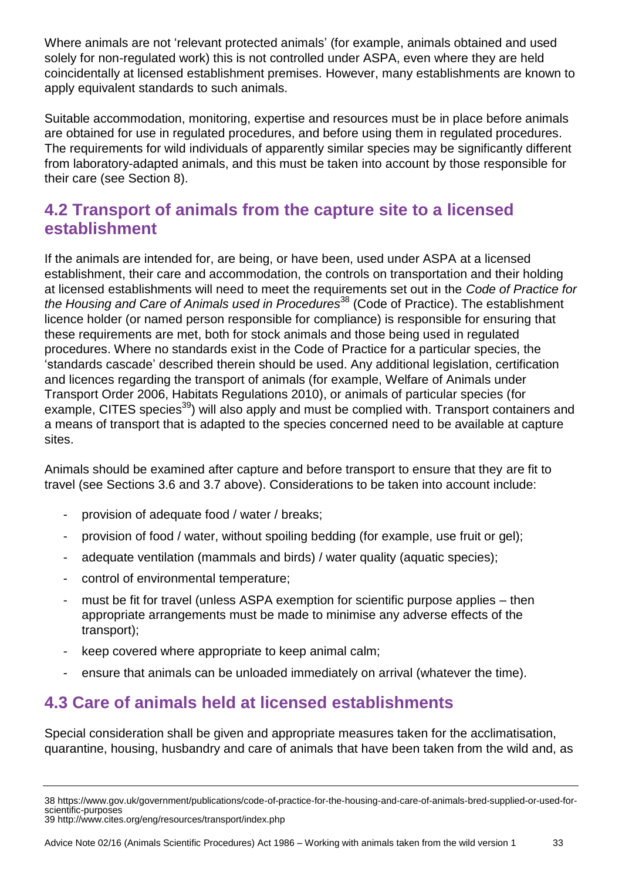Where animals are not 'relevant protected animals' (for example, animals obtained and used solely for non-regulated work) this is not controlled under ASPA, even where they are held coincidentally at licensed establishment premises. However, many establishments are known to apply equivalent standards to such animals.

Suitable accommodation, monitoring, expertise and resources must be in place before animals are obtained for use in regulated procedures, and before using them in regulated procedures. The requirements for wild individuals of apparently similar species may be significantly different from laboratory-adapted animals, and this must be taken into account by those responsible for their care (see Section 8).

## 4.2 Transport of animals from the capture site to a licensed establishment

If the animals are intended for, are being, or have been, used under ASPA at a licensed establishment, their care and accommodation, the controls on transportation and their holding at licensed establishments will need to meet the requirements set out in the *Code of Practice for the Housing and Care of Animals used in Procedures*[38] (Code of Practice). The establishment licence holder (or named person responsible for compliance) is responsible for ensuring that these requirements are met, both for stock animals and those being used in regulated procedures. Where no standards exist in the Code of Practice for a particular species, the 'standards cascade' described therein should be used. Any additional legislation, certification and licences regarding the transport of animals (for example, Welfare of Animals under Transport Order 2006, Habitats Regulations 2010), or animals of particular species (for example, CITES species[39]) will also apply and must be complied with. Transport containers and a means of transport that is adapted to the species concerned need to be available at capture sites.

Animals should be examined after capture and before transport to ensure that they are fit to travel (see Sections 3.6 and 3.7 above). Considerations to be taken into account include:

- provision of adequate food / water / breaks;
- provision of food / water, without spoiling bedding (for example, use fruit or gel);
- adequate ventilation (mammals and birds) / water quality (aquatic species);
- control of environmental temperature;
- must be fit for travel (unless ASPA exemption for scientific purpose applies – then appropriate arrangements must be made to minimise any adverse effects of the transport);
- keep covered where appropriate to keep animal calm;
- ensure that animals can be unloaded immediately on arrival (whatever the time).

## 4.3 Care of animals held at licensed establishments

Special consideration shall be given and appropriate measures taken for the acclimatisation, quarantine, housing, husbandry and care of animals that have been taken from the wild and, as

---

38 https://www.gov.uk/government/publications/code-of-practice-for-the-housing-and-care-of-animals-bred-supplied-or-used-for-scientific-purposes
39 http://www.cites.org/eng/resources/transport/index.php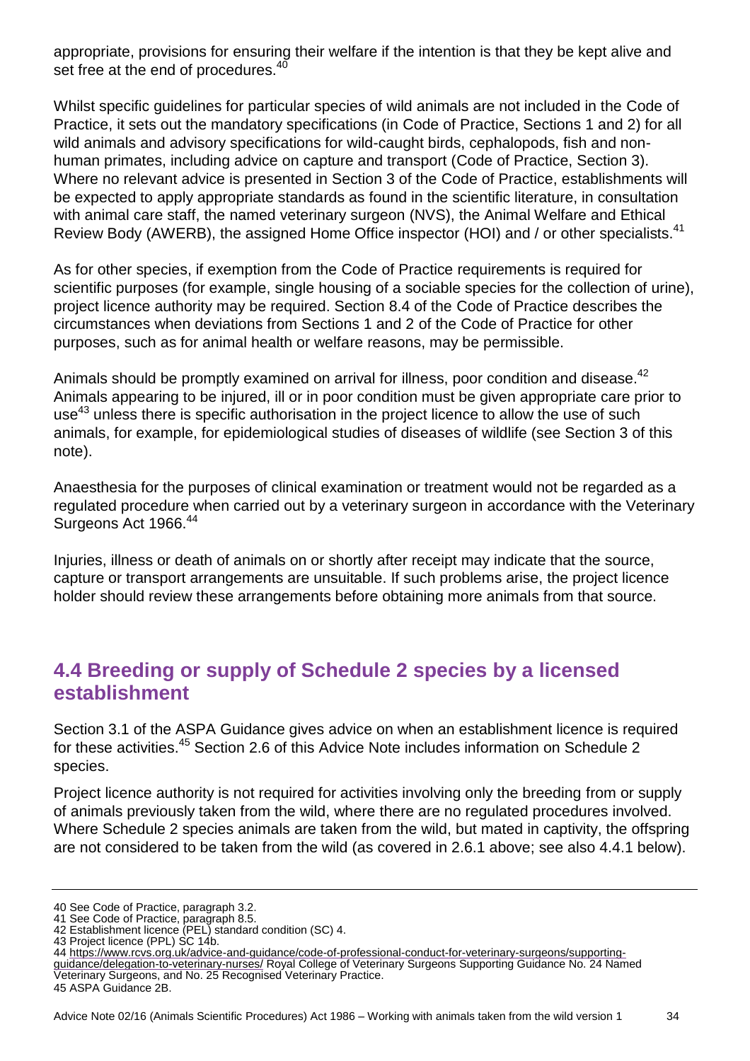appropriate, provisions for ensuring their welfare if the intention is that they be kept alive and set free at the end of procedures.[40]

Whilst specific guidelines for particular species of wild animals are not included in the Code of Practice, it sets out the mandatory specifications (in Code of Practice, Sections 1 and 2) for all wild animals and advisory specifications for wild-caught birds, cephalopods, fish and non-human primates, including advice on capture and transport (Code of Practice, Section 3). Where no relevant advice is presented in Section 3 of the Code of Practice, establishments will be expected to apply appropriate standards as found in the scientific literature, in consultation with animal care staff, the named veterinary surgeon (NVS), the Animal Welfare and Ethical Review Body (AWERB), the assigned Home Office inspector (HOI) and / or other specialists.[41]

As for other species, if exemption from the Code of Practice requirements is required for scientific purposes (for example, single housing of a sociable species for the collection of urine), project licence authority may be required. Section 8.4 of the Code of Practice describes the circumstances when deviations from Sections 1 and 2 of the Code of Practice for other purposes, such as for animal health or welfare reasons, may be permissible.

Animals should be promptly examined on arrival for illness, poor condition and disease.[42] Animals appearing to be injured, ill or in poor condition must be given appropriate care prior to use[43] unless there is specific authorisation in the project licence to allow the use of such animals, for example, for epidemiological studies of diseases of wildlife (see Section 3 of this note).

Anaesthesia for the purposes of clinical examination or treatment would not be regarded as a regulated procedure when carried out by a veterinary surgeon in accordance with the Veterinary Surgeons Act 1966.[44]

Injuries, illness or death of animals on or shortly after receipt may indicate that the source, capture or transport arrangements are unsuitable. If such problems arise, the project licence holder should review these arrangements before obtaining more animals from that source.

## 4.4 Breeding or supply of Schedule 2 species by a licensed establishment

Section 3.1 of the ASPA Guidance gives advice on when an establishment licence is required for these activities.[45] Section 2.6 of this Advice Note includes information on Schedule 2 species.

Project licence authority is not required for activities involving only the breeding from or supply of animals previously taken from the wild, where there are no regulated procedures involved. Where Schedule 2 species animals are taken from the wild, but mated in captivity, the offspring are not considered to be taken from the wild (as covered in 2.6.1 above; see also 4.4.1 below).

---

40 See Code of Practice, paragraph 3.2.
41 See Code of Practice, paragraph 8.5.
42 Establishment licence (PEL) standard condition (SC) 4.
43 Project licence (PPL) SC 14b.
44 https://www.rcvs.org.uk/advice-and-guidance/code-of-professional-conduct-for-veterinary-surgeons/supporting-guidance/delegation-to-veterinary-nurses/ Royal College of Veterinary Surgeons Supporting Guidance No. 24 Named Veterinary Surgeons, and No. 25 Recognised Veterinary Practice.
45 ASPA Guidance 2B.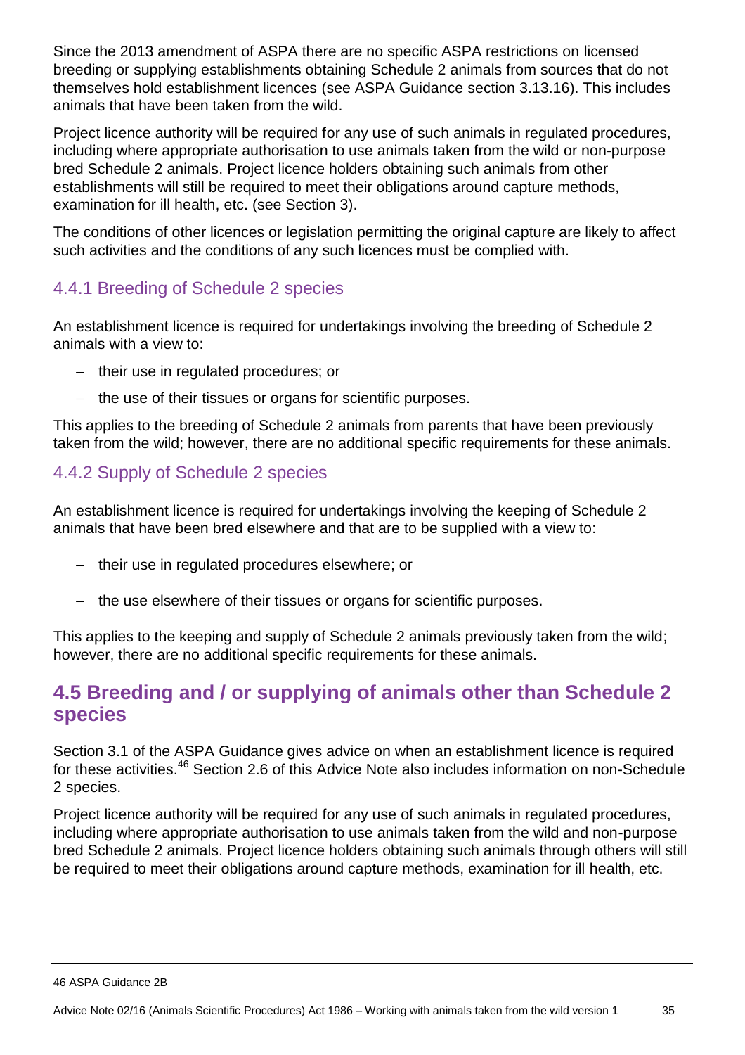Since the 2013 amendment of ASPA there are no specific ASPA restrictions on licensed breeding or supplying establishments obtaining Schedule 2 animals from sources that do not themselves hold establishment licences (see ASPA Guidance section 3.13.16). This includes animals that have been taken from the wild.

Project licence authority will be required for any use of such animals in regulated procedures, including where appropriate authorisation to use animals taken from the wild or non-purpose bred Schedule 2 animals. Project licence holders obtaining such animals from other establishments will still be required to meet their obligations around capture methods, examination for ill health, etc. (see Section 3).

The conditions of other licences or legislation permitting the original capture are likely to affect such activities and the conditions of any such licences must be complied with.

### 4.4.1 Breeding of Schedule 2 species

An establishment licence is required for undertakings involving the breeding of Schedule 2 animals with a view to:

- their use in regulated procedures; or
- the use of their tissues or organs for scientific purposes.

This applies to the breeding of Schedule 2 animals from parents that have been previously taken from the wild; however, there are no additional specific requirements for these animals.

### 4.4.2 Supply of Schedule 2 species

An establishment licence is required for undertakings involving the keeping of Schedule 2 animals that have been bred elsewhere and that are to be supplied with a view to:

- their use in regulated procedures elsewhere; or
- the use elsewhere of their tissues or organs for scientific purposes.

This applies to the keeping and supply of Schedule 2 animals previously taken from the wild; however, there are no additional specific requirements for these animals.

## 4.5 Breeding and / or supplying of animals other than Schedule 2 species

Section 3.1 of the ASPA Guidance gives advice on when an establishment licence is required for these activities.[46] Section 2.6 of this Advice Note also includes information on non-Schedule 2 species.

Project licence authority will be required for any use of such animals in regulated procedures, including where appropriate authorisation to use animals taken from the wild and non-purpose bred Schedule 2 animals. Project licence holders obtaining such animals through others will still be required to meet their obligations around capture methods, examination for ill health, etc.

---

46 ASPA Guidance 2B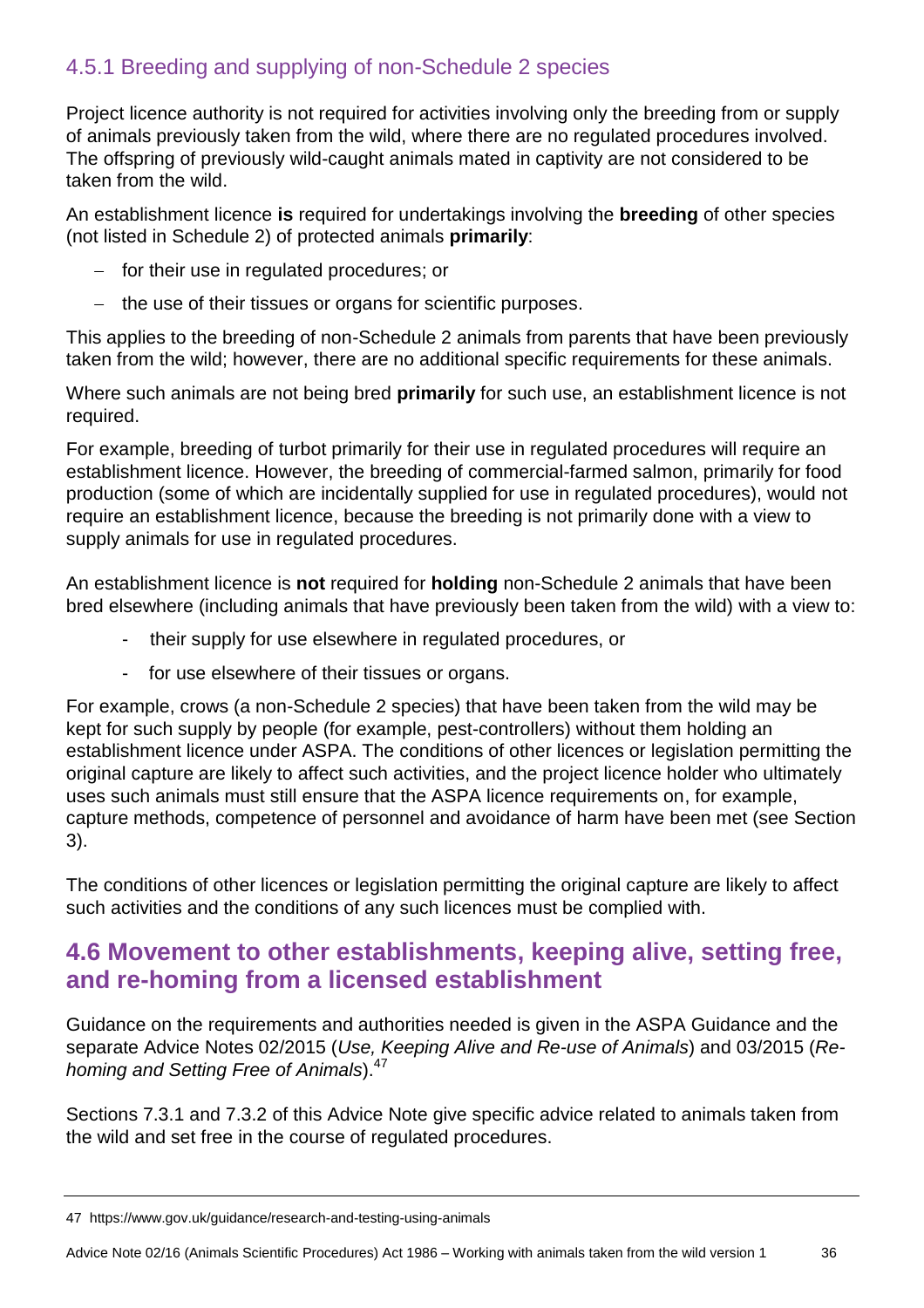### 4.5.1 Breeding and supplying of non-Schedule 2 species

Project licence authority is not required for activities involving only the breeding from or supply of animals previously taken from the wild, where there are no regulated procedures involved. The offspring of previously wild-caught animals mated in captivity are not considered to be taken from the wild.

An establishment licence **is** required for undertakings involving the **breeding** of other species (not listed in Schedule 2) of protected animals **primarily**:

- for their use in regulated procedures; or
- the use of their tissues or organs for scientific purposes.

This applies to the breeding of non-Schedule 2 animals from parents that have been previously taken from the wild; however, there are no additional specific requirements for these animals.

Where such animals are not being bred **primarily** for such use, an establishment licence is not required.

For example, breeding of turbot primarily for their use in regulated procedures will require an establishment licence. However, the breeding of commercial-farmed salmon, primarily for food production (some of which are incidentally supplied for use in regulated procedures), would not require an establishment licence, because the breeding is not primarily done with a view to supply animals for use in regulated procedures.

An establishment licence is **not** required for **holding** non-Schedule 2 animals that have been bred elsewhere (including animals that have previously been taken from the wild) with a view to:

- their supply for use elsewhere in regulated procedures, or
- for use elsewhere of their tissues or organs.

For example, crows (a non-Schedule 2 species) that have been taken from the wild may be kept for such supply by people (for example, pest-controllers) without them holding an establishment licence under ASPA. The conditions of other licences or legislation permitting the original capture are likely to affect such activities, and the project licence holder who ultimately uses such animals must still ensure that the ASPA licence requirements on, for example, capture methods, competence of personnel and avoidance of harm have been met (see Section 3).

The conditions of other licences or legislation permitting the original capture are likely to affect such activities and the conditions of any such licences must be complied with.

## 4.6 Movement to other establishments, keeping alive, setting free, and re-homing from a licensed establishment

Guidance on the requirements and authorities needed is given in the ASPA Guidance and the separate Advice Notes 02/2015 (*Use, Keeping Alive and Re-use of Animals*) and 03/2015 (*Re-homing and Setting Free of Animals*).[47]

Sections 7.3.1 and 7.3.2 of this Advice Note give specific advice related to animals taken from the wild and set free in the course of regulated procedures.

---

47 https://www.gov.uk/guidance/research-and-testing-using-animals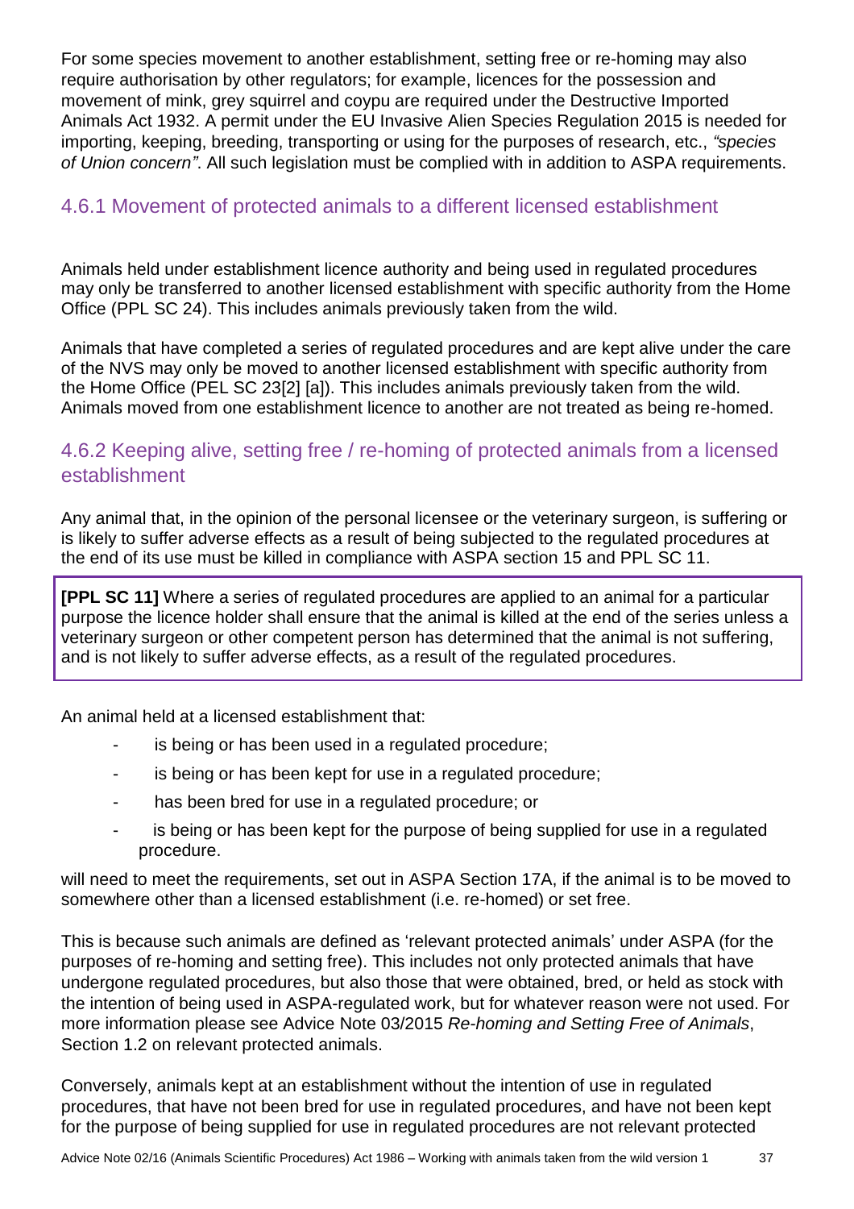For some species movement to another establishment, setting free or re-homing may also require authorisation by other regulators; for example, licences for the possession and movement of mink, grey squirrel and coypu are required under the Destructive Imported Animals Act 1932. A permit under the EU Invasive Alien Species Regulation 2015 is needed for importing, keeping, breeding, transporting or using for the purposes of research, etc., *"species of Union concern"*. All such legislation must be complied with in addition to ASPA requirements.

### 4.6.1 Movement of protected animals to a different licensed establishment

Animals held under establishment licence authority and being used in regulated procedures may only be transferred to another licensed establishment with specific authority from the Home Office (PPL SC 24). This includes animals previously taken from the wild.

Animals that have completed a series of regulated procedures and are kept alive under the care of the NVS may only be moved to another licensed establishment with specific authority from the Home Office (PEL SC 23[2] [a]). This includes animals previously taken from the wild. Animals moved from one establishment licence to another are not treated as being re-homed.

### 4.6.2 Keeping alive, setting free / re-homing of protected animals from a licensed establishment

Any animal that, in the opinion of the personal licensee or the veterinary surgeon, is suffering or is likely to suffer adverse effects as a result of being subjected to the regulated procedures at the end of its use must be killed in compliance with ASPA section 15 and PPL SC 11.

> **[PPL SC 11]** Where a series of regulated procedures are applied to an animal for a particular purpose the licence holder shall ensure that the animal is killed at the end of the series unless a veterinary surgeon or other competent person has determined that the animal is not suffering, and is not likely to suffer adverse effects, as a result of the regulated procedures.

An animal held at a licensed establishment that:

- is being or has been used in a regulated procedure;
- is being or has been kept for use in a regulated procedure;
- has been bred for use in a regulated procedure; or
- is being or has been kept for the purpose of being supplied for use in a regulated procedure.

will need to meet the requirements, set out in ASPA Section 17A, if the animal is to be moved to somewhere other than a licensed establishment (i.e. re-homed) or set free.

This is because such animals are defined as 'relevant protected animals' under ASPA (for the purposes of re-homing and setting free). This includes not only protected animals that have undergone regulated procedures, but also those that were obtained, bred, or held as stock with the intention of being used in ASPA-regulated work, but for whatever reason were not used. For more information please see Advice Note 03/2015 *Re-homing and Setting Free of Animals*, Section 1.2 on relevant protected animals.

Conversely, animals kept at an establishment without the intention of use in regulated procedures, that have not been bred for use in regulated procedures, and have not been kept for the purpose of being supplied for use in regulated procedures are not relevant protected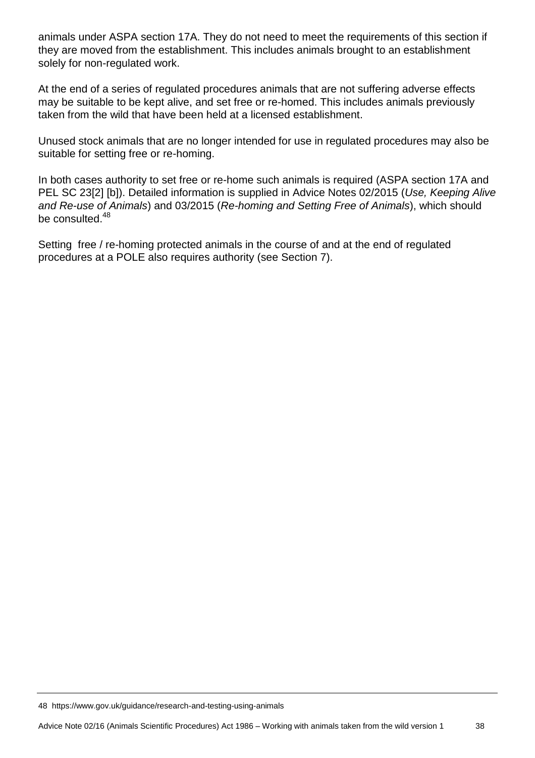animals under ASPA section 17A. They do not need to meet the requirements of this section if they are moved from the establishment. This includes animals brought to an establishment solely for non-regulated work.

At the end of a series of regulated procedures animals that are not suffering adverse effects may be suitable to be kept alive, and set free or re-homed. This includes animals previously taken from the wild that have been held at a licensed establishment.

Unused stock animals that are no longer intended for use in regulated procedures may also be suitable for setting free or re-homing.

In both cases authority to set free or re-home such animals is required (ASPA section 17A and PEL SC 23[2] [b]). Detailed information is supplied in Advice Notes 02/2015 (*Use, Keeping Alive and Re-use of Animals*) and 03/2015 (*Re-homing and Setting Free of Animals*), which should be consulted.[48]

Setting free / re-homing protected animals in the course of and at the end of regulated procedures at a POLE also requires authority (see Section 7).

---

48 https://www.gov.uk/guidance/research-and-testing-using-animals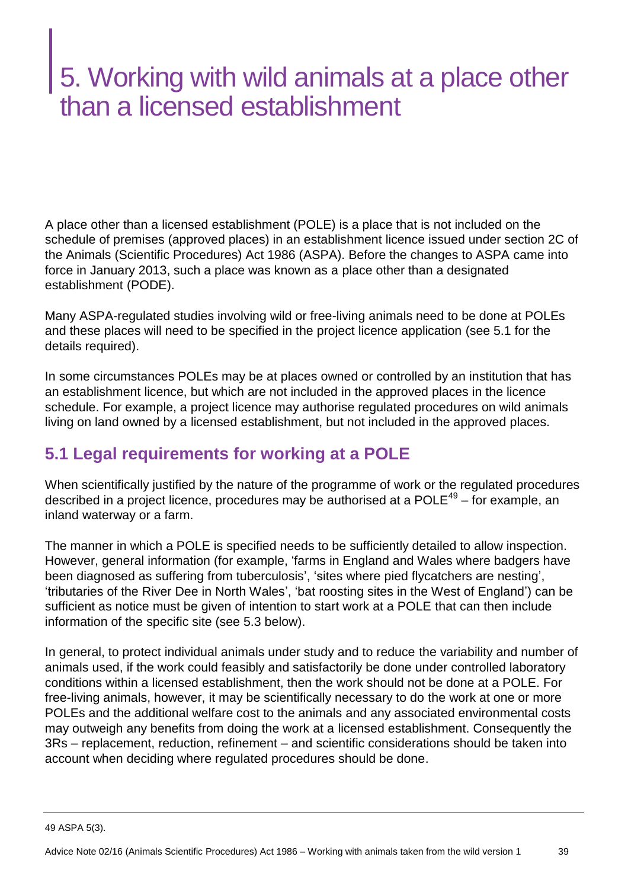# 5. Working with wild animals at a place other than a licensed establishment

A place other than a licensed establishment (POLE) is a place that is not included on the schedule of premises (approved places) in an establishment licence issued under section 2C of the Animals (Scientific Procedures) Act 1986 (ASPA). Before the changes to ASPA came into force in January 2013, such a place was known as a place other than a designated establishment (PODE).

Many ASPA-regulated studies involving wild or free-living animals need to be done at POLEs and these places will need to be specified in the project licence application (see 5.1 for the details required).

In some circumstances POLEs may be at places owned or controlled by an institution that has an establishment licence, but which are not included in the approved places in the licence schedule. For example, a project licence may authorise regulated procedures on wild animals living on land owned by a licensed establishment, but not included in the approved places.

## 5.1 Legal requirements for working at a POLE

When scientifically justified by the nature of the programme of work or the regulated procedures described in a project licence, procedures may be authorised at a POLE[49] – for example, an inland waterway or a farm.

The manner in which a POLE is specified needs to be sufficiently detailed to allow inspection. However, general information (for example, 'farms in England and Wales where badgers have been diagnosed as suffering from tuberculosis', 'sites where pied flycatchers are nesting', 'tributaries of the River Dee in North Wales', 'bat roosting sites in the West of England') can be sufficient as notice must be given of intention to start work at a POLE that can then include information of the specific site (see 5.3 below).

In general, to protect individual animals under study and to reduce the variability and number of animals used, if the work could feasibly and satisfactorily be done under controlled laboratory conditions within a licensed establishment, then the work should not be done at a POLE. For free-living animals, however, it may be scientifically necessary to do the work at one or more POLEs and the additional welfare cost to the animals and any associated environmental costs may outweigh any benefits from doing the work at a licensed establishment. Consequently the 3Rs – replacement, reduction, refinement – and scientific considerations should be taken into account when deciding where regulated procedures should be done.

---

49 ASPA 5(3).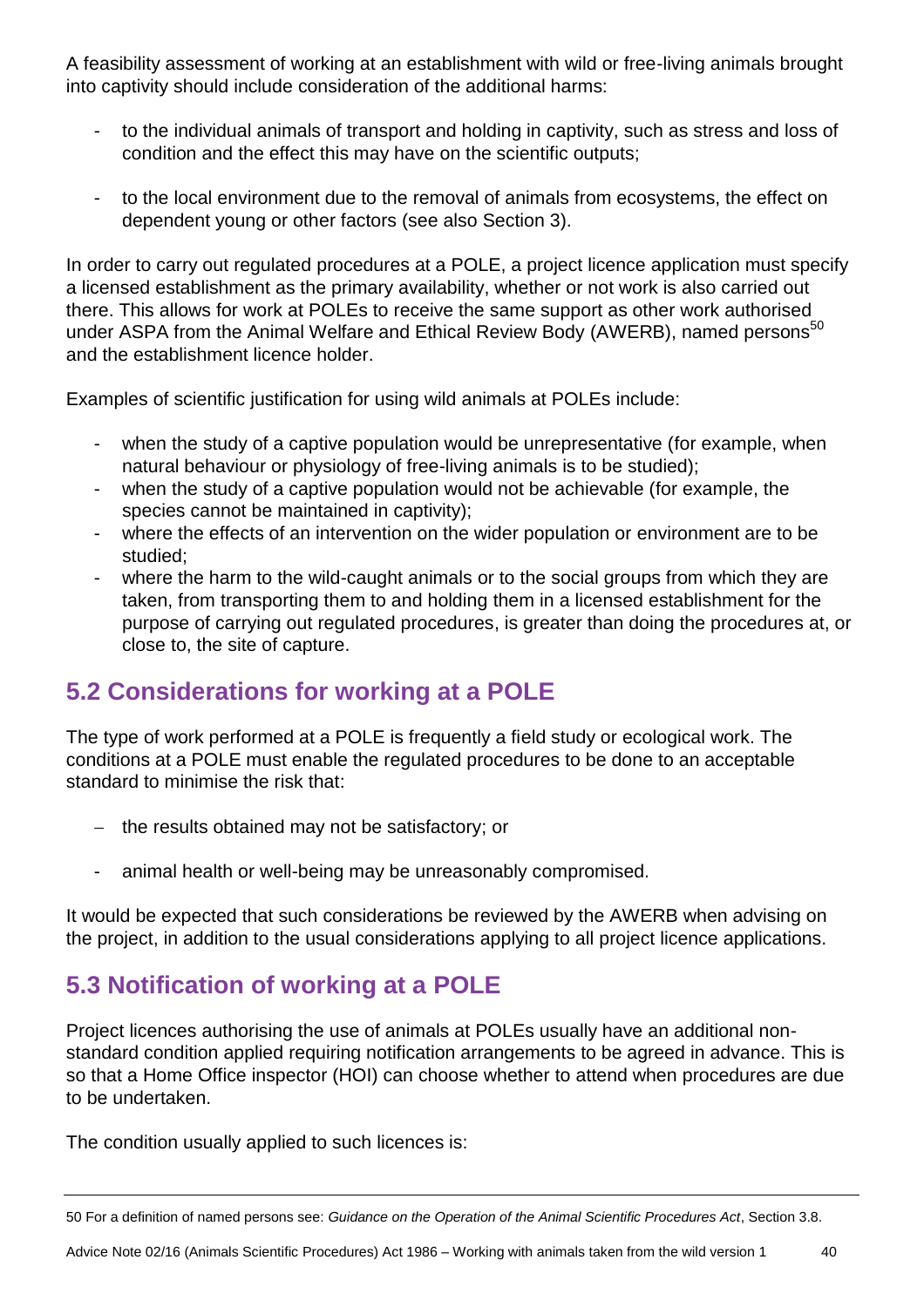A feasibility assessment of working at an establishment with wild or free-living animals brought into captivity should include consideration of the additional harms:

- to the individual animals of transport and holding in captivity, such as stress and loss of condition and the effect this may have on the scientific outputs;

- to the local environment due to the removal of animals from ecosystems, the effect on dependent young or other factors (see also Section 3).

In order to carry out regulated procedures at a POLE, a project licence application must specify a licensed establishment as the primary availability, whether or not work is also carried out there. This allows for work at POLEs to receive the same support as other work authorised under ASPA from the Animal Welfare and Ethical Review Body (AWERB), named persons[50] and the establishment licence holder.

Examples of scientific justification for using wild animals at POLEs include:

- when the study of a captive population would be unrepresentative (for example, when natural behaviour or physiology of free-living animals is to be studied);
- when the study of a captive population would not be achievable (for example, the species cannot be maintained in captivity);
- where the effects of an intervention on the wider population or environment are to be studied;
- where the harm to the wild-caught animals or to the social groups from which they are taken, from transporting them to and holding them in a licensed establishment for the purpose of carrying out regulated procedures, is greater than doing the procedures at, or close to, the site of capture.

## 5.2 Considerations for working at a POLE

The type of work performed at a POLE is frequently a field study or ecological work. The conditions at a POLE must enable the regulated procedures to be done to an acceptable standard to minimise the risk that:

- the results obtained may not be satisfactory; or

- animal health or well-being may be unreasonably compromised.

It would be expected that such considerations be reviewed by the AWERB when advising on the project, in addition to the usual considerations applying to all project licence applications.

## 5.3 Notification of working at a POLE

Project licences authorising the use of animals at POLEs usually have an additional non-standard condition applied requiring notification arrangements to be agreed in advance. This is so that a Home Office inspector (HOI) can choose whether to attend when procedures are due to be undertaken.

The condition usually applied to such licences is:

---

50 For a definition of named persons see: *Guidance on the Operation of the Animal Scientific Procedures Act*, Section 3.8.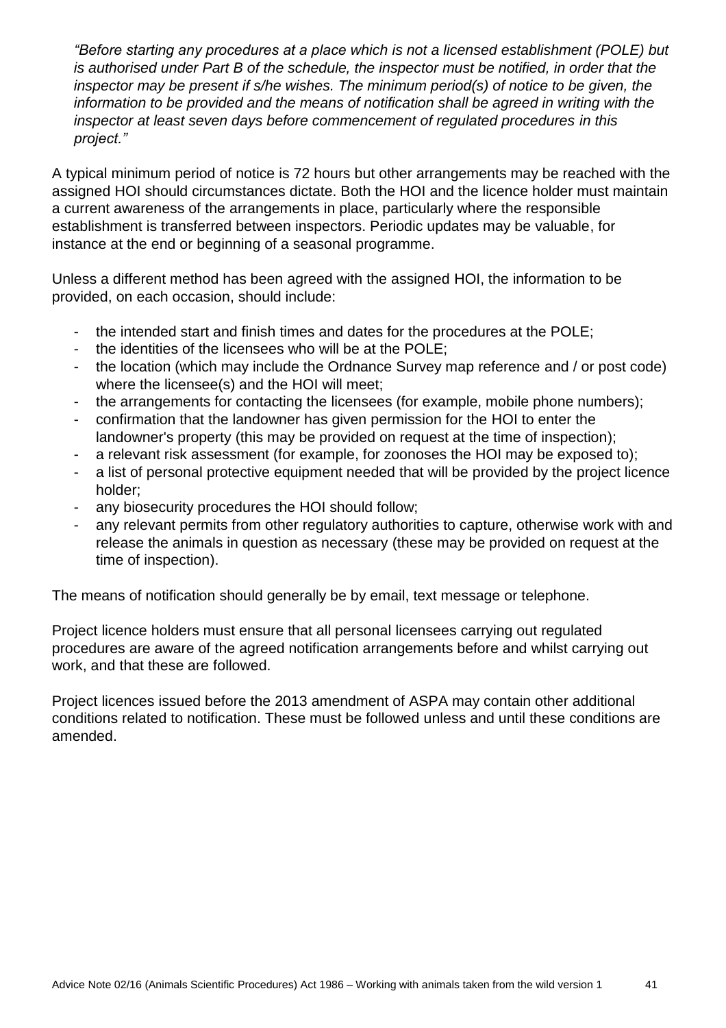*"Before starting any procedures at a place which is not a licensed establishment (POLE) but is authorised under Part B of the schedule, the inspector must be notified, in order that the inspector may be present if s/he wishes. The minimum period(s) of notice to be given, the information to be provided and the means of notification shall be agreed in writing with the inspector at least seven days before commencement of regulated procedures in this project."*

A typical minimum period of notice is 72 hours but other arrangements may be reached with the assigned HOI should circumstances dictate. Both the HOI and the licence holder must maintain a current awareness of the arrangements in place, particularly where the responsible establishment is transferred between inspectors. Periodic updates may be valuable, for instance at the end or beginning of a seasonal programme.

Unless a different method has been agreed with the assigned HOI, the information to be provided, on each occasion, should include:

- the intended start and finish times and dates for the procedures at the POLE;
- the identities of the licensees who will be at the POLE;
- the location (which may include the Ordnance Survey map reference and / or post code) where the licensee(s) and the HOI will meet;
- the arrangements for contacting the licensees (for example, mobile phone numbers);
- confirmation that the landowner has given permission for the HOI to enter the landowner's property (this may be provided on request at the time of inspection);
- a relevant risk assessment (for example, for zoonoses the HOI may be exposed to);
- a list of personal protective equipment needed that will be provided by the project licence holder;
- any biosecurity procedures the HOI should follow;
- any relevant permits from other regulatory authorities to capture, otherwise work with and release the animals in question as necessary (these may be provided on request at the time of inspection).

The means of notification should generally be by email, text message or telephone.

Project licence holders must ensure that all personal licensees carrying out regulated procedures are aware of the agreed notification arrangements before and whilst carrying out work, and that these are followed.

Project licences issued before the 2013 amendment of ASPA may contain other additional conditions related to notification. These must be followed unless and until these conditions are amended.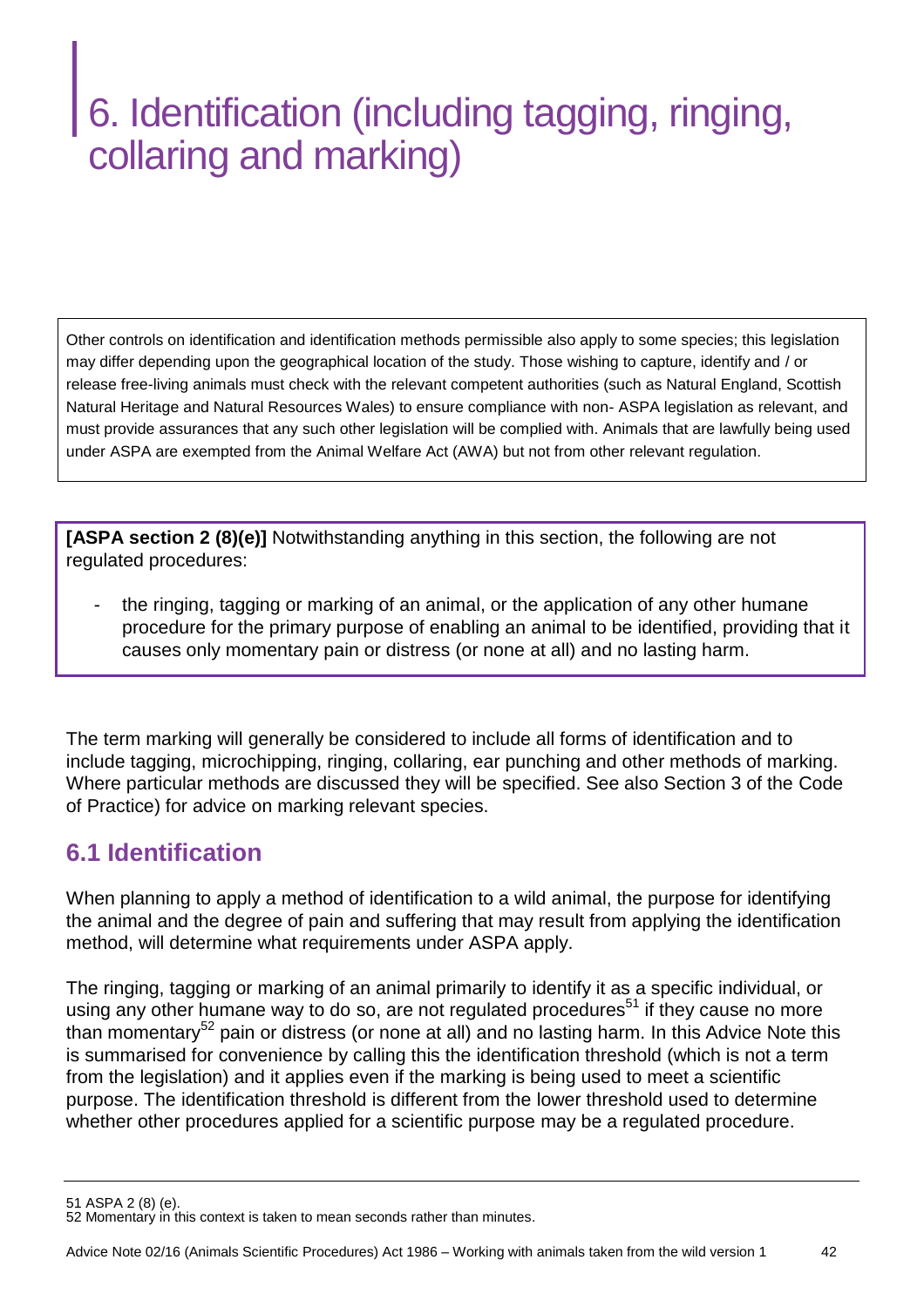# 6. Identification (including tagging, ringing, collaring and marking)

Other controls on identification and identification methods permissible also apply to some species; this legislation may differ depending upon the geographical location of the study. Those wishing to capture, identify and / or release free-living animals must check with the relevant competent authorities (such as Natural England, Scottish Natural Heritage and Natural Resources Wales) to ensure compliance with non- ASPA legislation as relevant, and must provide assurances that any such other legislation will be complied with. Animals that are lawfully being used under ASPA are exempted from the Animal Welfare Act (AWA) but not from other relevant regulation.

**[ASPA section 2 (8)(e)]** Notwithstanding anything in this section, the following are not regulated procedures:

- the ringing, tagging or marking of an animal, or the application of any other humane procedure for the primary purpose of enabling an animal to be identified, providing that it causes only momentary pain or distress (or none at all) and no lasting harm.

The term marking will generally be considered to include all forms of identification and to include tagging, microchipping, ringing, collaring, ear punching and other methods of marking. Where particular methods are discussed they will be specified. See also Section 3 of the Code of Practice) for advice on marking relevant species.

## 6.1 Identification

When planning to apply a method of identification to a wild animal, the purpose for identifying the animal and the degree of pain and suffering that may result from applying the identification method, will determine what requirements under ASPA apply.

The ringing, tagging or marking of an animal primarily to identify it as a specific individual, or using any other humane way to do so, are not regulated procedures[51] if they cause no more than momentary[52] pain or distress (or none at all) and no lasting harm. In this Advice Note this is summarised for convenience by calling this the identification threshold (which is not a term from the legislation) and it applies even if the marking is being used to meet a scientific purpose. The identification threshold is different from the lower threshold used to determine whether other procedures applied for a scientific purpose may be a regulated procedure.

51 ASPA 2 (8) (e).

52 Momentary in this context is taken to mean seconds rather than minutes.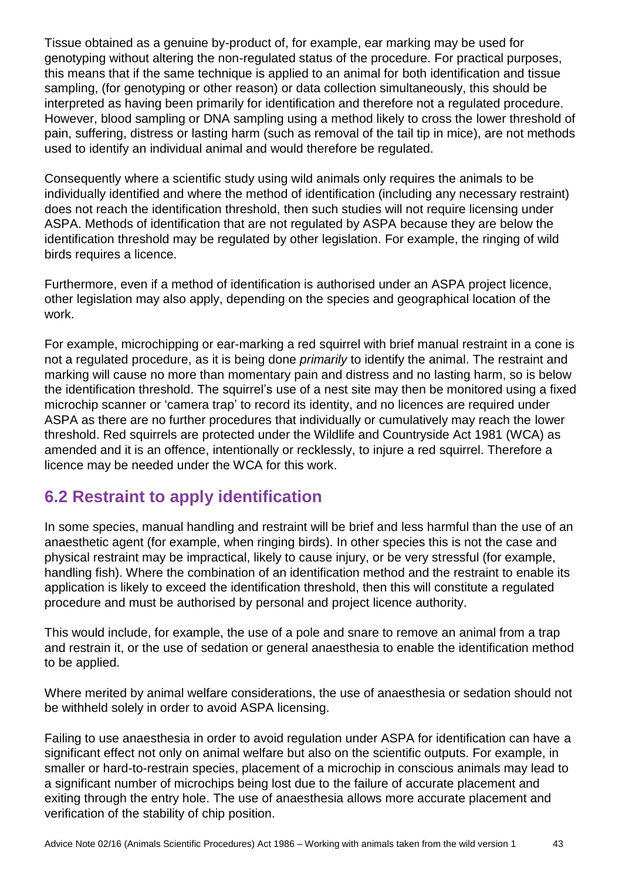Tissue obtained as a genuine by-product of, for example, ear marking may be used for genotyping without altering the non-regulated status of the procedure. For practical purposes, this means that if the same technique is applied to an animal for both identification and tissue sampling, (for genotyping or other reason) or data collection simultaneously, this should be interpreted as having been primarily for identification and therefore not a regulated procedure. However, blood sampling or DNA sampling using a method likely to cross the lower threshold of pain, suffering, distress or lasting harm (such as removal of the tail tip in mice), are not methods used to identify an individual animal and would therefore be regulated.

Consequently where a scientific study using wild animals only requires the animals to be individually identified and where the method of identification (including any necessary restraint) does not reach the identification threshold, then such studies will not require licensing under ASPA. Methods of identification that are not regulated by ASPA because they are below the identification threshold may be regulated by other legislation. For example, the ringing of wild birds requires a licence.

Furthermore, even if a method of identification is authorised under an ASPA project licence, other legislation may also apply, depending on the species and geographical location of the work.

For example, microchipping or ear-marking a red squirrel with brief manual restraint in a cone is not a regulated procedure, as it is being done *primarily* to identify the animal. The restraint and marking will cause no more than momentary pain and distress and no lasting harm, so is below the identification threshold. The squirrel's use of a nest site may then be monitored using a fixed microchip scanner or 'camera trap' to record its identity, and no licences are required under ASPA as there are no further procedures that individually or cumulatively may reach the lower threshold. Red squirrels are protected under the Wildlife and Countryside Act 1981 (WCA) as amended and it is an offence, intentionally or recklessly, to injure a red squirrel. Therefore a licence may be needed under the WCA for this work.

## 6.2 Restraint to apply identification

In some species, manual handling and restraint will be brief and less harmful than the use of an anaesthetic agent (for example, when ringing birds). In other species this is not the case and physical restraint may be impractical, likely to cause injury, or be very stressful (for example, handling fish). Where the combination of an identification method and the restraint to enable its application is likely to exceed the identification threshold, then this will constitute a regulated procedure and must be authorised by personal and project licence authority.

This would include, for example, the use of a pole and snare to remove an animal from a trap and restrain it, or the use of sedation or general anaesthesia to enable the identification method to be applied.

Where merited by animal welfare considerations, the use of anaesthesia or sedation should not be withheld solely in order to avoid ASPA licensing.

Failing to use anaesthesia in order to avoid regulation under ASPA for identification can have a significant effect not only on animal welfare but also on the scientific outputs. For example, in smaller or hard-to-restrain species, placement of a microchip in conscious animals may lead to a significant number of microchips being lost due to the failure of accurate placement and exiting through the entry hole. The use of anaesthesia allows more accurate placement and verification of the stability of chip position.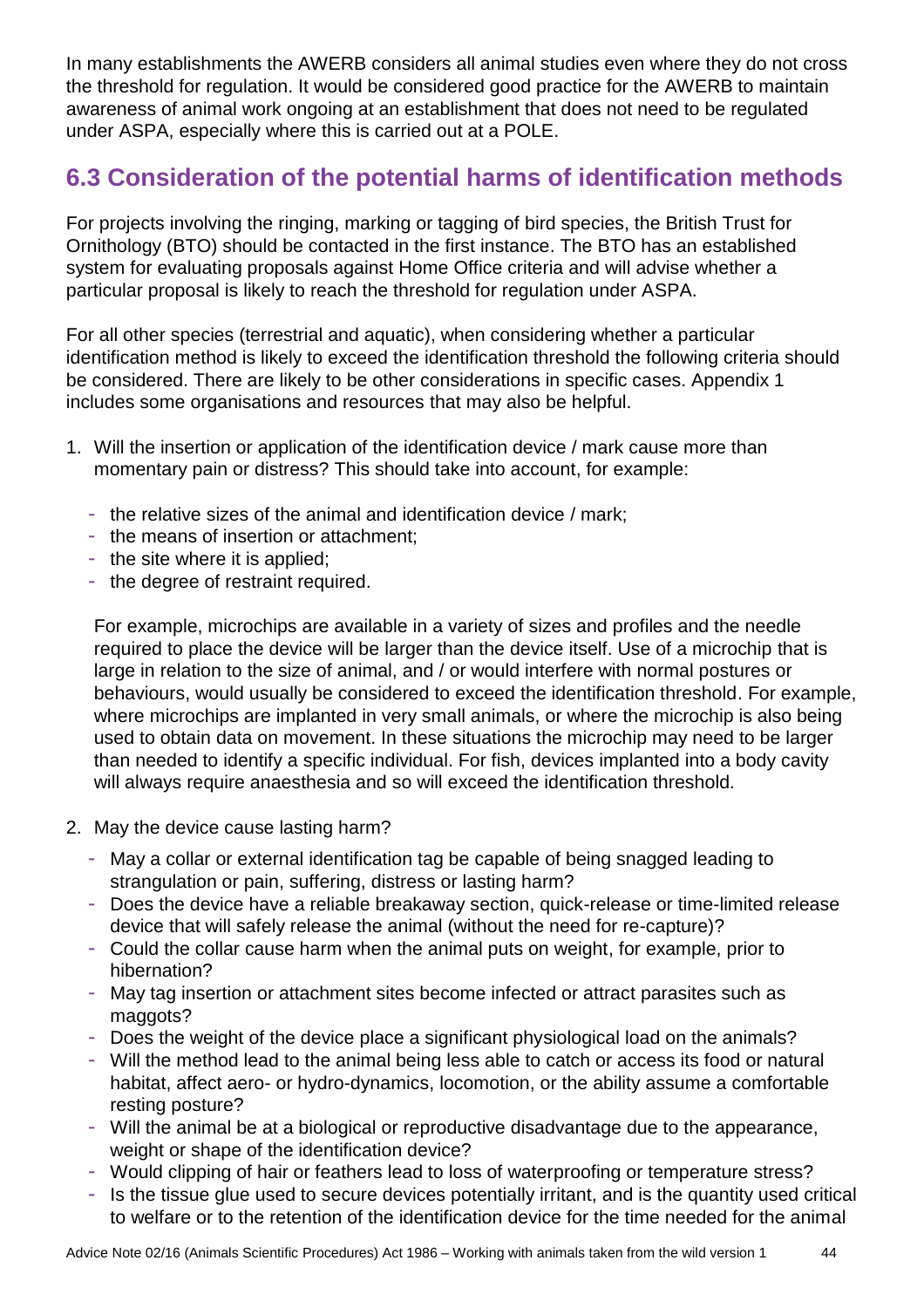In many establishments the AWERB considers all animal studies even where they do not cross the threshold for regulation. It would be considered good practice for the AWERB to maintain awareness of animal work ongoing at an establishment that does not need to be regulated under ASPA, especially where this is carried out at a POLE.

## 6.3 Consideration of the potential harms of identification methods

For projects involving the ringing, marking or tagging of bird species, the British Trust for Ornithology (BTO) should be contacted in the first instance. The BTO has an established system for evaluating proposals against Home Office criteria and will advise whether a particular proposal is likely to reach the threshold for regulation under ASPA.

For all other species (terrestrial and aquatic), when considering whether a particular identification method is likely to exceed the identification threshold the following criteria should be considered. There are likely to be other considerations in specific cases. Appendix 1 includes some organisations and resources that may also be helpful.

1. Will the insertion or application of the identification device / mark cause more than momentary pain or distress? This should take into account, for example:

   - the relative sizes of the animal and identification device / mark;
   - the means of insertion or attachment;
   - the site where it is applied;
   - the degree of restraint required.

   For example, microchips are available in a variety of sizes and profiles and the needle required to place the device will be larger than the device itself. Use of a microchip that is large in relation to the size of animal, and / or would interfere with normal postures or behaviours, would usually be considered to exceed the identification threshold. For example, where microchips are implanted in very small animals, or where the microchip is also being used to obtain data on movement. In these situations the microchip may need to be larger than needed to identify a specific individual. For fish, devices implanted into a body cavity will always require anaesthesia and so will exceed the identification threshold.

2. May the device cause lasting harm?

   - May a collar or external identification tag be capable of being snagged leading to strangulation or pain, suffering, distress or lasting harm?
   - Does the device have a reliable breakaway section, quick-release or time-limited release device that will safely release the animal (without the need for re-capture)?
   - Could the collar cause harm when the animal puts on weight, for example, prior to hibernation?
   - May tag insertion or attachment sites become infected or attract parasites such as maggots?
   - Does the weight of the device place a significant physiological load on the animals?
   - Will the method lead to the animal being less able to catch or access its food or natural habitat, affect aero- or hydro-dynamics, locomotion, or the ability assume a comfortable resting posture?
   - Will the animal be at a biological or reproductive disadvantage due to the appearance, weight or shape of the identification device?
   - Would clipping of hair or feathers lead to loss of waterproofing or temperature stress?
   - Is the tissue glue used to secure devices potentially irritant, and is the quantity used critical to welfare or to the retention of the identification device for the time needed for the animal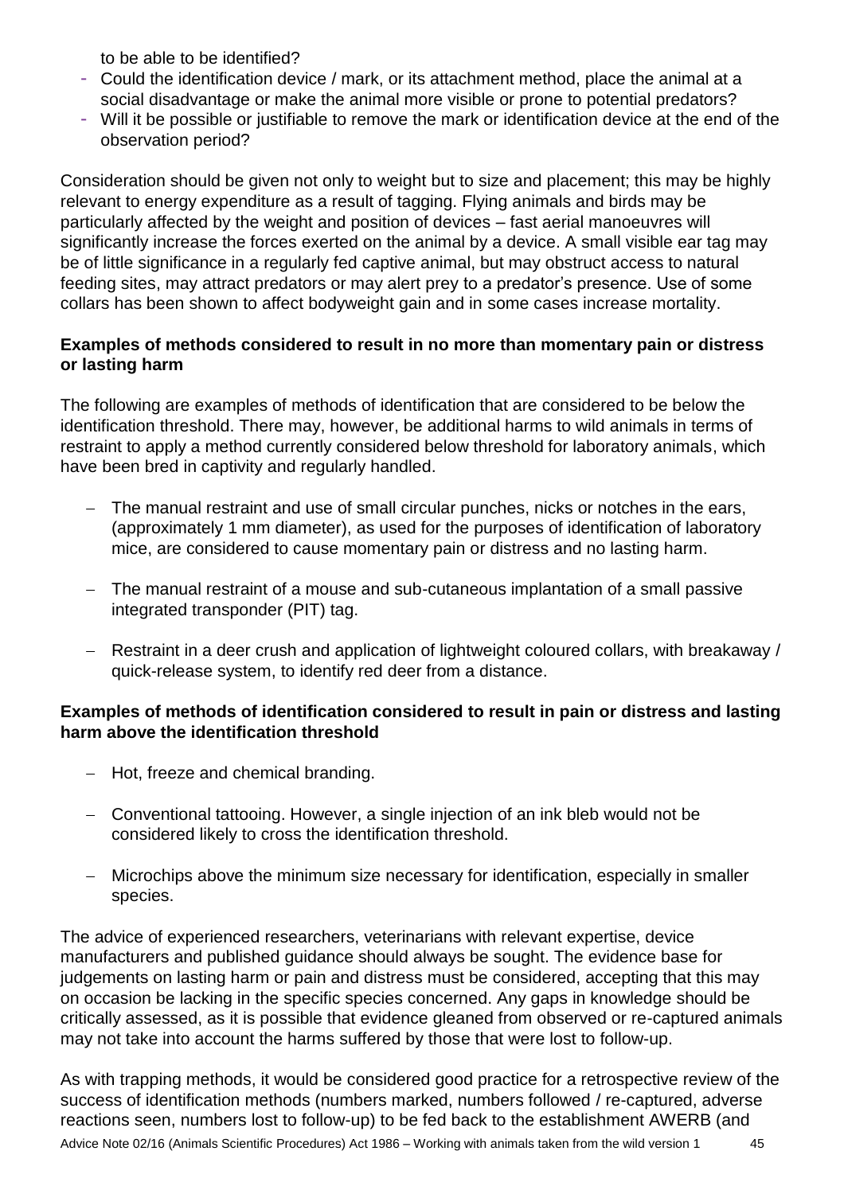to be able to be identified?

- Could the identification device / mark, or its attachment method, place the animal at a social disadvantage or make the animal more visible or prone to potential predators?
- Will it be possible or justifiable to remove the mark or identification device at the end of the observation period?

Consideration should be given not only to weight but to size and placement; this may be highly relevant to energy expenditure as a result of tagging. Flying animals and birds may be particularly affected by the weight and position of devices – fast aerial manoeuvres will significantly increase the forces exerted on the animal by a device. A small visible ear tag may be of little significance in a regularly fed captive animal, but may obstruct access to natural feeding sites, may attract predators or may alert prey to a predator's presence. Use of some collars has been shown to affect bodyweight gain and in some cases increase mortality.

**Examples of methods considered to result in no more than momentary pain or distress or lasting harm**

The following are examples of methods of identification that are considered to be below the identification threshold. There may, however, be additional harms to wild animals in terms of restraint to apply a method currently considered below threshold for laboratory animals, which have been bred in captivity and regularly handled.

- The manual restraint and use of small circular punches, nicks or notches in the ears, (approximately 1 mm diameter), as used for the purposes of identification of laboratory mice, are considered to cause momentary pain or distress and no lasting harm.
- The manual restraint of a mouse and sub-cutaneous implantation of a small passive integrated transponder (PIT) tag.
- Restraint in a deer crush and application of lightweight coloured collars, with breakaway / quick-release system, to identify red deer from a distance.

**Examples of methods of identification considered to result in pain or distress and lasting harm above the identification threshold**

- Hot, freeze and chemical branding.
- Conventional tattooing. However, a single injection of an ink bleb would not be considered likely to cross the identification threshold.
- Microchips above the minimum size necessary for identification, especially in smaller species.

The advice of experienced researchers, veterinarians with relevant expertise, device manufacturers and published guidance should always be sought. The evidence base for judgements on lasting harm or pain and distress must be considered, accepting that this may on occasion be lacking in the specific species concerned. Any gaps in knowledge should be critically assessed, as it is possible that evidence gleaned from observed or re-captured animals may not take into account the harms suffered by those that were lost to follow-up.

As with trapping methods, it would be considered good practice for a retrospective review of the success of identification methods (numbers marked, numbers followed / re-captured, adverse reactions seen, numbers lost to follow-up) to be fed back to the establishment AWERB (and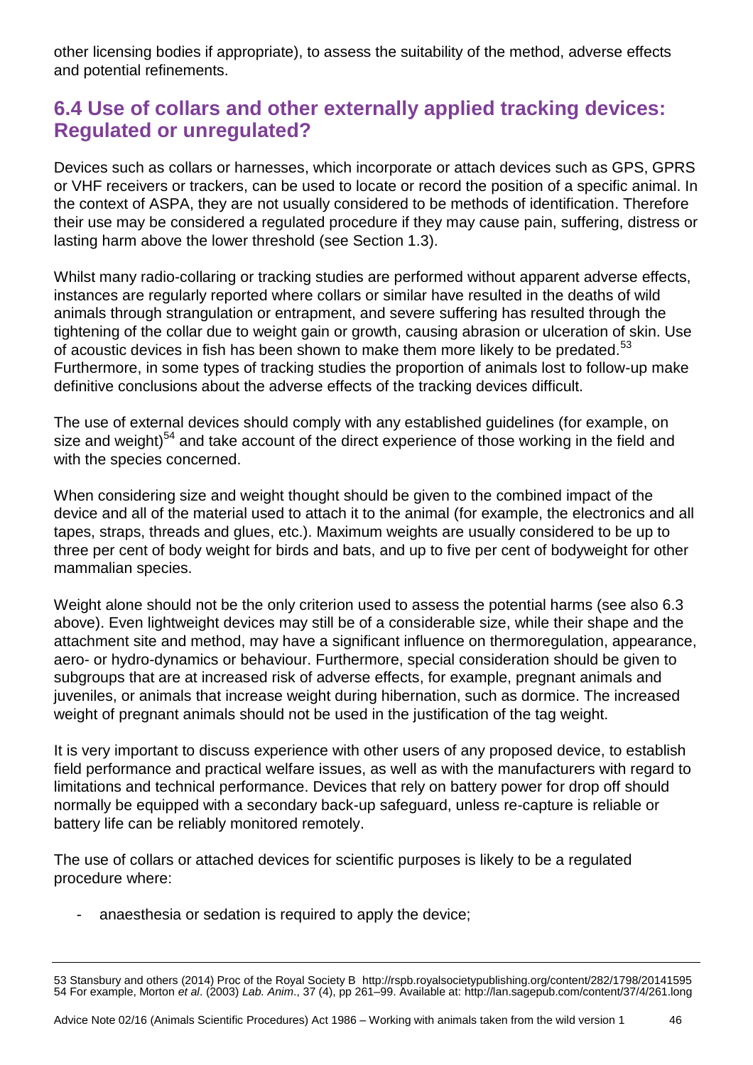other licensing bodies if appropriate), to assess the suitability of the method, adverse effects and potential refinements.

## 6.4 Use of collars and other externally applied tracking devices: Regulated or unregulated?

Devices such as collars or harnesses, which incorporate or attach devices such as GPS, GPRS or VHF receivers or trackers, can be used to locate or record the position of a specific animal. In the context of ASPA, they are not usually considered to be methods of identification. Therefore their use may be considered a regulated procedure if they may cause pain, suffering, distress or lasting harm above the lower threshold (see Section 1.3).

Whilst many radio-collaring or tracking studies are performed without apparent adverse effects, instances are regularly reported where collars or similar have resulted in the deaths of wild animals through strangulation or entrapment, and severe suffering has resulted through the tightening of the collar due to weight gain or growth, causing abrasion or ulceration of skin. Use of acoustic devices in fish has been shown to make them more likely to be predated.[53] Furthermore, in some types of tracking studies the proportion of animals lost to follow-up make definitive conclusions about the adverse effects of the tracking devices difficult.

The use of external devices should comply with any established guidelines (for example, on size and weight)[54] and take account of the direct experience of those working in the field and with the species concerned.

When considering size and weight thought should be given to the combined impact of the device and all of the material used to attach it to the animal (for example, the electronics and all tapes, straps, threads and glues, etc.). Maximum weights are usually considered to be up to three per cent of body weight for birds and bats, and up to five per cent of bodyweight for other mammalian species.

Weight alone should not be the only criterion used to assess the potential harms (see also 6.3 above). Even lightweight devices may still be of a considerable size, while their shape and the attachment site and method, may have a significant influence on thermoregulation, appearance, aero- or hydro-dynamics or behaviour. Furthermore, special consideration should be given to subgroups that are at increased risk of adverse effects, for example, pregnant animals and juveniles, or animals that increase weight during hibernation, such as dormice. The increased weight of pregnant animals should not be used in the justification of the tag weight.

It is very important to discuss experience with other users of any proposed device, to establish field performance and practical welfare issues, as well as with the manufacturers with regard to limitations and technical performance. Devices that rely on battery power for drop off should normally be equipped with a secondary back-up safeguard, unless re-capture is reliable or battery life can be reliably monitored remotely.

The use of collars or attached devices for scientific purposes is likely to be a regulated procedure where:

- anaesthesia or sedation is required to apply the device;

---

53 Stansbury and others (2014) Proc of the Royal Society B http://rspb.royalsocietypublishing.org/content/282/1798/20141595
54 For example, Morton *et al*. (2003) *Lab. Anim*., 37 (4), pp 261–99. Available at: http://lan.sagepub.com/content/37/4/261.long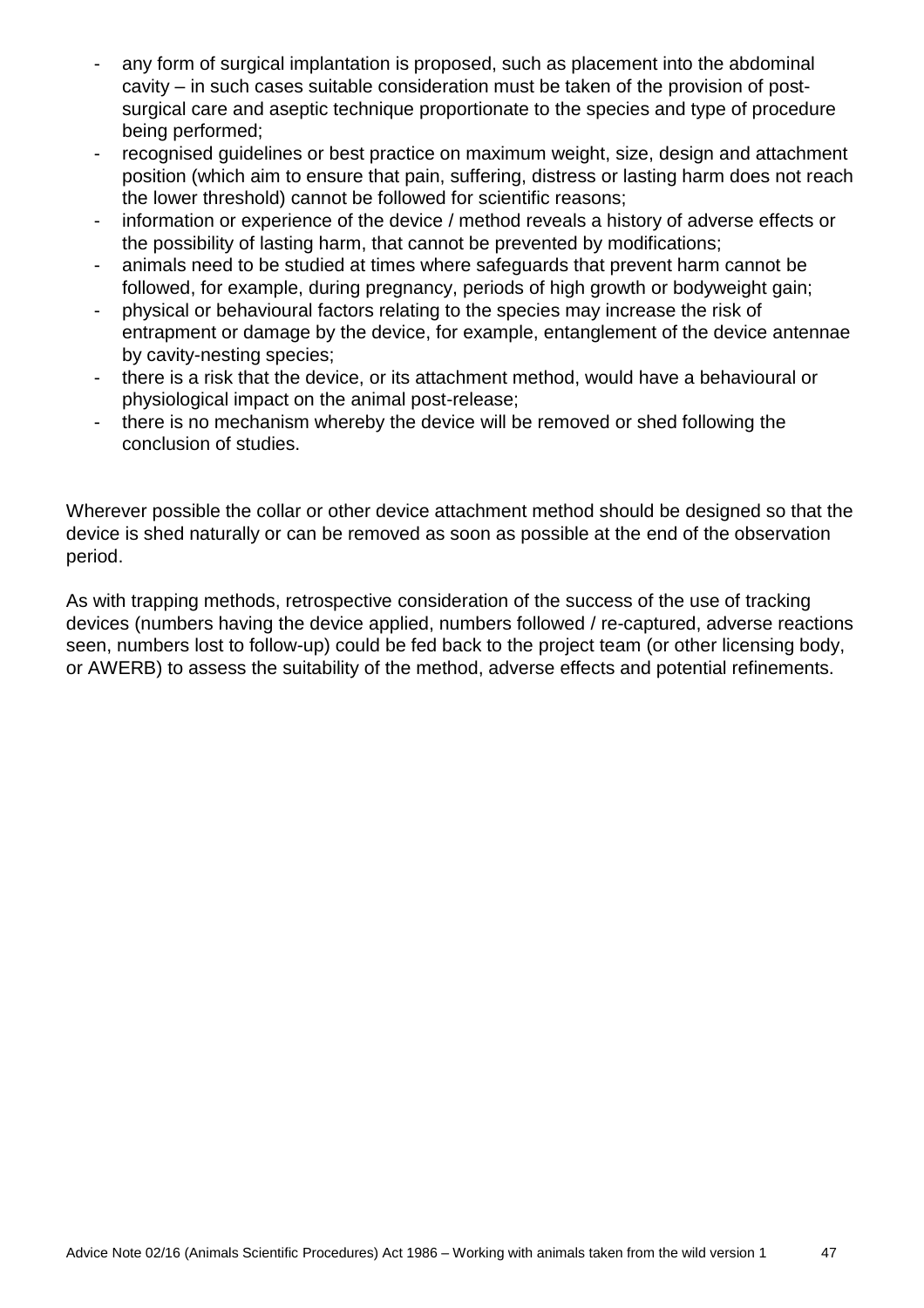- any form of surgical implantation is proposed, such as placement into the abdominal cavity – in such cases suitable consideration must be taken of the provision of post-surgical care and aseptic technique proportionate to the species and type of procedure being performed;
- recognised guidelines or best practice on maximum weight, size, design and attachment position (which aim to ensure that pain, suffering, distress or lasting harm does not reach the lower threshold) cannot be followed for scientific reasons;
- information or experience of the device / method reveals a history of adverse effects or the possibility of lasting harm, that cannot be prevented by modifications;
- animals need to be studied at times where safeguards that prevent harm cannot be followed, for example, during pregnancy, periods of high growth or bodyweight gain;
- physical or behavioural factors relating to the species may increase the risk of entrapment or damage by the device, for example, entanglement of the device antennae by cavity-nesting species;
- there is a risk that the device, or its attachment method, would have a behavioural or physiological impact on the animal post-release;
- there is no mechanism whereby the device will be removed or shed following the conclusion of studies.

Wherever possible the collar or other device attachment method should be designed so that the device is shed naturally or can be removed as soon as possible at the end of the observation period.

As with trapping methods, retrospective consideration of the success of the use of tracking devices (numbers having the device applied, numbers followed / re-captured, adverse reactions seen, numbers lost to follow-up) could be fed back to the project team (or other licensing body, or AWERB) to assess the suitability of the method, adverse effects and potential refinements.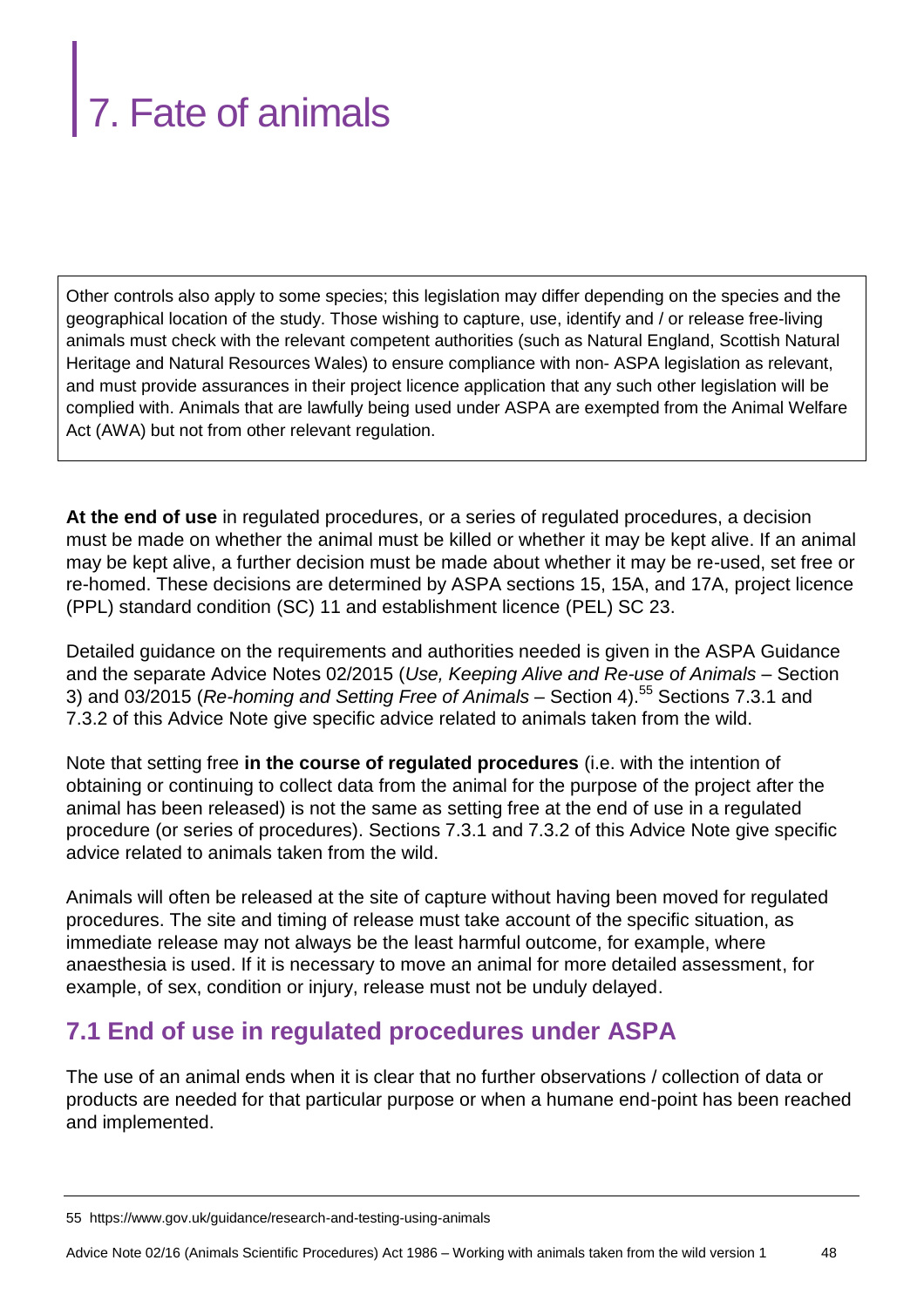# 7. Fate of animals

> Other controls also apply to some species; this legislation may differ depending on the species and the geographical location of the study. Those wishing to capture, use, identify and / or release free-living animals must check with the relevant competent authorities (such as Natural England, Scottish Natural Heritage and Natural Resources Wales) to ensure compliance with non- ASPA legislation as relevant, and must provide assurances in their project licence application that any such other legislation will be complied with. Animals that are lawfully being used under ASPA are exempted from the Animal Welfare Act (AWA) but not from other relevant regulation.

**At the end of use** in regulated procedures, or a series of regulated procedures, a decision must be made on whether the animal must be killed or whether it may be kept alive. If an animal may be kept alive, a further decision must be made about whether it may be re-used, set free or re-homed. These decisions are determined by ASPA sections 15, 15A, and 17A, project licence (PPL) standard condition (SC) 11 and establishment licence (PEL) SC 23.

Detailed guidance on the requirements and authorities needed is given in the ASPA Guidance and the separate Advice Notes 02/2015 (*Use, Keeping Alive and Re-use of Animals* – Section 3) and 03/2015 (*Re-homing and Setting Free of Animals* – Section 4).[55] Sections 7.3.1 and 7.3.2 of this Advice Note give specific advice related to animals taken from the wild.

Note that setting free **in the course of regulated procedures** (i.e. with the intention of obtaining or continuing to collect data from the animal for the purpose of the project after the animal has been released) is not the same as setting free at the end of use in a regulated procedure (or series of procedures). Sections 7.3.1 and 7.3.2 of this Advice Note give specific advice related to animals taken from the wild.

Animals will often be released at the site of capture without having been moved for regulated procedures. The site and timing of release must take account of the specific situation, as immediate release may not always be the least harmful outcome, for example, where anaesthesia is used. If it is necessary to move an animal for more detailed assessment, for example, of sex, condition or injury, release must not be unduly delayed.

## 7.1 End of use in regulated procedures under ASPA

The use of an animal ends when it is clear that no further observations / collection of data or products are needed for that particular purpose or when a humane end-point has been reached and implemented.

55 https://www.gov.uk/guidance/research-and-testing-using-animals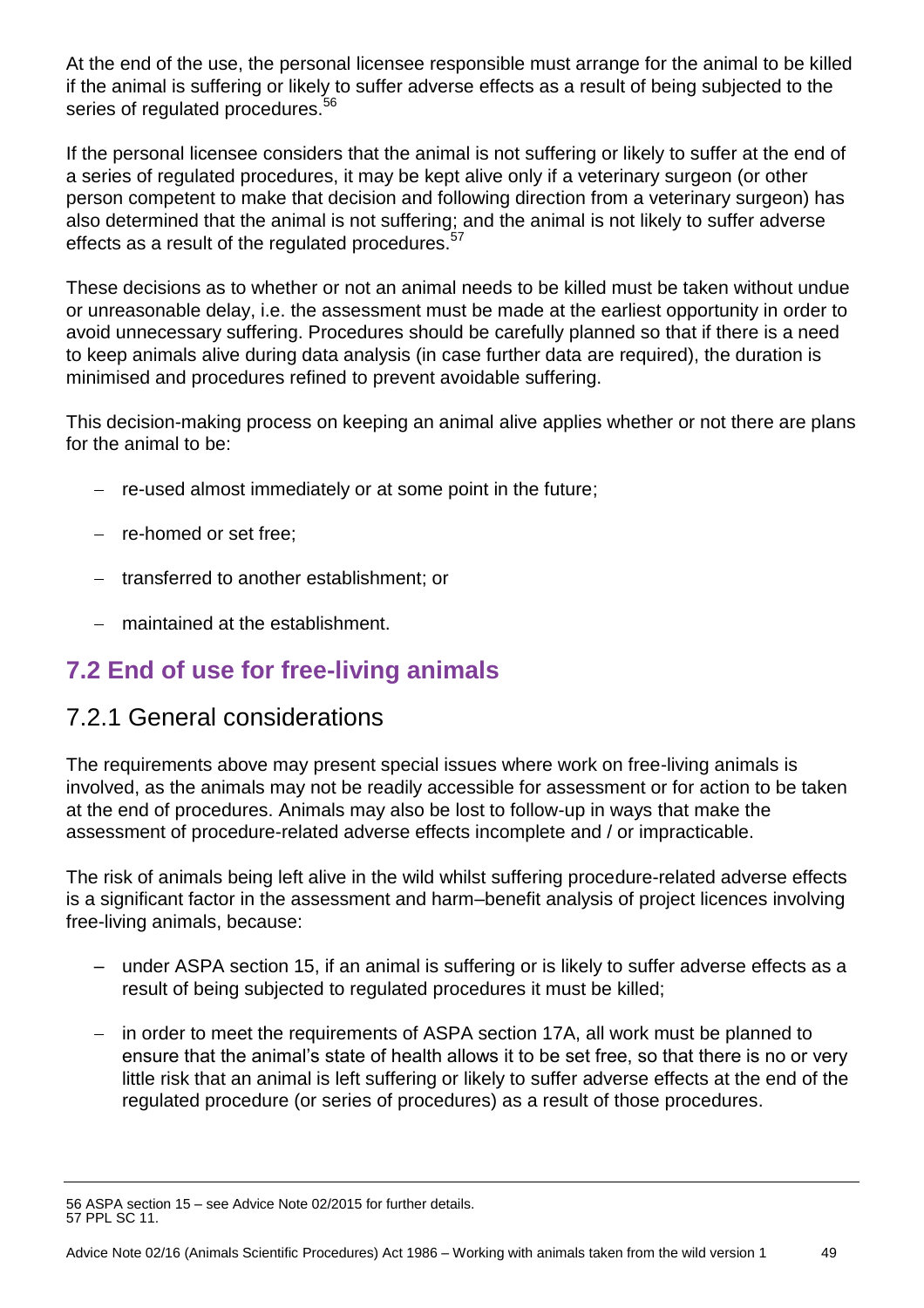At the end of the use, the personal licensee responsible must arrange for the animal to be killed if the animal is suffering or likely to suffer adverse effects as a result of being subjected to the series of regulated procedures.[56]

If the personal licensee considers that the animal is not suffering or likely to suffer at the end of a series of regulated procedures, it may be kept alive only if a veterinary surgeon (or other person competent to make that decision and following direction from a veterinary surgeon) has also determined that the animal is not suffering; and the animal is not likely to suffer adverse effects as a result of the regulated procedures.[57]

These decisions as to whether or not an animal needs to be killed must be taken without undue or unreasonable delay, i.e. the assessment must be made at the earliest opportunity in order to avoid unnecessary suffering. Procedures should be carefully planned so that if there is a need to keep animals alive during data analysis (in case further data are required), the duration is minimised and procedures refined to prevent avoidable suffering.

This decision-making process on keeping an animal alive applies whether or not there are plans for the animal to be:

- re-used almost immediately or at some point in the future;
- re-homed or set free;
- transferred to another establishment; or
- maintained at the establishment.

## 7.2 End of use for free-living animals

### 7.2.1 General considerations

The requirements above may present special issues where work on free-living animals is involved, as the animals may not be readily accessible for assessment or for action to be taken at the end of procedures. Animals may also be lost to follow-up in ways that make the assessment of procedure-related adverse effects incomplete and / or impracticable.

The risk of animals being left alive in the wild whilst suffering procedure-related adverse effects is a significant factor in the assessment and harm–benefit analysis of project licences involving free-living animals, because:

- under ASPA section 15, if an animal is suffering or is likely to suffer adverse effects as a result of being subjected to regulated procedures it must be killed;
- in order to meet the requirements of ASPA section 17A, all work must be planned to ensure that the animal's state of health allows it to be set free, so that there is no or very little risk that an animal is left suffering or likely to suffer adverse effects at the end of the regulated procedure (or series of procedures) as a result of those procedures.

56 ASPA section 15 – see Advice Note 02/2015 for further details.
57 PPL SC 11.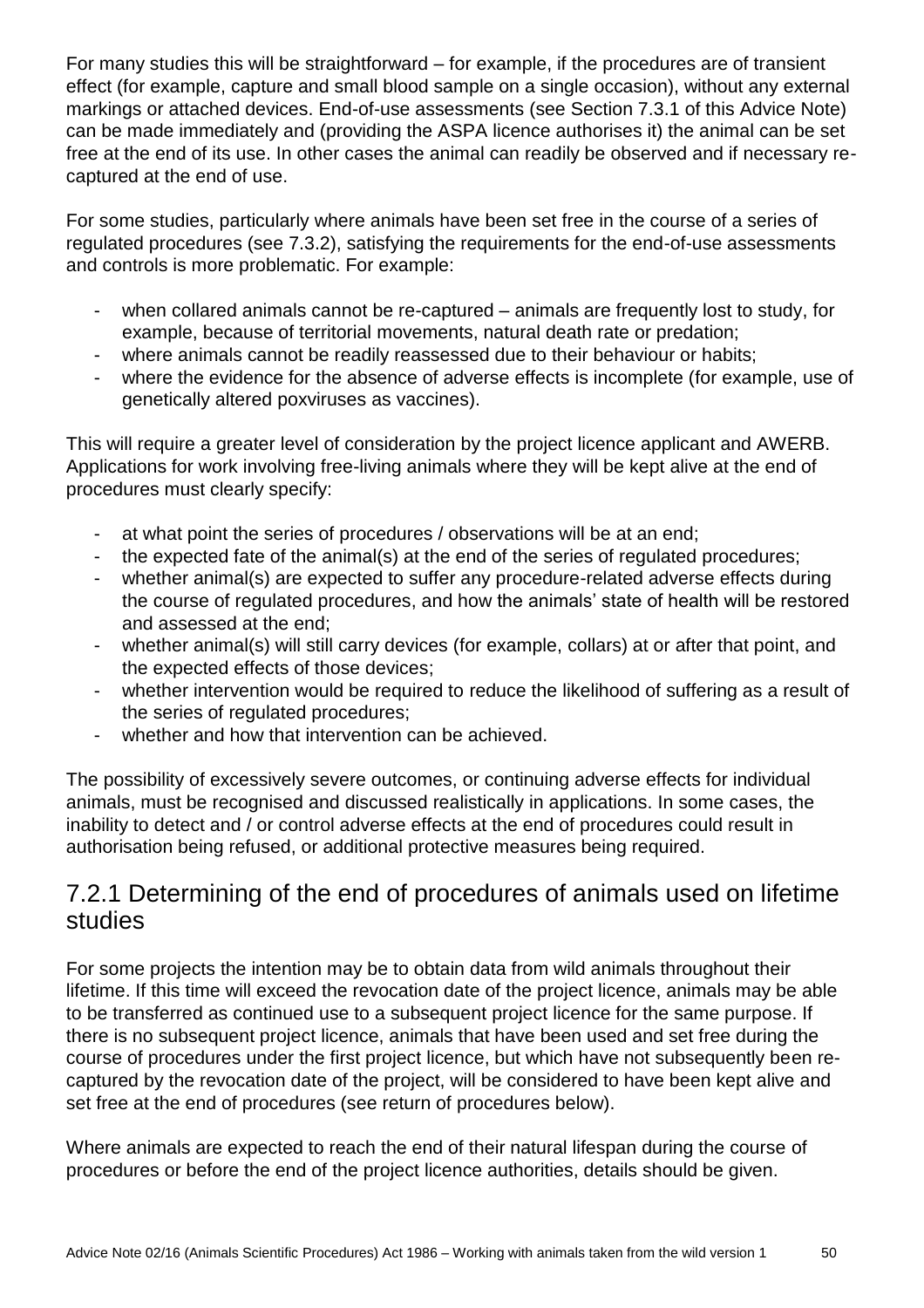For many studies this will be straightforward – for example, if the procedures are of transient effect (for example, capture and small blood sample on a single occasion), without any external markings or attached devices. End-of-use assessments (see Section 7.3.1 of this Advice Note) can be made immediately and (providing the ASPA licence authorises it) the animal can be set free at the end of its use. In other cases the animal can readily be observed and if necessary re-captured at the end of use.

For some studies, particularly where animals have been set free in the course of a series of regulated procedures (see 7.3.2), satisfying the requirements for the end-of-use assessments and controls is more problematic. For example:

- when collared animals cannot be re-captured – animals are frequently lost to study, for example, because of territorial movements, natural death rate or predation;
- where animals cannot be readily reassessed due to their behaviour or habits;
- where the evidence for the absence of adverse effects is incomplete (for example, use of genetically altered poxviruses as vaccines).

This will require a greater level of consideration by the project licence applicant and AWERB. Applications for work involving free-living animals where they will be kept alive at the end of procedures must clearly specify:

- at what point the series of procedures / observations will be at an end;
- the expected fate of the animal(s) at the end of the series of regulated procedures;
- whether animal(s) are expected to suffer any procedure-related adverse effects during the course of regulated procedures, and how the animals' state of health will be restored and assessed at the end;
- whether animal(s) will still carry devices (for example, collars) at or after that point, and the expected effects of those devices;
- whether intervention would be required to reduce the likelihood of suffering as a result of the series of regulated procedures;
- whether and how that intervention can be achieved.

The possibility of excessively severe outcomes, or continuing adverse effects for individual animals, must be recognised and discussed realistically in applications. In some cases, the inability to detect and / or control adverse effects at the end of procedures could result in authorisation being refused, or additional protective measures being required.

## 7.2.1 Determining of the end of procedures of animals used on lifetime studies

For some projects the intention may be to obtain data from wild animals throughout their lifetime. If this time will exceed the revocation date of the project licence, animals may be able to be transferred as continued use to a subsequent project licence for the same purpose. If there is no subsequent project licence, animals that have been used and set free during the course of procedures under the first project licence, but which have not subsequently been re-captured by the revocation date of the project, will be considered to have been kept alive and set free at the end of procedures (see return of procedures below).

Where animals are expected to reach the end of their natural lifespan during the course of procedures or before the end of the project licence authorities, details should be given.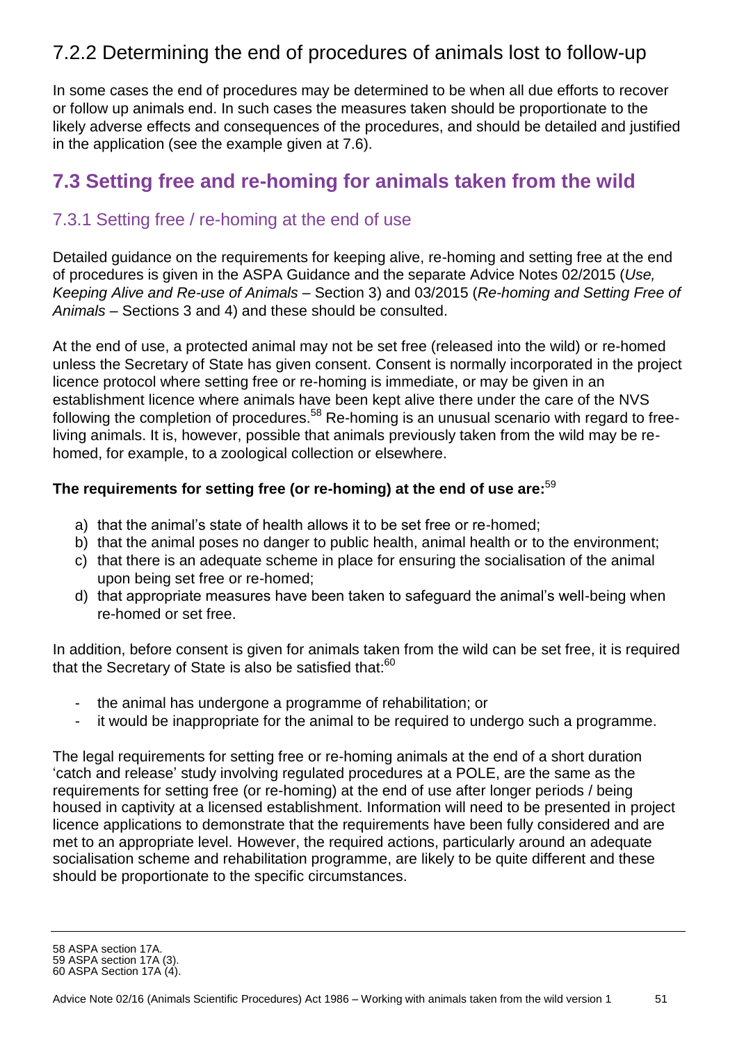### 7.2.2 Determining the end of procedures of animals lost to follow-up

In some cases the end of procedures may be determined to be when all due efforts to recover or follow up animals end. In such cases the measures taken should be proportionate to the likely adverse effects and consequences of the procedures, and should be detailed and justified in the application (see the example given at 7.6).

## 7.3 Setting free and re-homing for animals taken from the wild

### 7.3.1 Setting free / re-homing at the end of use

Detailed guidance on the requirements for keeping alive, re-homing and setting free at the end of procedures is given in the ASPA Guidance and the separate Advice Notes 02/2015 (*Use, Keeping Alive and Re-use of Animals* – Section 3) and 03/2015 (*Re-homing and Setting Free of Animals* – Sections 3 and 4) and these should be consulted.

At the end of use, a protected animal may not be set free (released into the wild) or re-homed unless the Secretary of State has given consent. Consent is normally incorporated in the project licence protocol where setting free or re-homing is immediate, or may be given in an establishment licence where animals have been kept alive there under the care of the NVS following the completion of procedures.[58] Re-homing is an unusual scenario with regard to free-living animals. It is, however, possible that animals previously taken from the wild may be re-homed, for example, to a zoological collection or elsewhere.

**The requirements for setting free (or re-homing) at the end of use are:**[59]

a) that the animal's state of health allows it to be set free or re-homed;
b) that the animal poses no danger to public health, animal health or to the environment;
c) that there is an adequate scheme in place for ensuring the socialisation of the animal upon being set free or re-homed;
d) that appropriate measures have been taken to safeguard the animal's well-being when re-homed or set free.

In addition, before consent is given for animals taken from the wild can be set free, it is required that the Secretary of State is also be satisfied that:[60]

- the animal has undergone a programme of rehabilitation; or
- it would be inappropriate for the animal to be required to undergo such a programme.

The legal requirements for setting free or re-homing animals at the end of a short duration 'catch and release' study involving regulated procedures at a POLE, are the same as the requirements for setting free (or re-homing) at the end of use after longer periods / being housed in captivity at a licensed establishment. Information will need to be presented in project licence applications to demonstrate that the requirements have been fully considered and are met to an appropriate level. However, the required actions, particularly around an adequate socialisation scheme and rehabilitation programme, are likely to be quite different and these should be proportionate to the specific circumstances.

---

58 ASPA section 17A.
59 ASPA section 17A (3).
60 ASPA Section 17A (4).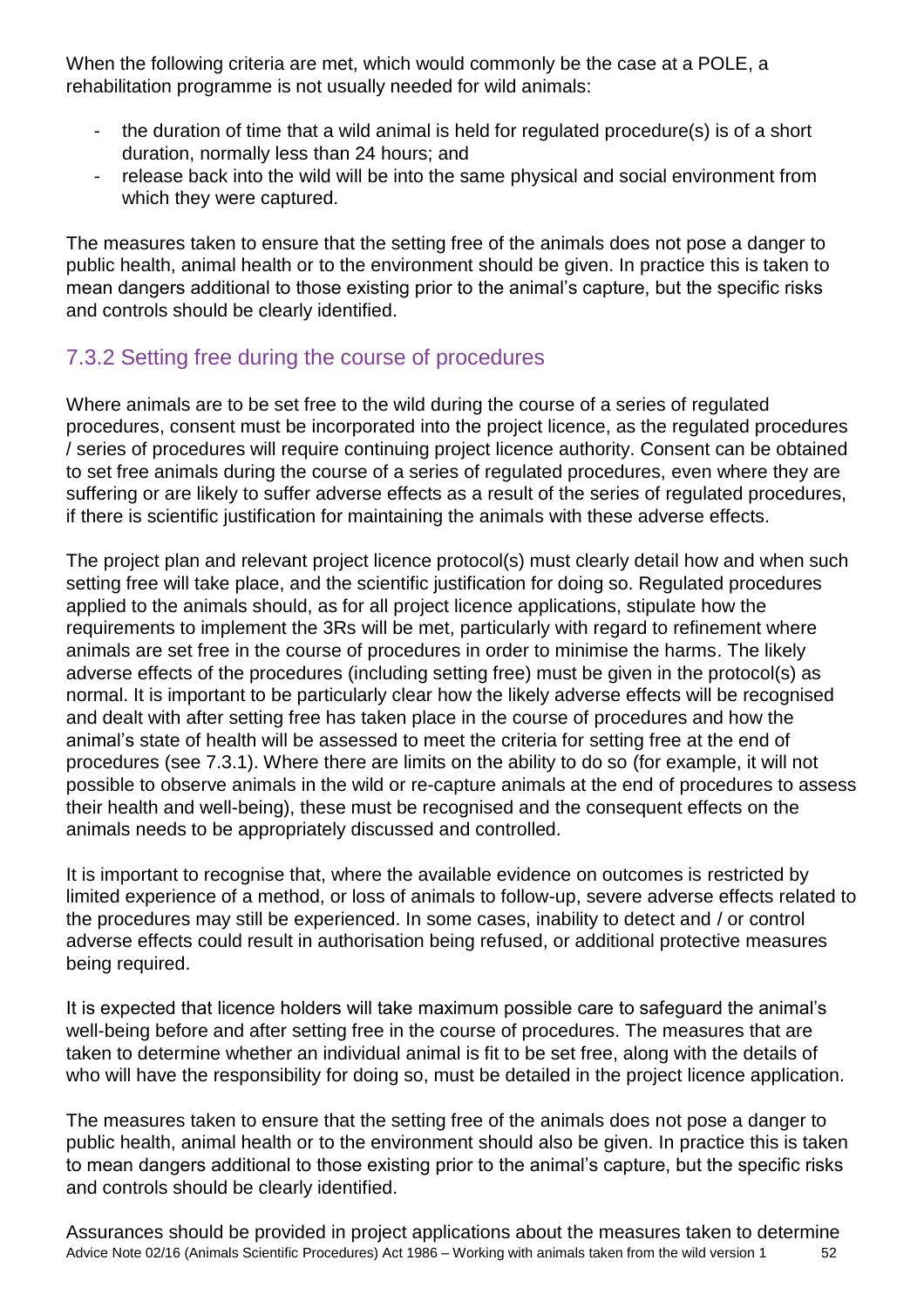When the following criteria are met, which would commonly be the case at a POLE, a rehabilitation programme is not usually needed for wild animals:

- the duration of time that a wild animal is held for regulated procedure(s) is of a short duration, normally less than 24 hours; and
- release back into the wild will be into the same physical and social environment from which they were captured.

The measures taken to ensure that the setting free of the animals does not pose a danger to public health, animal health or to the environment should be given. In practice this is taken to mean dangers additional to those existing prior to the animal's capture, but the specific risks and controls should be clearly identified.

### 7.3.2 Setting free during the course of procedures

Where animals are to be set free to the wild during the course of a series of regulated procedures, consent must be incorporated into the project licence, as the regulated procedures / series of procedures will require continuing project licence authority. Consent can be obtained to set free animals during the course of a series of regulated procedures, even where they are suffering or are likely to suffer adverse effects as a result of the series of regulated procedures, if there is scientific justification for maintaining the animals with these adverse effects.

The project plan and relevant project licence protocol(s) must clearly detail how and when such setting free will take place, and the scientific justification for doing so. Regulated procedures applied to the animals should, as for all project licence applications, stipulate how the requirements to implement the 3Rs will be met, particularly with regard to refinement where animals are set free in the course of procedures in order to minimise the harms. The likely adverse effects of the procedures (including setting free) must be given in the protocol(s) as normal. It is important to be particularly clear how the likely adverse effects will be recognised and dealt with after setting free has taken place in the course of procedures and how the animal's state of health will be assessed to meet the criteria for setting free at the end of procedures (see 7.3.1). Where there are limits on the ability to do so (for example, it will not possible to observe animals in the wild or re-capture animals at the end of procedures to assess their health and well-being), these must be recognised and the consequent effects on the animals needs to be appropriately discussed and controlled.

It is important to recognise that, where the available evidence on outcomes is restricted by limited experience of a method, or loss of animals to follow-up, severe adverse effects related to the procedures may still be experienced. In some cases, inability to detect and / or control adverse effects could result in authorisation being refused, or additional protective measures being required.

It is expected that licence holders will take maximum possible care to safeguard the animal's well-being before and after setting free in the course of procedures. The measures that are taken to determine whether an individual animal is fit to be set free, along with the details of who will have the responsibility for doing so, must be detailed in the project licence application.

The measures taken to ensure that the setting free of the animals does not pose a danger to public health, animal health or to the environment should also be given. In practice this is taken to mean dangers additional to those existing prior to the animal's capture, but the specific risks and controls should be clearly identified.

Assurances should be provided in project applications about the measures taken to determine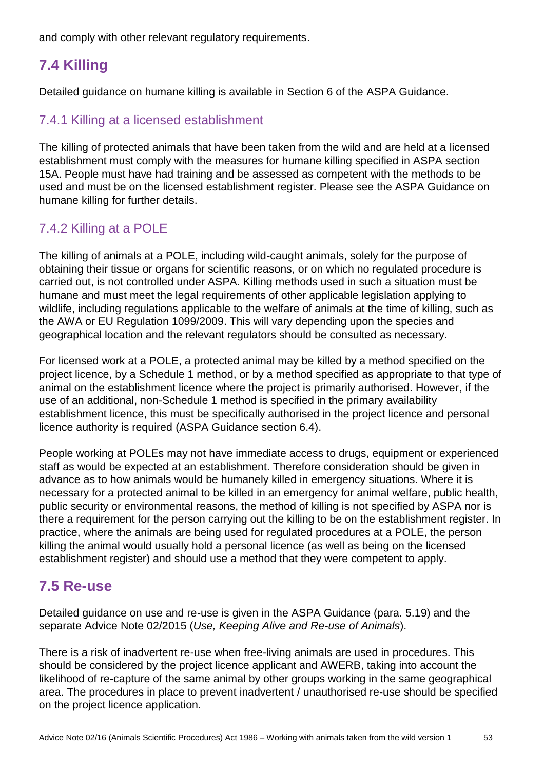and comply with other relevant regulatory requirements.

## 7.4 Killing

Detailed guidance on humane killing is available in Section 6 of the ASPA Guidance.

### 7.4.1 Killing at a licensed establishment

The killing of protected animals that have been taken from the wild and are held at a licensed establishment must comply with the measures for humane killing specified in ASPA section 15A. People must have had training and be assessed as competent with the methods to be used and must be on the licensed establishment register. Please see the ASPA Guidance on humane killing for further details.

### 7.4.2 Killing at a POLE

The killing of animals at a POLE, including wild-caught animals, solely for the purpose of obtaining their tissue or organs for scientific reasons, or on which no regulated procedure is carried out, is not controlled under ASPA. Killing methods used in such a situation must be humane and must meet the legal requirements of other applicable legislation applying to wildlife, including regulations applicable to the welfare of animals at the time of killing, such as the AWA or EU Regulation 1099/2009. This will vary depending upon the species and geographical location and the relevant regulators should be consulted as necessary.

For licensed work at a POLE, a protected animal may be killed by a method specified on the project licence, by a Schedule 1 method, or by a method specified as appropriate to that type of animal on the establishment licence where the project is primarily authorised. However, if the use of an additional, non-Schedule 1 method is specified in the primary availability establishment licence, this must be specifically authorised in the project licence and personal licence authority is required (ASPA Guidance section 6.4).

People working at POLEs may not have immediate access to drugs, equipment or experienced staff as would be expected at an establishment. Therefore consideration should be given in advance as to how animals would be humanely killed in emergency situations. Where it is necessary for a protected animal to be killed in an emergency for animal welfare, public health, public security or environmental reasons, the method of killing is not specified by ASPA nor is there a requirement for the person carrying out the killing to be on the establishment register. In practice, where the animals are being used for regulated procedures at a POLE, the person killing the animal would usually hold a personal licence (as well as being on the licensed establishment register) and should use a method that they were competent to apply.

## 7.5 Re-use

Detailed guidance on use and re-use is given in the ASPA Guidance (para. 5.19) and the separate Advice Note 02/2015 (*Use, Keeping Alive and Re-use of Animals*).

There is a risk of inadvertent re-use when free-living animals are used in procedures. This should be considered by the project licence applicant and AWERB, taking into account the likelihood of re-capture of the same animal by other groups working in the same geographical area. The procedures in place to prevent inadvertent / unauthorised re-use should be specified on the project licence application.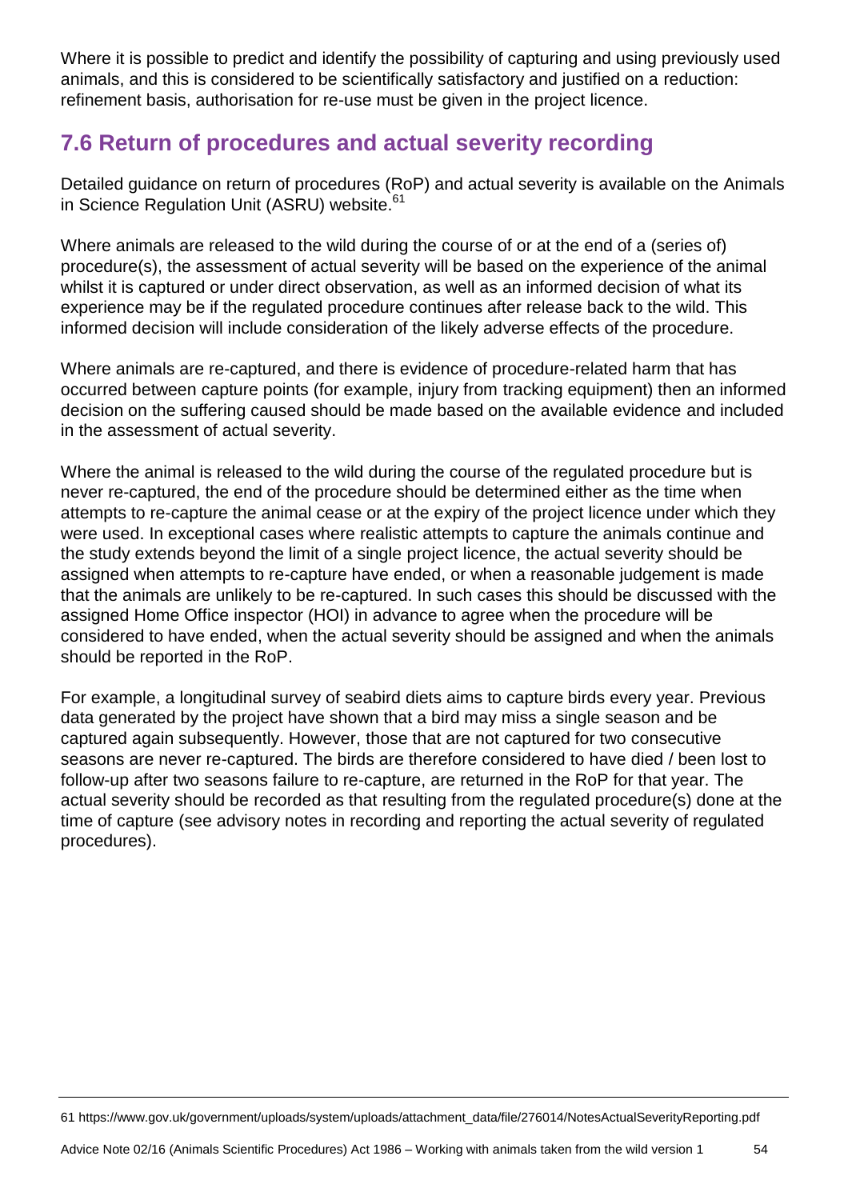Where it is possible to predict and identify the possibility of capturing and using previously used animals, and this is considered to be scientifically satisfactory and justified on a reduction: refinement basis, authorisation for re-use must be given in the project licence.

## 7.6 Return of procedures and actual severity recording

Detailed guidance on return of procedures (RoP) and actual severity is available on the Animals in Science Regulation Unit (ASRU) website.[61]

Where animals are released to the wild during the course of or at the end of a (series of) procedure(s), the assessment of actual severity will be based on the experience of the animal whilst it is captured or under direct observation, as well as an informed decision of what its experience may be if the regulated procedure continues after release back to the wild. This informed decision will include consideration of the likely adverse effects of the procedure.

Where animals are re-captured, and there is evidence of procedure-related harm that has occurred between capture points (for example, injury from tracking equipment) then an informed decision on the suffering caused should be made based on the available evidence and included in the assessment of actual severity.

Where the animal is released to the wild during the course of the regulated procedure but is never re-captured, the end of the procedure should be determined either as the time when attempts to re-capture the animal cease or at the expiry of the project licence under which they were used. In exceptional cases where realistic attempts to capture the animals continue and the study extends beyond the limit of a single project licence, the actual severity should be assigned when attempts to re-capture have ended, or when a reasonable judgement is made that the animals are unlikely to be re-captured. In such cases this should be discussed with the assigned Home Office inspector (HOI) in advance to agree when the procedure will be considered to have ended, when the actual severity should be assigned and when the animals should be reported in the RoP.

For example, a longitudinal survey of seabird diets aims to capture birds every year. Previous data generated by the project have shown that a bird may miss a single season and be captured again subsequently. However, those that are not captured for two consecutive seasons are never re-captured. The birds are therefore considered to have died / been lost to follow-up after two seasons failure to re-capture, are returned in the RoP for that year. The actual severity should be recorded as that resulting from the regulated procedure(s) done at the time of capture (see advisory notes in recording and reporting the actual severity of regulated procedures).

---

61 https://www.gov.uk/government/uploads/system/uploads/attachment_data/file/276014/NotesActualSeverityReporting.pdf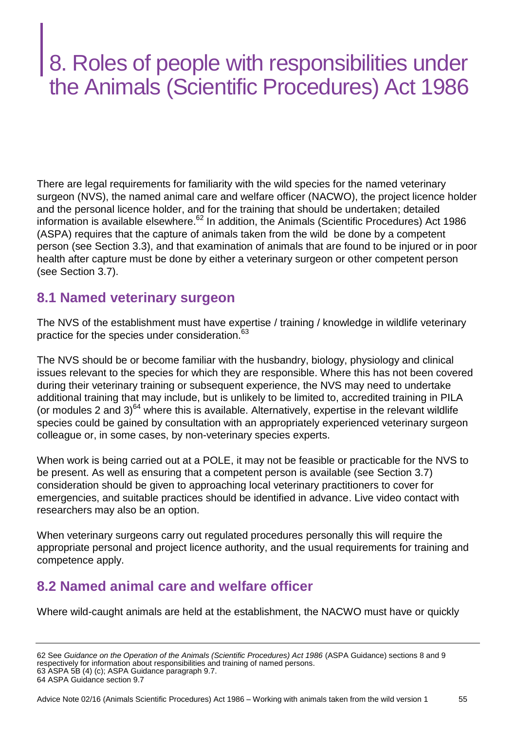# 8. Roles of people with responsibilities under the Animals (Scientific Procedures) Act 1986

There are legal requirements for familiarity with the wild species for the named veterinary surgeon (NVS), the named animal care and welfare officer (NACWO), the project licence holder and the personal licence holder, and for the training that should be undertaken; detailed information is available elsewhere.[62] In addition, the Animals (Scientific Procedures) Act 1986 (ASPA) requires that the capture of animals taken from the wild be done by a competent person (see Section 3.3), and that examination of animals that are found to be injured or in poor health after capture must be done by either a veterinary surgeon or other competent person (see Section 3.7).

## 8.1 Named veterinary surgeon

The NVS of the establishment must have expertise / training / knowledge in wildlife veterinary practice for the species under consideration.[63]

The NVS should be or become familiar with the husbandry, biology, physiology and clinical issues relevant to the species for which they are responsible. Where this has not been covered during their veterinary training or subsequent experience, the NVS may need to undertake additional training that may include, but is unlikely to be limited to, accredited training in PILA (or modules 2 and 3)[64] where this is available. Alternatively, expertise in the relevant wildlife species could be gained by consultation with an appropriately experienced veterinary surgeon colleague or, in some cases, by non-veterinary species experts.

When work is being carried out at a POLE, it may not be feasible or practicable for the NVS to be present. As well as ensuring that a competent person is available (see Section 3.7) consideration should be given to approaching local veterinary practitioners to cover for emergencies, and suitable practices should be identified in advance. Live video contact with researchers may also be an option.

When veterinary surgeons carry out regulated procedures personally this will require the appropriate personal and project licence authority, and the usual requirements for training and competence apply.

## 8.2 Named animal care and welfare officer

Where wild-caught animals are held at the establishment, the NACWO must have or quickly

---

62 See *Guidance on the Operation of the Animals (Scientific Procedures) Act 1986* (ASPA Guidance) sections 8 and 9 respectively for information about responsibilities and training of named persons.
63 ASPA 5B (4) (c); ASPA Guidance paragraph 9.7.
64 ASPA Guidance section 9.7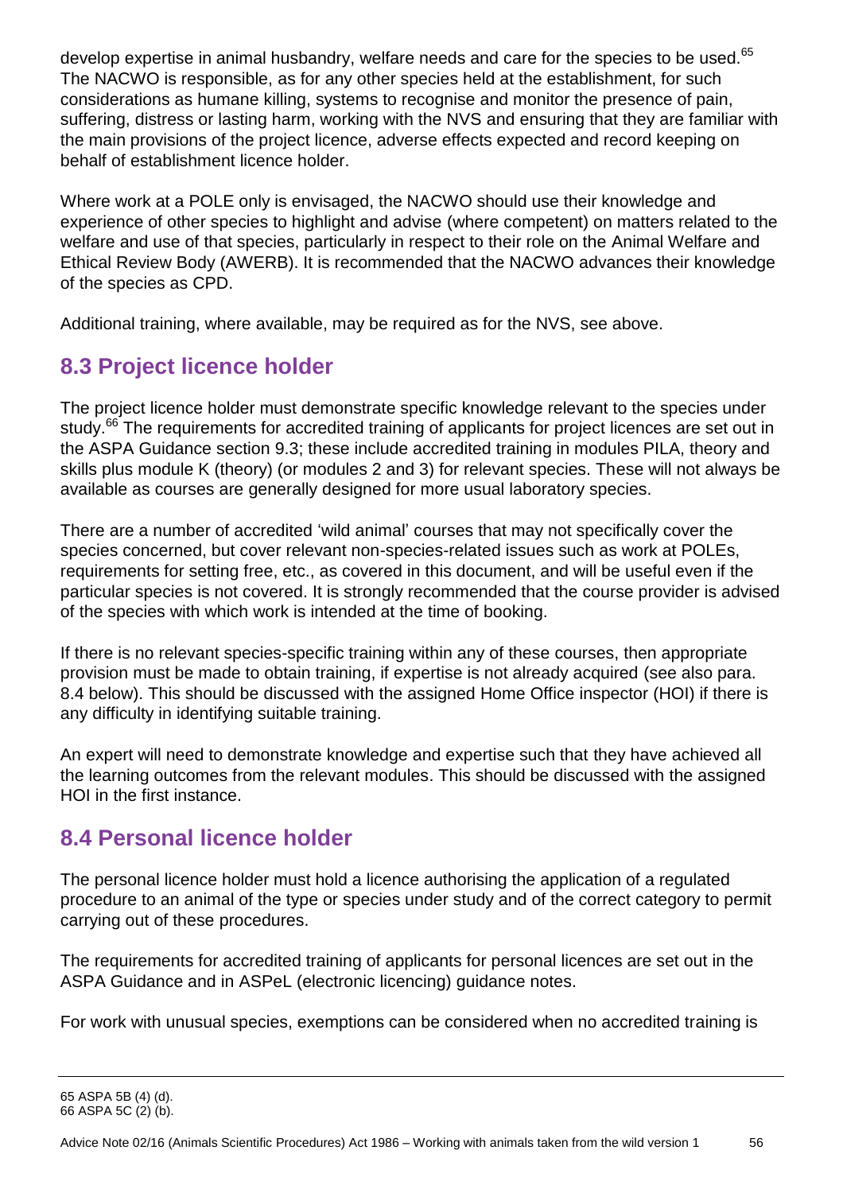develop expertise in animal husbandry, welfare needs and care for the species to be used.[65] The NACWO is responsible, as for any other species held at the establishment, for such considerations as humane killing, systems to recognise and monitor the presence of pain, suffering, distress or lasting harm, working with the NVS and ensuring that they are familiar with the main provisions of the project licence, adverse effects expected and record keeping on behalf of establishment licence holder.

Where work at a POLE only is envisaged, the NACWO should use their knowledge and experience of other species to highlight and advise (where competent) on matters related to the welfare and use of that species, particularly in respect to their role on the Animal Welfare and Ethical Review Body (AWERB). It is recommended that the NACWO advances their knowledge of the species as CPD.

Additional training, where available, may be required as for the NVS, see above.

## 8.3 Project licence holder

The project licence holder must demonstrate specific knowledge relevant to the species under study.[66] The requirements for accredited training of applicants for project licences are set out in the ASPA Guidance section 9.3; these include accredited training in modules PILA, theory and skills plus module K (theory) (or modules 2 and 3) for relevant species. These will not always be available as courses are generally designed for more usual laboratory species.

There are a number of accredited 'wild animal' courses that may not specifically cover the species concerned, but cover relevant non-species-related issues such as work at POLEs, requirements for setting free, etc., as covered in this document, and will be useful even if the particular species is not covered. It is strongly recommended that the course provider is advised of the species with which work is intended at the time of booking.

If there is no relevant species-specific training within any of these courses, then appropriate provision must be made to obtain training, if expertise is not already acquired (see also para. 8.4 below). This should be discussed with the assigned Home Office inspector (HOI) if there is any difficulty in identifying suitable training.

An expert will need to demonstrate knowledge and expertise such that they have achieved all the learning outcomes from the relevant modules. This should be discussed with the assigned HOI in the first instance.

## 8.4 Personal licence holder

The personal licence holder must hold a licence authorising the application of a regulated procedure to an animal of the type or species under study and of the correct category to permit carrying out of these procedures.

The requirements for accredited training of applicants for personal licences are set out in the ASPA Guidance and in ASPeL (electronic licencing) guidance notes.

For work with unusual species, exemptions can be considered when no accredited training is

---

65 ASPA 5B (4) (d).
66 ASPA 5C (2) (b).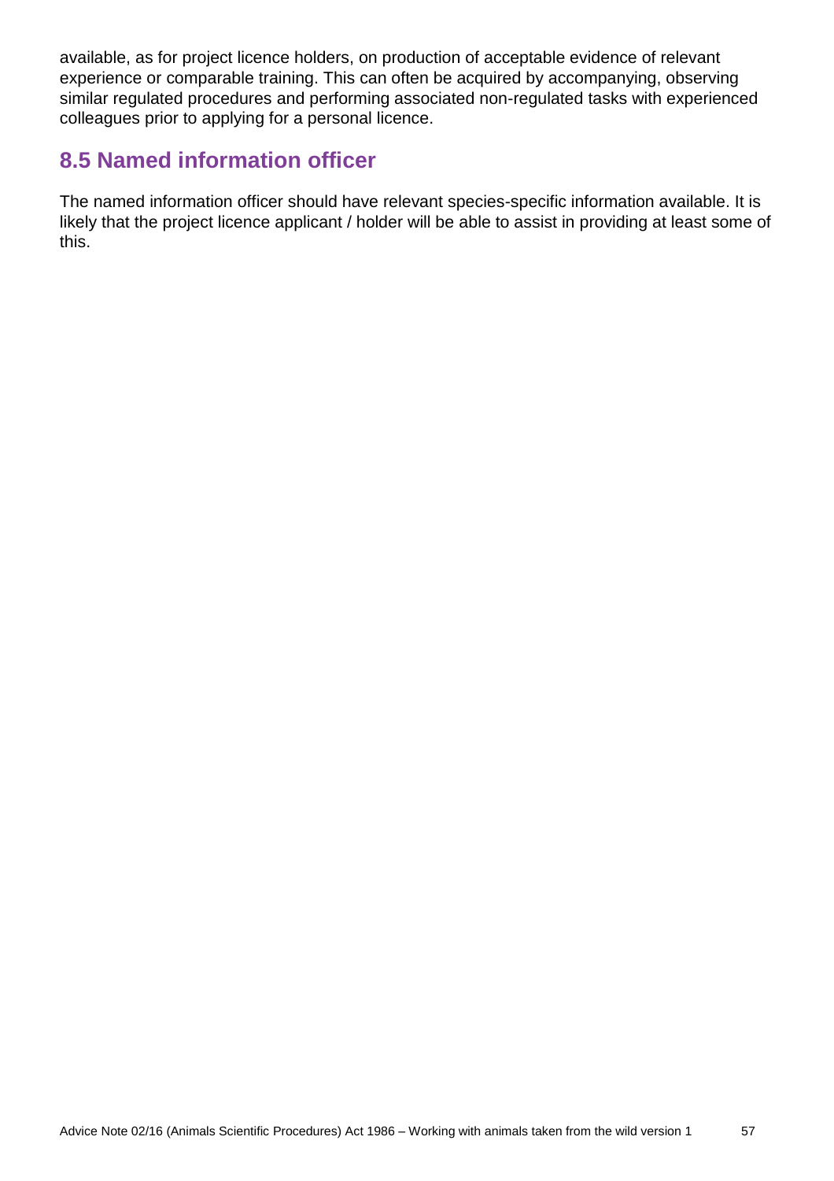available, as for project licence holders, on production of acceptable evidence of relevant experience or comparable training. This can often be acquired by accompanying, observing similar regulated procedures and performing associated non-regulated tasks with experienced colleagues prior to applying for a personal licence.

## 8.5 Named information officer

The named information officer should have relevant species-specific information available. It is likely that the project licence applicant / holder will be able to assist in providing at least some of this.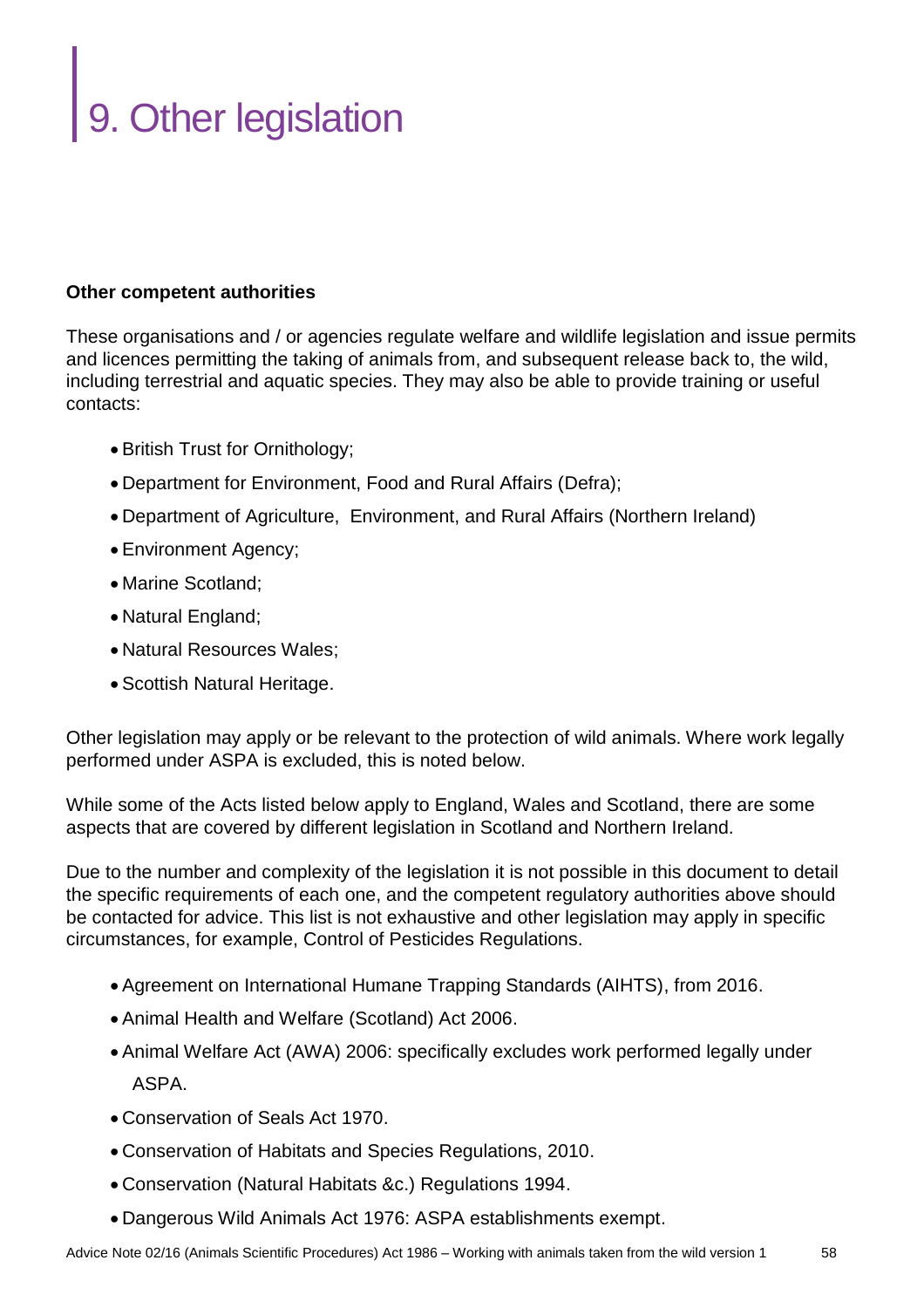# 9. Other legislation

**Other competent authorities**

These organisations and / or agencies regulate welfare and wildlife legislation and issue permits and licences permitting the taking of animals from, and subsequent release back to, the wild, including terrestrial and aquatic species. They may also be able to provide training or useful contacts:

- British Trust for Ornithology;
- Department for Environment, Food and Rural Affairs (Defra);
- Department of Agriculture, Environment, and Rural Affairs (Northern Ireland)
- Environment Agency;
- Marine Scotland;
- Natural England;
- Natural Resources Wales;
- Scottish Natural Heritage.

Other legislation may apply or be relevant to the protection of wild animals. Where work legally performed under ASPA is excluded, this is noted below.

While some of the Acts listed below apply to England, Wales and Scotland, there are some aspects that are covered by different legislation in Scotland and Northern Ireland.

Due to the number and complexity of the legislation it is not possible in this document to detail the specific requirements of each one, and the competent regulatory authorities above should be contacted for advice. This list is not exhaustive and other legislation may apply in specific circumstances, for example, Control of Pesticides Regulations.

- Agreement on International Humane Trapping Standards (AIHTS), from 2016.
- Animal Health and Welfare (Scotland) Act 2006.
- Animal Welfare Act (AWA) 2006: specifically excludes work performed legally under ASPA.
- Conservation of Seals Act 1970.
- Conservation of Habitats and Species Regulations, 2010.
- Conservation (Natural Habitats &c.) Regulations 1994.
- Dangerous Wild Animals Act 1976: ASPA establishments exempt.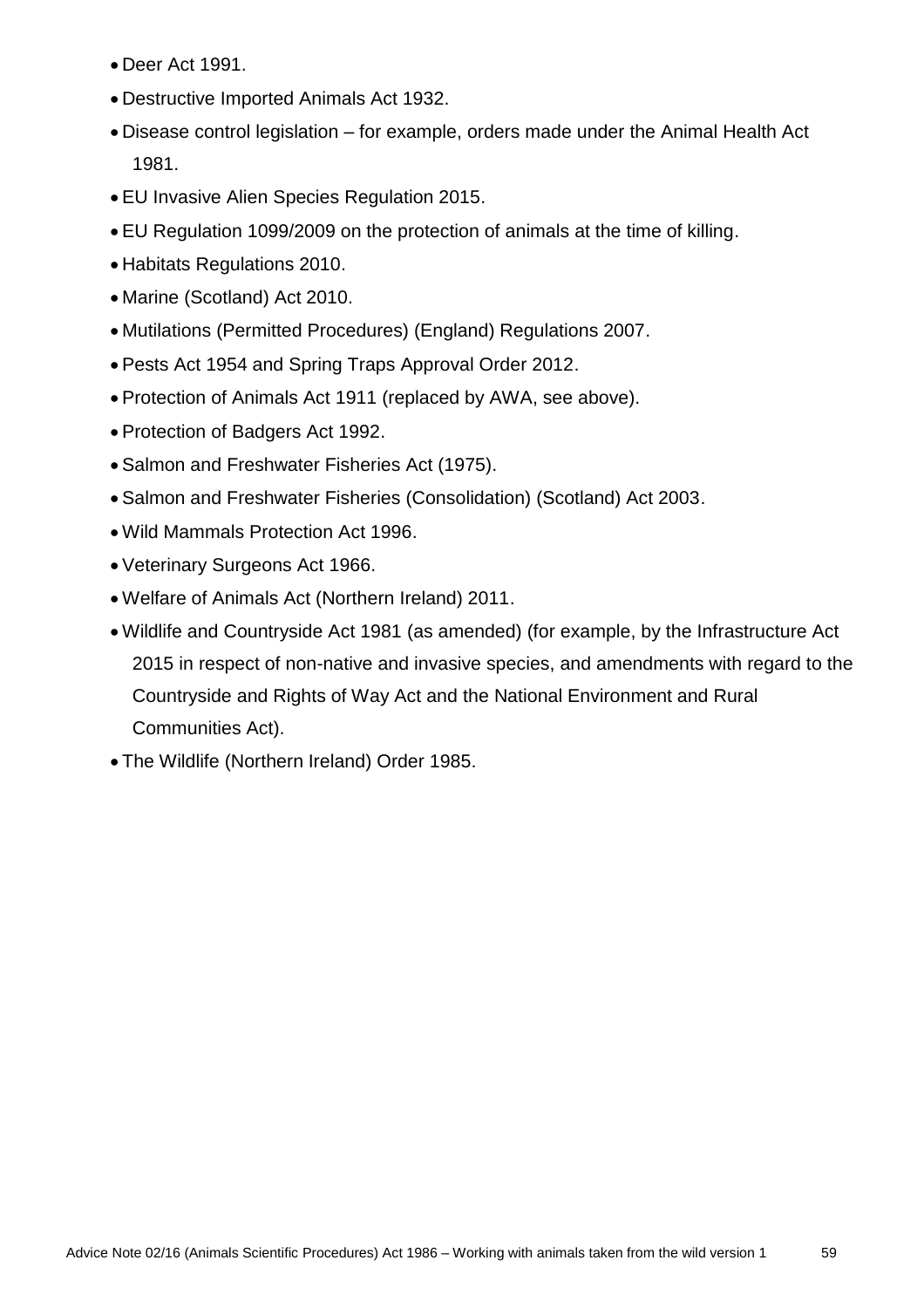- Deer Act 1991.
- Destructive Imported Animals Act 1932.
- Disease control legislation – for example, orders made under the Animal Health Act 1981.
- EU Invasive Alien Species Regulation 2015.
- EU Regulation 1099/2009 on the protection of animals at the time of killing.
- Habitats Regulations 2010.
- Marine (Scotland) Act 2010.
- Mutilations (Permitted Procedures) (England) Regulations 2007.
- Pests Act 1954 and Spring Traps Approval Order 2012.
- Protection of Animals Act 1911 (replaced by AWA, see above).
- Protection of Badgers Act 1992.
- Salmon and Freshwater Fisheries Act (1975).
- Salmon and Freshwater Fisheries (Consolidation) (Scotland) Act 2003.
- Wild Mammals Protection Act 1996.
- Veterinary Surgeons Act 1966.
- Welfare of Animals Act (Northern Ireland) 2011.
- Wildlife and Countryside Act 1981 (as amended) (for example, by the Infrastructure Act 2015 in respect of non-native and invasive species, and amendments with regard to the Countryside and Rights of Way Act and the National Environment and Rural Communities Act).
- The Wildlife (Northern Ireland) Order 1985.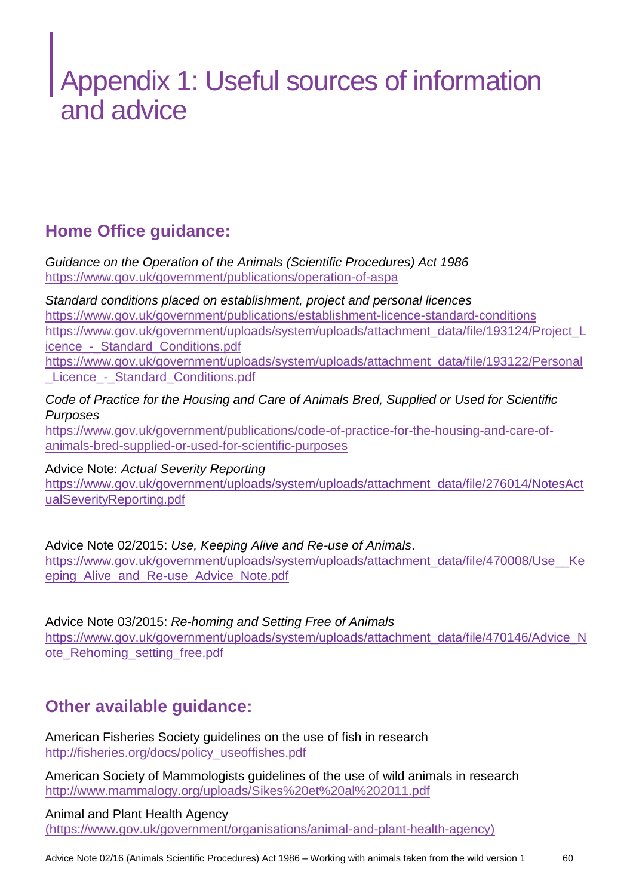# Appendix 1: Useful sources of information and advice

## Home Office guidance:

*Guidance on the Operation of the Animals (Scientific Procedures) Act 1986*
https://www.gov.uk/government/publications/operation-of-aspa

*Standard conditions placed on establishment, project and personal licences*
https://www.gov.uk/government/publications/establishment-licence-standard-conditions
https://www.gov.uk/government/uploads/system/uploads/attachment_data/file/193124/Project_Licence_-_Standard_Conditions.pdf
https://www.gov.uk/government/uploads/system/uploads/attachment_data/file/193122/Personal_Licence_-_Standard_Conditions.pdf

*Code of Practice for the Housing and Care of Animals Bred, Supplied or Used for Scientific Purposes*
https://www.gov.uk/government/publications/code-of-practice-for-the-housing-and-care-of-animals-bred-supplied-or-used-for-scientific-purposes

Advice Note: *Actual Severity Reporting*
https://www.gov.uk/government/uploads/system/uploads/attachment_data/file/276014/NotesActualSeverityReporting.pdf

Advice Note 02/2015: *Use, Keeping Alive and Re-use of Animals*.
https://www.gov.uk/government/uploads/system/uploads/attachment_data/file/470008/Use__Keeping_Alive_and_Re-use_Advice_Note.pdf

Advice Note 03/2015: *Re-homing and Setting Free of Animals*
https://www.gov.uk/government/uploads/system/uploads/attachment_data/file/470146/Advice_Note_Rehoming_setting_free.pdf

## Other available guidance:

American Fisheries Society guidelines on the use of fish in research
http://fisheries.org/docs/policy_useoffishes.pdf

American Society of Mammologists guidelines of the use of wild animals in research
http://www.mammalogy.org/uploads/Sikes%20et%20al%202011.pdf

Animal and Plant Health Agency
(https://www.gov.uk/government/organisations/animal-and-plant-health-agency)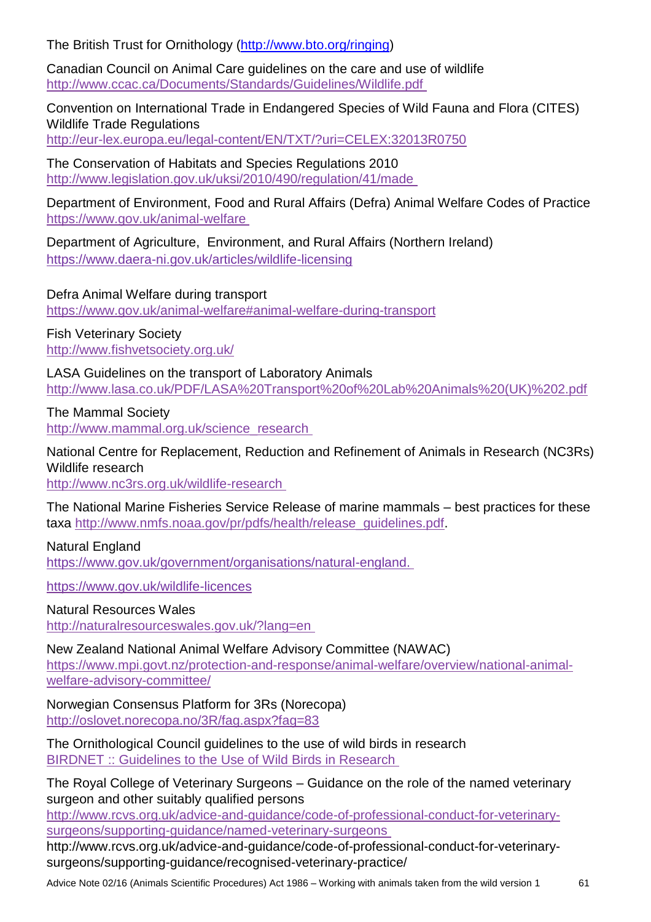The British Trust for Ornithology (http://www.bto.org/ringing)

Canadian Council on Animal Care guidelines on the care and use of wildlife
http://www.ccac.ca/Documents/Standards/Guidelines/Wildlife.pdf

Convention on International Trade in Endangered Species of Wild Fauna and Flora (CITES) Wildlife Trade Regulations
http://eur-lex.europa.eu/legal-content/EN/TXT/?uri=CELEX:32013R0750

The Conservation of Habitats and Species Regulations 2010
http://www.legislation.gov.uk/uksi/2010/490/regulation/41/made

Department of Environment, Food and Rural Affairs (Defra) Animal Welfare Codes of Practice
https://www.gov.uk/animal-welfare

Department of Agriculture, Environment, and Rural Affairs (Northern Ireland)
https://www.daera-ni.gov.uk/articles/wildlife-licensing

Defra Animal Welfare during transport
https://www.gov.uk/animal-welfare#animal-welfare-during-transport

Fish Veterinary Society
http://www.fishvetsociety.org.uk/

LASA Guidelines on the transport of Laboratory Animals
http://www.lasa.co.uk/PDF/LASA%20Transport%20of%20Lab%20Animals%20(UK)%202.pdf

The Mammal Society
http://www.mammal.org.uk/science_research

National Centre for Replacement, Reduction and Refinement of Animals in Research (NC3Rs) Wildlife research
http://www.nc3rs.org.uk/wildlife-research

The National Marine Fisheries Service Release of marine mammals – best practices for these taxa http://www.nmfs.noaa.gov/pr/pdfs/health/release_guidelines.pdf.

Natural England
https://www.gov.uk/government/organisations/natural-england.

https://www.gov.uk/wildlife-licences

Natural Resources Wales
http://naturalresourceswales.gov.uk/?lang=en

New Zealand National Animal Welfare Advisory Committee (NAWAC)
https://www.mpi.govt.nz/protection-and-response/animal-welfare/overview/national-animal-welfare-advisory-committee/

Norwegian Consensus Platform for 3Rs (Norecopa)
http://oslovet.norecopa.no/3R/faq.aspx?faq=83

The Ornithological Council guidelines to the use of wild birds in research
BIRDNET :: Guidelines to the Use of Wild Birds in Research

The Royal College of Veterinary Surgeons – Guidance on the role of the named veterinary surgeon and other suitably qualified persons
http://www.rcvs.org.uk/advice-and-guidance/code-of-professional-conduct-for-veterinary-surgeons/supporting-guidance/named-veterinary-surgeons
http://www.rcvs.org.uk/advice-and-guidance/code-of-professional-conduct-for-veterinary-surgeons/supporting-guidance/recognised-veterinary-practice/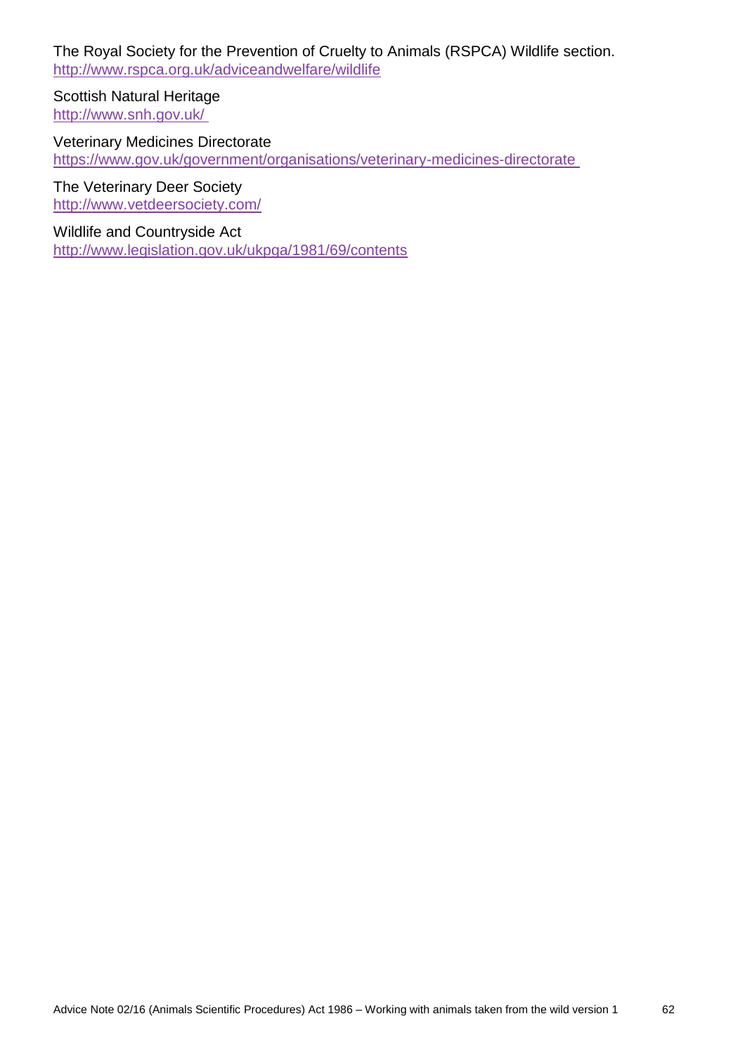The Royal Society for the Prevention of Cruelty to Animals (RSPCA) Wildlife section.
http://www.rspca.org.uk/adviceandwelfare/wildlife

Scottish Natural Heritage
http://www.snh.gov.uk/

Veterinary Medicines Directorate
https://www.gov.uk/government/organisations/veterinary-medicines-directorate

The Veterinary Deer Society
http://www.vetdeersociety.com/

Wildlife and Countryside Act
http://www.legislation.gov.uk/ukpga/1981/69/contents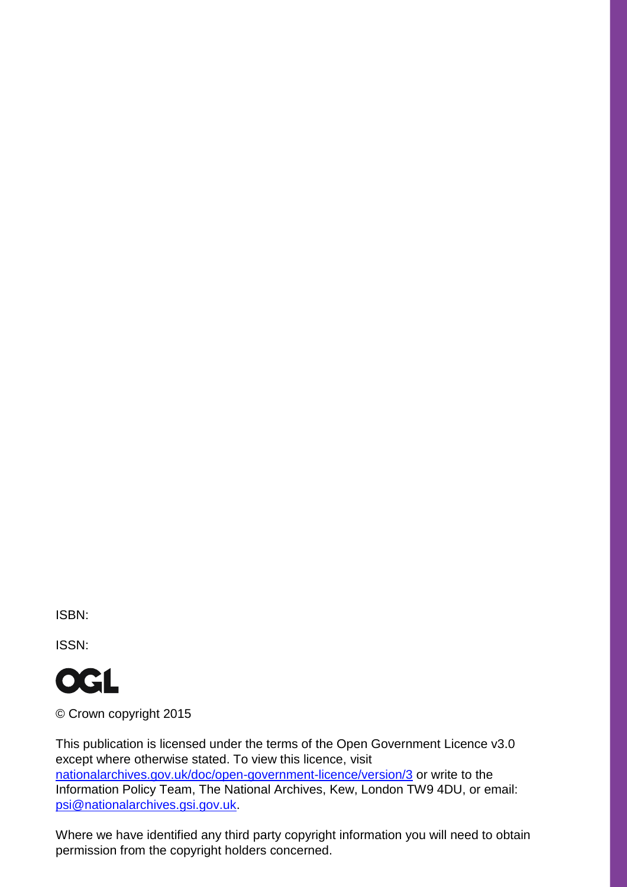ISBN:

ISSN:

OGL

© Crown copyright 2015

This publication is licensed under the terms of the Open Government Licence v3.0 except where otherwise stated. To view this licence, visit nationalarchives.gov.uk/doc/open-government-licence/version/3 or write to the Information Policy Team, The National Archives, Kew, London TW9 4DU, or email: psi@nationalarchives.gsi.gov.uk.

Where we have identified any third party copyright information you will need to obtain permission from the copyright holders concerned.